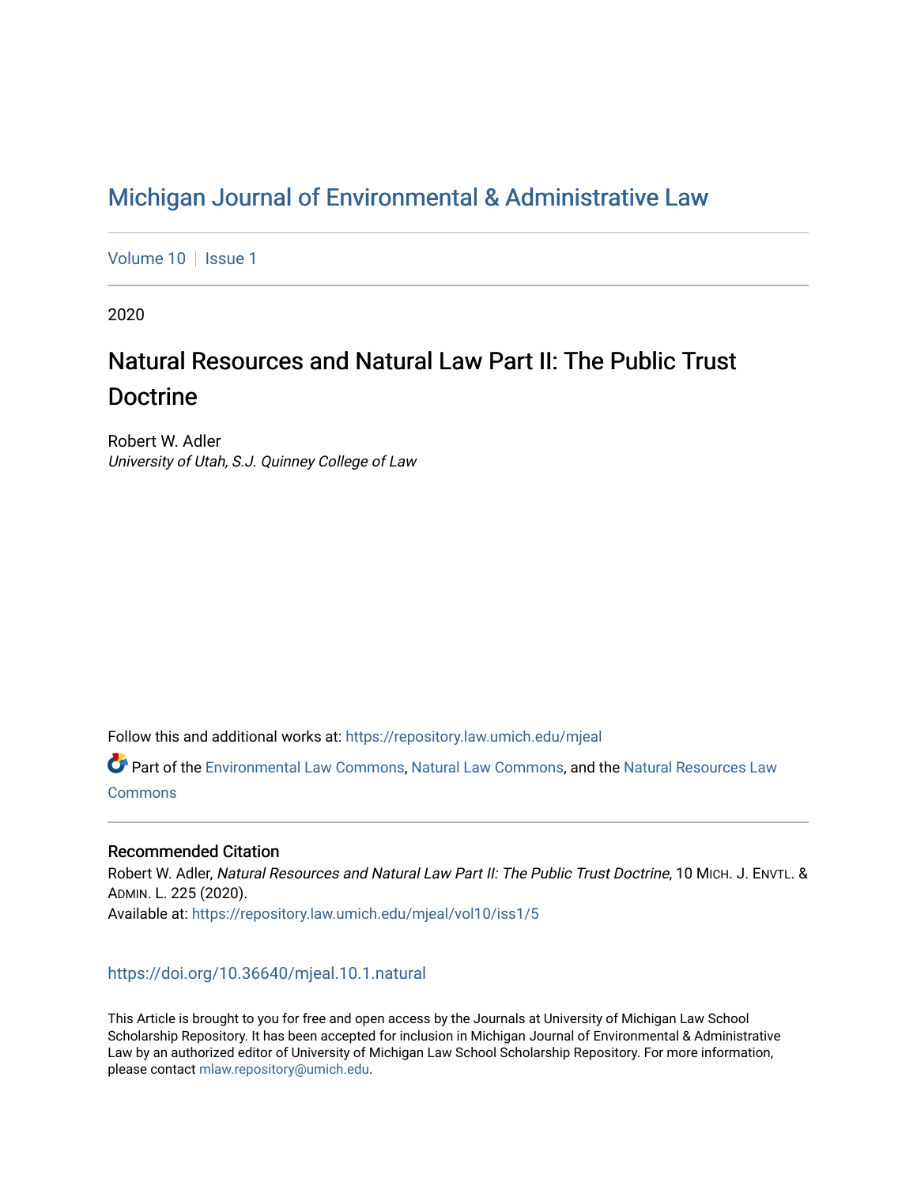# Michigan Journal of Environmental & Administrative Law

Volume 10 | Issue 1

2020

## Natural Resources and Natural Law Part II: The Public Trust Doctrine

Robert W. Adler
*University of Utah, S.J. Quinney College of Law*

Follow this and additional works at: https://repository.law.umich.edu/mjeal

Part of the Environmental Law Commons, Natural Law Commons, and the Natural Resources Law Commons

### Recommended Citation

Robert W. Adler, *Natural Resources and Natural Law Part II: The Public Trust Doctrine*, 10 MICH. J. ENVTL. & ADMIN. L. 225 (2020).
Available at: https://repository.law.umich.edu/mjeal/vol10/iss1/5

https://doi.org/10.36640/mjeal.10.1.natural

This Article is brought to you for free and open access by the Journals at University of Michigan Law School Scholarship Repository. It has been accepted for inclusion in Michigan Journal of Environmental & Administrative Law by an authorized editor of University of Michigan Law School Scholarship Repository. For more information, please contact mlaw.repository@umich.edu.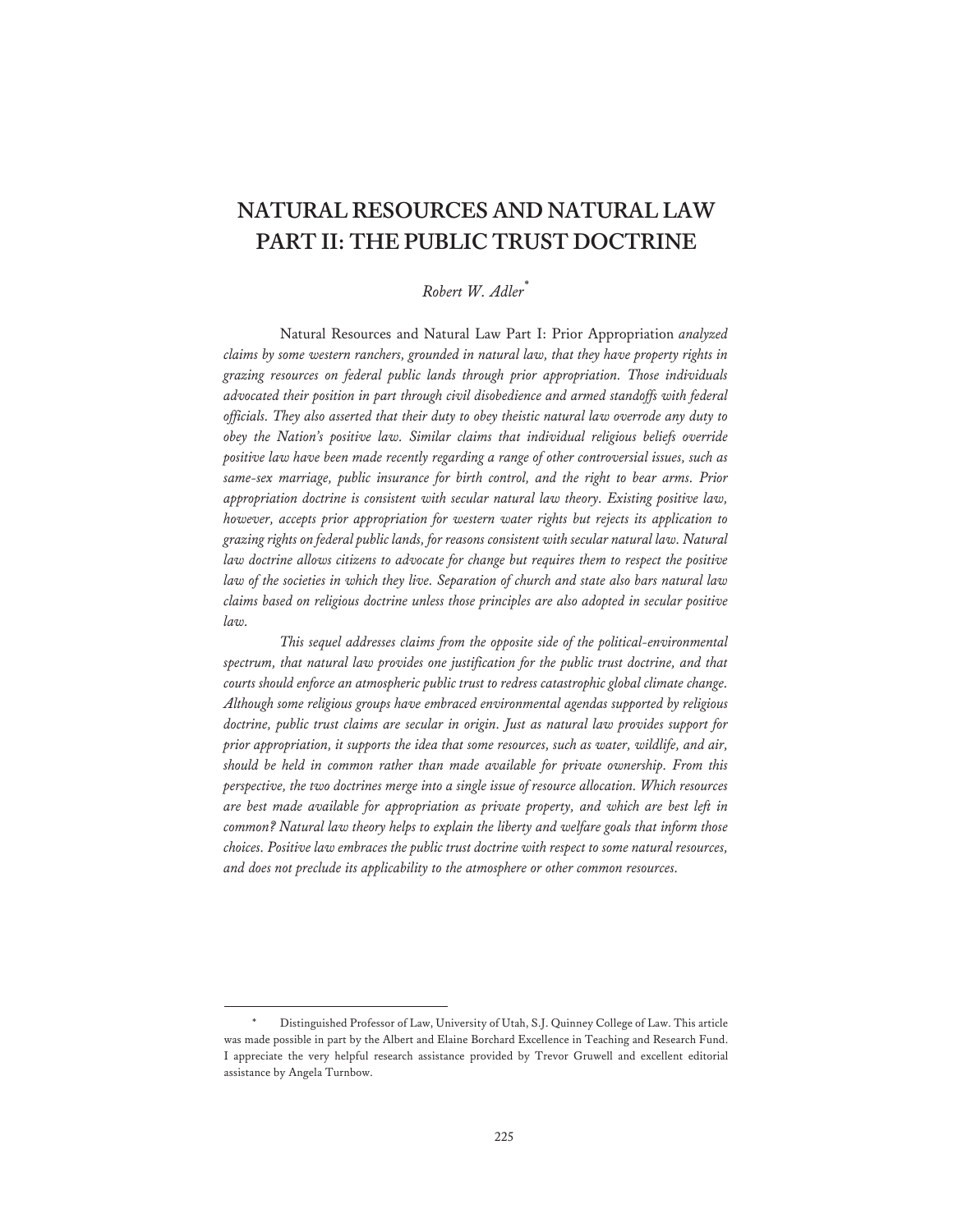# NATURAL RESOURCES AND NATURAL LAW PART II: THE PUBLIC TRUST DOCTRINE

*Robert W. Adler*[*]

Natural Resources and Natural Law Part I: Prior Appropriation *analyzed claims by some western ranchers, grounded in natural law, that they have property rights in grazing resources on federal public lands through prior appropriation. Those individuals advocated their position in part through civil disobedience and armed standoffs with federal officials. They also asserted that their duty to obey theistic natural law overrode any duty to obey the Nation's positive law. Similar claims that individual religious beliefs override positive law have been made recently regarding a range of other controversial issues, such as same-sex marriage, public insurance for birth control, and the right to bear arms. Prior appropriation doctrine is consistent with secular natural law theory. Existing positive law, however, accepts prior appropriation for western water rights but rejects its application to grazing rights on federal public lands, for reasons consistent with secular natural law. Natural law doctrine allows citizens to advocate for change but requires them to respect the positive law of the societies in which they live. Separation of church and state also bars natural law claims based on religious doctrine unless those principles are also adopted in secular positive law.*

*This sequel addresses claims from the opposite side of the political-environmental spectrum, that natural law provides one justification for the public trust doctrine, and that courts should enforce an atmospheric public trust to redress catastrophic global climate change. Although some religious groups have embraced environmental agendas supported by religious doctrine, public trust claims are secular in origin. Just as natural law provides support for prior appropriation, it supports the idea that some resources, such as water, wildlife, and air, should be held in common rather than made available for private ownership. From this perspective, the two doctrines merge into a single issue of resource allocation. Which resources are best made available for appropriation as private property, and which are best left in common? Natural law theory helps to explain the liberty and welfare goals that inform those choices. Positive law embraces the public trust doctrine with respect to some natural resources, and does not preclude its applicability to the atmosphere or other common resources.*

---

[*] Distinguished Professor of Law, University of Utah, S.J. Quinney College of Law. This article was made possible in part by the Albert and Elaine Borchard Excellence in Teaching and Research Fund. I appreciate the very helpful research assistance provided by Trevor Gruwell and excellent editorial assistance by Angela Turnbow.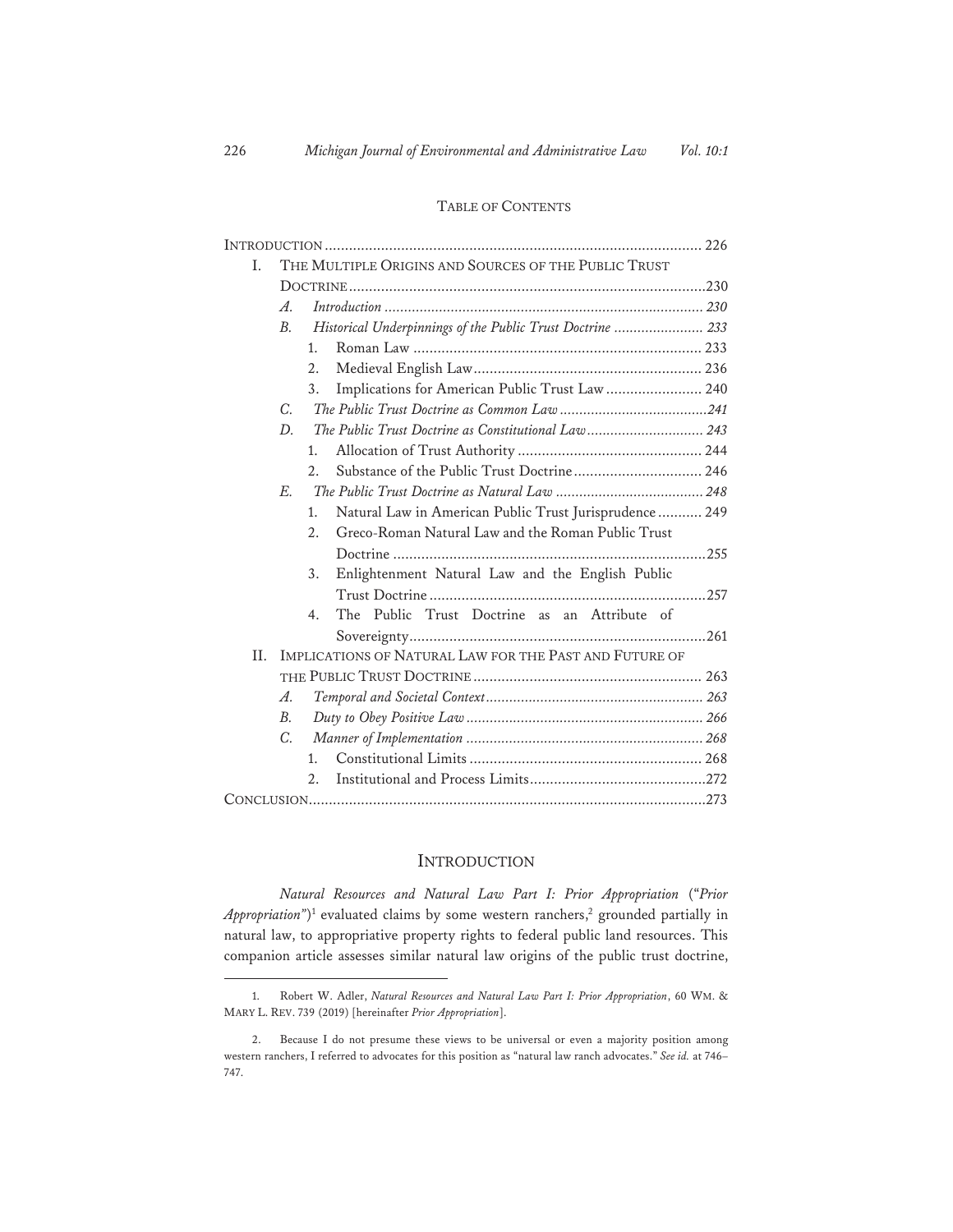TABLE OF CONTENTS

INTRODUCTION ........................................................................................... 226
I. THE MULTIPLE ORIGINS AND SOURCES OF THE PUBLIC TRUST DOCTRINE ........................................................................................230
  A. *Introduction* ................................................................................ 230
  B. *Historical Underpinnings of the Public Trust Doctrine* ...................... 233
    1. Roman Law ........................................................................ 233
    2. Medieval English Law ......................................................... 236
    3. Implications for American Public Trust Law ........................ 240
  C. *The Public Trust Doctrine as Common Law* ......................................241
  D. *The Public Trust Doctrine as Constitutional Law* ............................. 243
    1. Allocation of Trust Authority .............................................. 244
    2. Substance of the Public Trust Doctrine ................................ 246
  E. *The Public Trust Doctrine as Natural Law* ...................................... 248
    1. Natural Law in American Public Trust Jurisprudence ........... 249
    2. Greco-Roman Natural Law and the Roman Public Trust Doctrine ..............................................................................255
    3. Enlightenment Natural Law and the English Public Trust Doctrine .....................................................................257
    4. The Public Trust Doctrine as an Attribute of Sovereignty..........................................................................261
II. IMPLICATIONS OF NATURAL LAW FOR THE PAST AND FUTURE OF THE PUBLIC TRUST DOCTRINE ......................................................... 263
  A. *Temporal and Societal Context* ....................................................... 263
  B. *Duty to Obey Positive Law* ............................................................ 266
  C. *Manner of Implementation* ............................................................ 268
    1. Constitutional Limits .......................................................... 268
    2. Institutional and Process Limits............................................272
CONCLUSION...................................................................................................273

## INTRODUCTION

*Natural Resources and Natural Law Part I: Prior Appropriation* ("*Prior Appropriation*")[1] evaluated claims by some western ranchers,[2] grounded partially in natural law, to appropriative property rights to federal public land resources. This companion article assesses similar natural law origins of the public trust doctrine,

---

1. Robert W. Adler, *Natural Resources and Natural Law Part I: Prior Appropriation*, 60 WM. & MARY L. REV. 739 (2019) [hereinafter *Prior Appropriation*].

2. Because I do not presume these views to be universal or even a majority position among western ranchers, I referred to advocates for this position as "natural law ranch advocates." *See id.* at 746–747.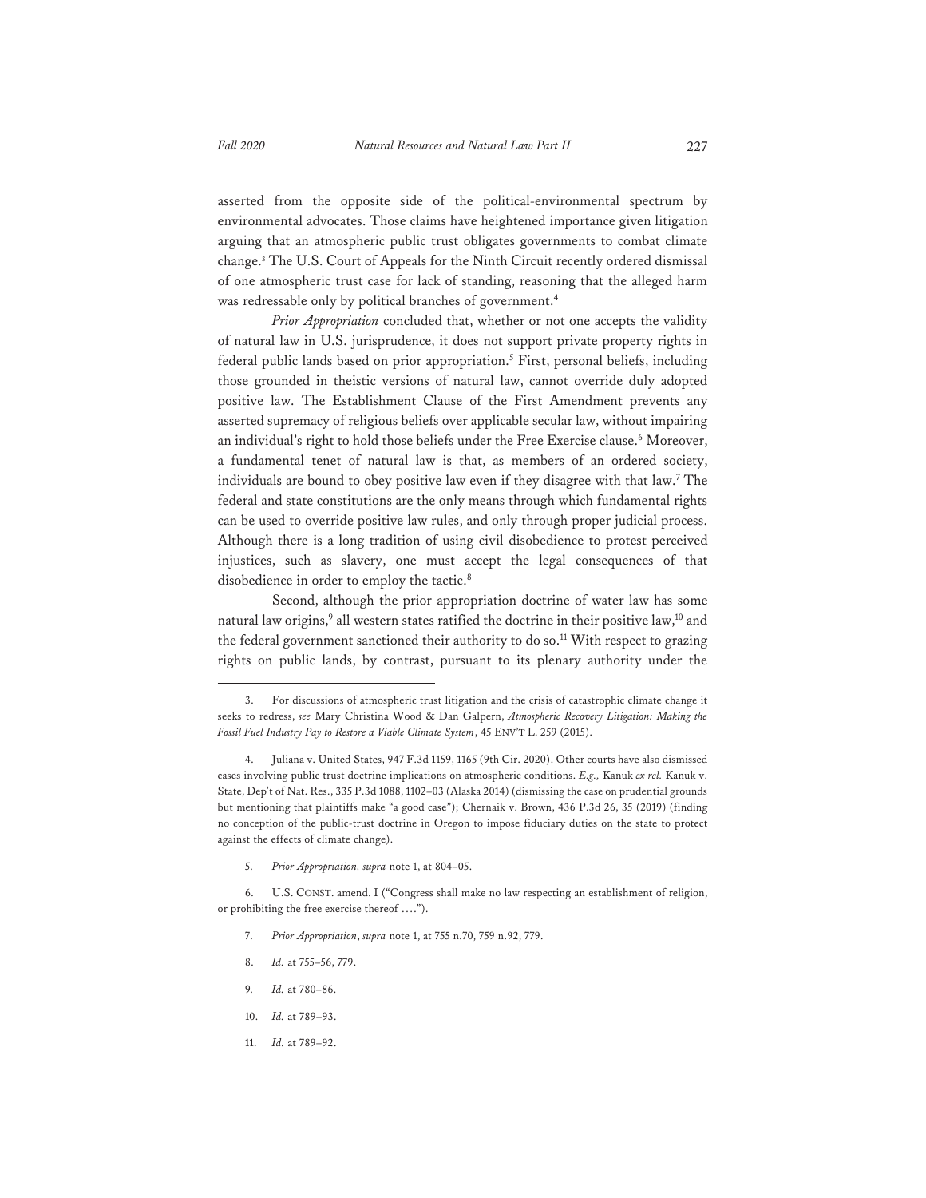asserted from the opposite side of the political-environmental spectrum by environmental advocates. Those claims have heightened importance given litigation arguing that an atmospheric public trust obligates governments to combat climate change.[3] The U.S. Court of Appeals for the Ninth Circuit recently ordered dismissal of one atmospheric trust case for lack of standing, reasoning that the alleged harm was redressable only by political branches of government.[4]

*Prior Appropriation* concluded that, whether or not one accepts the validity of natural law in U.S. jurisprudence, it does not support private property rights in federal public lands based on prior appropriation.[5] First, personal beliefs, including those grounded in theistic versions of natural law, cannot override duly adopted positive law. The Establishment Clause of the First Amendment prevents any asserted supremacy of religious beliefs over applicable secular law, without impairing an individual's right to hold those beliefs under the Free Exercise clause.[6] Moreover, a fundamental tenet of natural law is that, as members of an ordered society, individuals are bound to obey positive law even if they disagree with that law.[7] The federal and state constitutions are the only means through which fundamental rights can be used to override positive law rules, and only through proper judicial process. Although there is a long tradition of using civil disobedience to protest perceived injustices, such as slavery, one must accept the legal consequences of that disobedience in order to employ the tactic.[8]

Second, although the prior appropriation doctrine of water law has some natural law origins,[9] all western states ratified the doctrine in their positive law,[10] and the federal government sanctioned their authority to do so.[11] With respect to grazing rights on public lands, by contrast, pursuant to its plenary authority under the

---

3. For discussions of atmospheric trust litigation and the crisis of catastrophic climate change it seeks to redress, *see* Mary Christina Wood & Dan Galpern, *Atmospheric Recovery Litigation: Making the Fossil Fuel Industry Pay to Restore a Viable Climate System*, 45 ENV'T L. 259 (2015).

4. Juliana v. United States, 947 F.3d 1159, 1165 (9th Cir. 2020). Other courts have also dismissed cases involving public trust doctrine implications on atmospheric conditions. *E.g.,* Kanuk *ex rel.* Kanuk v. State, Dep't of Nat. Res., 335 P.3d 1088, 1102–03 (Alaska 2014) (dismissing the case on prudential grounds but mentioning that plaintiffs make "a good case"); Chernaik v. Brown, 436 P.3d 26, 35 (2019) (finding no conception of the public-trust doctrine in Oregon to impose fiduciary duties on the state to protect against the effects of climate change).

5. *Prior Appropriation, supra* note 1, at 804–05.

6. U.S. CONST. amend. I ("Congress shall make no law respecting an establishment of religion, or prohibiting the free exercise thereof ….").

7. *Prior Appropriation*, *supra* note 1, at 755 n.70, 759 n.92, 779.

8. *Id.* at 755–56, 779.

9. *Id.* at 780–86.

10. *Id.* at 789–93.

11. *Id.* at 789–92.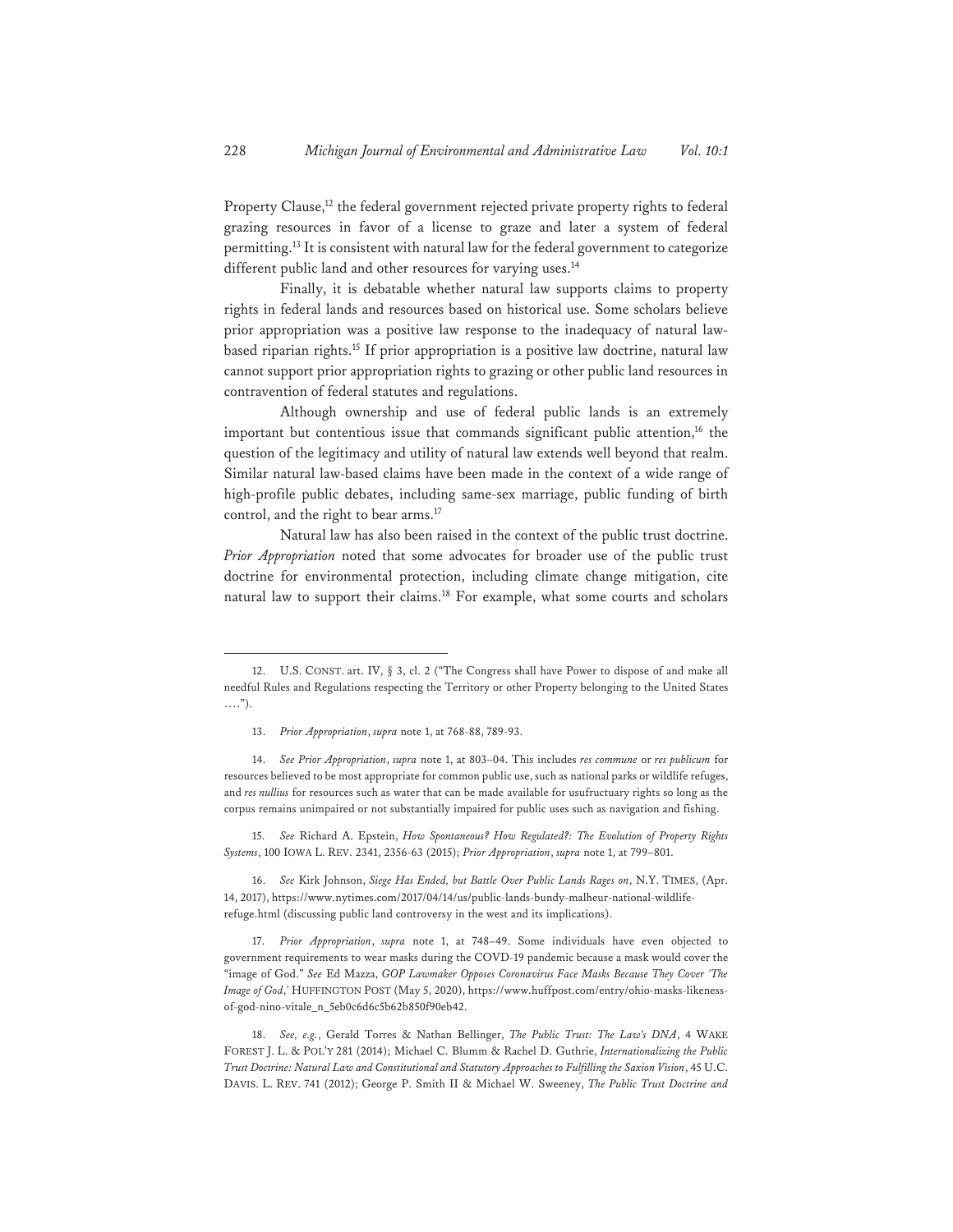Property Clause,[12] the federal government rejected private property rights to federal grazing resources in favor of a license to graze and later a system of federal permitting.[13] It is consistent with natural law for the federal government to categorize different public land and other resources for varying uses.[14]

Finally, it is debatable whether natural law supports claims to property rights in federal lands and resources based on historical use. Some scholars believe prior appropriation was a positive law response to the inadequacy of natural law-based riparian rights.[15] If prior appropriation is a positive law doctrine, natural law cannot support prior appropriation rights to grazing or other public land resources in contravention of federal statutes and regulations.

Although ownership and use of federal public lands is an extremely important but contentious issue that commands significant public attention,[16] the question of the legitimacy and utility of natural law extends well beyond that realm. Similar natural law-based claims have been made in the context of a wide range of high-profile public debates, including same-sex marriage, public funding of birth control, and the right to bear arms.[17]

Natural law has also been raised in the context of the public trust doctrine. *Prior Appropriation* noted that some advocates for broader use of the public trust doctrine for environmental protection, including climate change mitigation, cite natural law to support their claims.[18] For example, what some courts and scholars

---

12. U.S. CONST. art. IV, § 3, cl. 2 ("The Congress shall have Power to dispose of and make all needful Rules and Regulations respecting the Territory or other Property belonging to the United States ….").

13. *Prior Appropriation*, *supra* note 1, at 768-88, 789-93.

14. *See Prior Appropriation*, *supra* note 1, at 803–04. This includes *res commune* or *res publicum* for resources believed to be most appropriate for common public use, such as national parks or wildlife refuges, and *res nullius* for resources such as water that can be made available for usufructuary rights so long as the corpus remains unimpaired or not substantially impaired for public uses such as navigation and fishing.

15. *See* Richard A. Epstein, *How Spontaneous? How Regulated?: The Evolution of Property Rights Systems*, 100 IOWA L. REV. 2341, 2356-63 (2015); *Prior Appropriation*, *supra* note 1, at 799–801.

16. *See* Kirk Johnson, *Siege Has Ended, but Battle Over Public Lands Rages on*, N.Y. TIMES, (Apr. 14, 2017), https://www.nytimes.com/2017/04/14/us/public-lands-bundy-malheur-national-wildlife-refuge.html (discussing public land controversy in the west and its implications).

17. *Prior Appropriation*, *supra* note 1, at 748–49. Some individuals have even objected to government requirements to wear masks during the COVD-19 pandemic because a mask would cover the "image of God." *See* Ed Mazza, *GOP Lawmaker Opposes Coronavirus Face Masks Because They Cover 'The Image of God*,*'* HUFFINGTON POST (May 5, 2020), https://www.huffpost.com/entry/ohio-masks-likeness-of-god-nino-vitale_n_5eb0c6d6c5b62b850f90eb42.

18. *See, e.g.*, Gerald Torres & Nathan Bellinger, *The Public Trust: The Law's DNA*, 4 WAKE FOREST J. L. & POL'Y 281 (2014); Michael C. Blumm & Rachel D. Guthrie, *Internationalizing the Public Trust Doctrine: Natural Law and Constitutional and Statutory Approaches to Fulfilling the Saxion Vision*, 45 U.C. DAVIS. L. REV. 741 (2012); George P. Smith II & Michael W. Sweeney, *The Public Trust Doctrine and*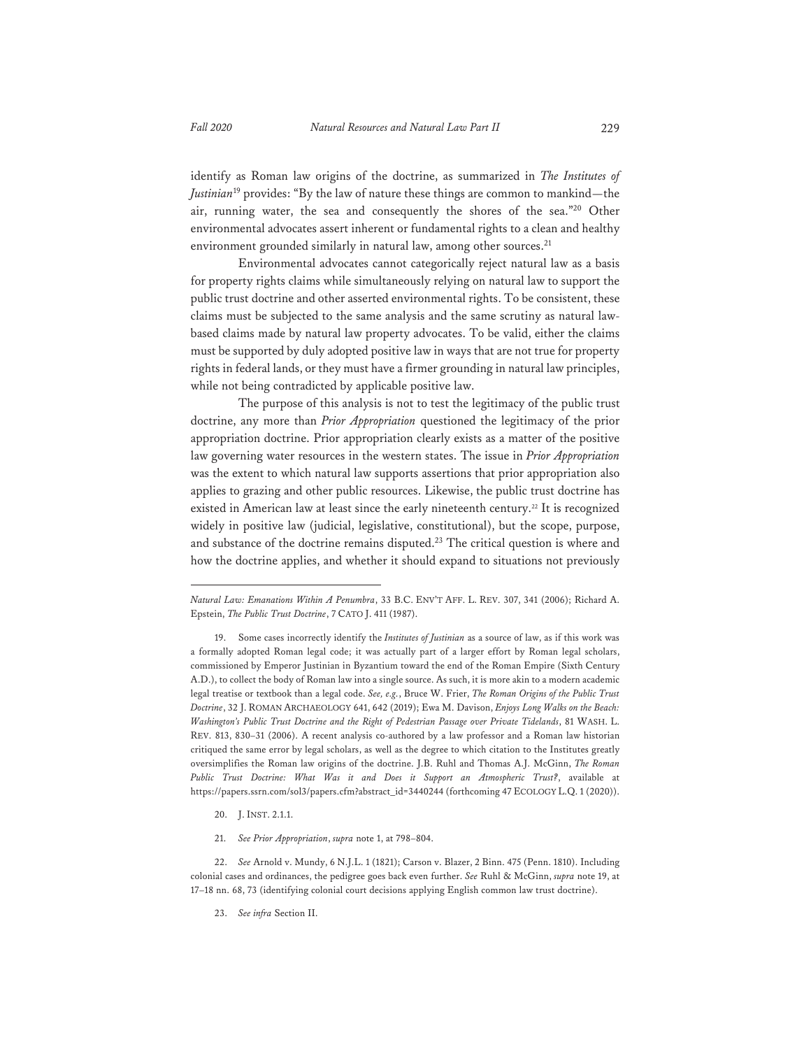identify as Roman law origins of the doctrine, as summarized in *The Institutes of Justinian*[19] provides: "By the law of nature these things are common to mankind—the air, running water, the sea and consequently the shores of the sea."[20] Other environmental advocates assert inherent or fundamental rights to a clean and healthy environment grounded similarly in natural law, among other sources.[21]

Environmental advocates cannot categorically reject natural law as a basis for property rights claims while simultaneously relying on natural law to support the public trust doctrine and other asserted environmental rights. To be consistent, these claims must be subjected to the same analysis and the same scrutiny as natural law-based claims made by natural law property advocates. To be valid, either the claims must be supported by duly adopted positive law in ways that are not true for property rights in federal lands, or they must have a firmer grounding in natural law principles, while not being contradicted by applicable positive law.

The purpose of this analysis is not to test the legitimacy of the public trust doctrine, any more than *Prior Appropriation* questioned the legitimacy of the prior appropriation doctrine. Prior appropriation clearly exists as a matter of the positive law governing water resources in the western states. The issue in *Prior Appropriation* was the extent to which natural law supports assertions that prior appropriation also applies to grazing and other public resources. Likewise, the public trust doctrine has existed in American law at least since the early nineteenth century.[22] It is recognized widely in positive law (judicial, legislative, constitutional), but the scope, purpose, and substance of the doctrine remains disputed.[23] The critical question is where and how the doctrine applies, and whether it should expand to situations not previously

---

*Natural Law: Emanations Within A Penumbra*, 33 B.C. ENV'T AFF. L. REV. 307, 341 (2006); Richard A. Epstein, *The Public Trust Doctrine*, 7 CATO J. 411 (1987).

19. Some cases incorrectly identify the *Institutes of Justinian* as a source of law, as if this work was a formally adopted Roman legal code; it was actually part of a larger effort by Roman legal scholars, commissioned by Emperor Justinian in Byzantium toward the end of the Roman Empire (Sixth Century A.D.), to collect the body of Roman law into a single source. As such, it is more akin to a modern academic legal treatise or textbook than a legal code. *See, e.g.*, Bruce W. Frier, *The Roman Origins of the Public Trust Doctrine*, 32 J. ROMAN ARCHAEOLOGY 641, 642 (2019); Ewa M. Davison, *Enjoys Long Walks on the Beach: Washington's Public Trust Doctrine and the Right of Pedestrian Passage over Private Tidelands*, 81 WASH. L. REV. 813, 830–31 (2006). A recent analysis co-authored by a law professor and a Roman law historian critiqued the same error by legal scholars, as well as the degree to which citation to the Institutes greatly oversimplifies the Roman law origins of the doctrine. J.B. Ruhl and Thomas A.J. McGinn, *The Roman Public Trust Doctrine: What Was it and Does it Support an Atmospheric Trust?*, available at https://papers.ssrn.com/sol3/papers.cfm?abstract_id=3440244 (forthcoming 47 ECOLOGY L.Q. 1 (2020)).

20. J. INST. 2.1.1.

21. *See Prior Appropriation*, *supra* note 1, at 798–804.

22. *See* Arnold v. Mundy, 6 N.J.L. 1 (1821); Carson v. Blazer, 2 Binn. 475 (Penn. 1810). Including colonial cases and ordinances, the pedigree goes back even further. *See* Ruhl & McGinn, *supra* note 19, at 17–18 nn. 68, 73 (identifying colonial court decisions applying English common law trust doctrine).

23. *See infra* Section II.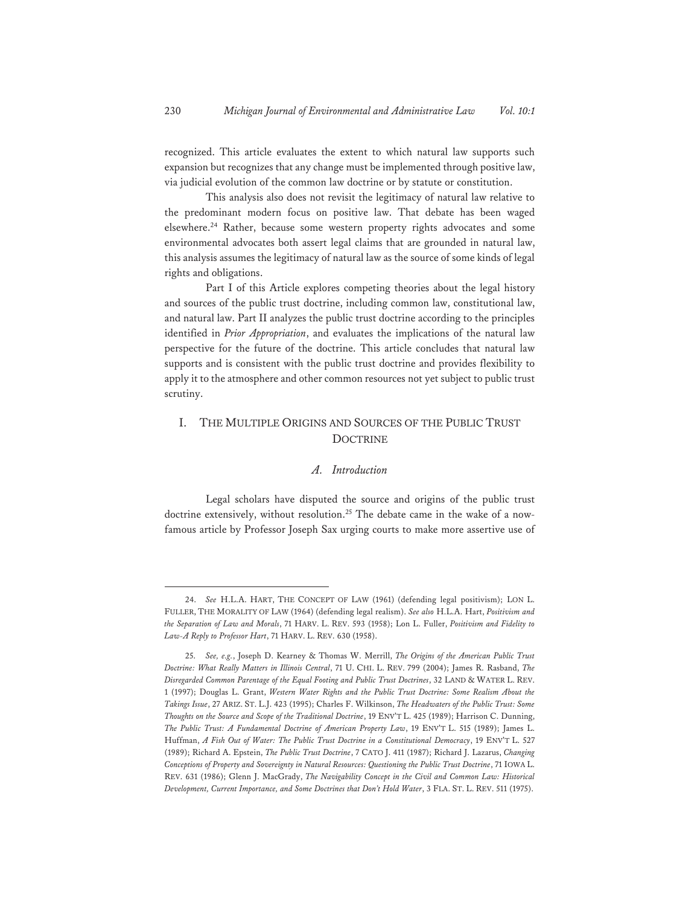recognized. This article evaluates the extent to which natural law supports such expansion but recognizes that any change must be implemented through positive law, via judicial evolution of the common law doctrine or by statute or constitution.

This analysis also does not revisit the legitimacy of natural law relative to the predominant modern focus on positive law. That debate has been waged elsewhere.[24] Rather, because some western property rights advocates and some environmental advocates both assert legal claims that are grounded in natural law, this analysis assumes the legitimacy of natural law as the source of some kinds of legal rights and obligations.

Part I of this Article explores competing theories about the legal history and sources of the public trust doctrine, including common law, constitutional law, and natural law. Part II analyzes the public trust doctrine according to the principles identified in *Prior Appropriation*, and evaluates the implications of the natural law perspective for the future of the doctrine. This article concludes that natural law supports and is consistent with the public trust doctrine and provides flexibility to apply it to the atmosphere and other common resources not yet subject to public trust scrutiny.

## I. THE MULTIPLE ORIGINS AND SOURCES OF THE PUBLIC TRUST DOCTRINE

### *A. Introduction*

Legal scholars have disputed the source and origins of the public trust doctrine extensively, without resolution.[25] The debate came in the wake of a now-famous article by Professor Joseph Sax urging courts to make more assertive use of

---

24. *See* H.L.A. HART, THE CONCEPT OF LAW (1961) (defending legal positivism); LON L. FULLER, THE MORALITY OF LAW (1964) (defending legal realism). *See also* H.L.A. Hart, *Positivism and the Separation of Law and Morals*, 71 HARV. L. REV. 593 (1958); Lon L. Fuller, *Positivism and Fidelity to Law-A Reply to Professor Hart*, 71 HARV. L. REV. 630 (1958).

25. *See, e.g.*, Joseph D. Kearney & Thomas W. Merrill, *The Origins of the American Public Trust Doctrine: What Really Matters in Illinois Central*, 71 U. CHI. L. REV. 799 (2004); James R. Rasband, *The Disregarded Common Parentage of the Equal Footing and Public Trust Doctrines*, 32 LAND & WATER L. REV. 1 (1997); Douglas L. Grant, *Western Water Rights and the Public Trust Doctrine: Some Realism About the Takings Issue*, 27 ARIZ. ST. L.J. 423 (1995); Charles F. Wilkinson, *The Headwaters of the Public Trust: Some Thoughts on the Source and Scope of the Traditional Doctrine*, 19 ENV'T L. 425 (1989); Harrison C. Dunning, *The Public Trust: A Fundamental Doctrine of American Property Law*, 19 ENV'T L. 515 (1989); James L. Huffman, *A Fish Out of Water: The Public Trust Doctrine in a Constitutional Democracy*, 19 ENV'T L. 527 (1989); Richard A. Epstein, *The Public Trust Doctrine*, 7 CATO J. 411 (1987); Richard J. Lazarus, *Changing Conceptions of Property and Sovereignty in Natural Resources: Questioning the Public Trust Doctrine*, 71 IOWA L. REV. 631 (1986); Glenn J. MacGrady, *The Navigability Concept in the Civil and Common Law: Historical Development, Current Importance, and Some Doctrines that Don't Hold Water*, 3 FLA. ST. L. REV. 511 (1975).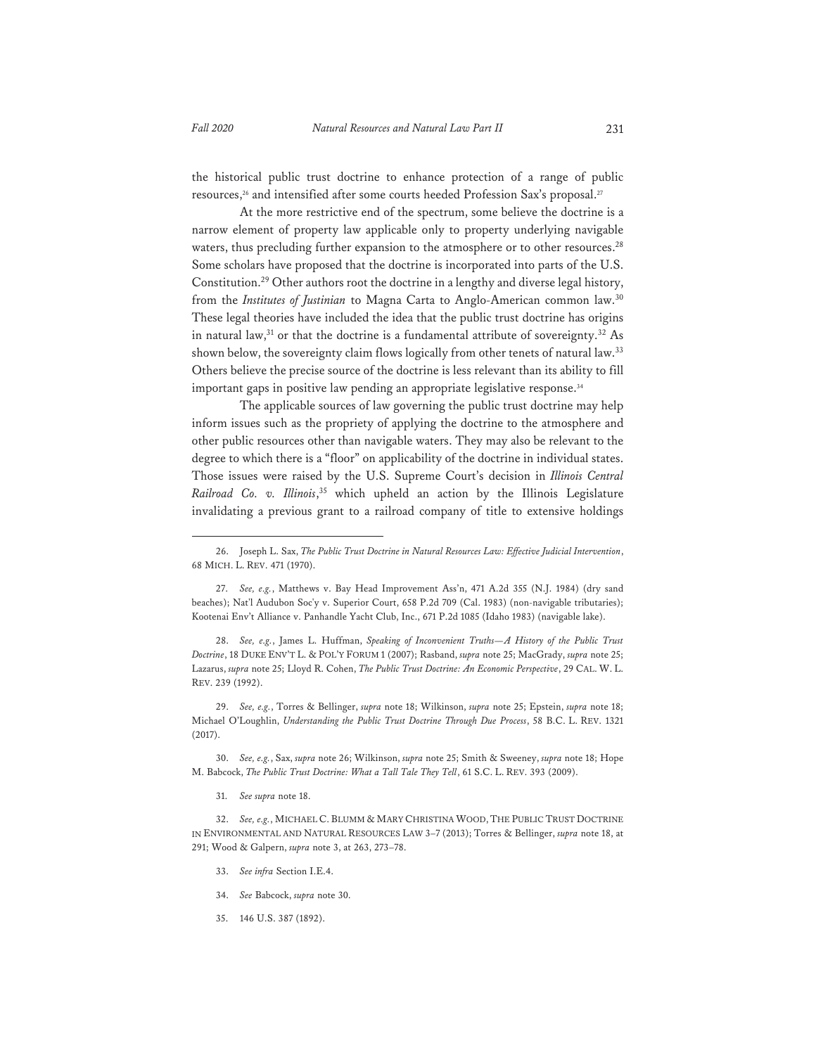the historical public trust doctrine to enhance protection of a range of public resources,[26] and intensified after some courts heeded Profession Sax's proposal.[27]

At the more restrictive end of the spectrum, some believe the doctrine is a narrow element of property law applicable only to property underlying navigable waters, thus precluding further expansion to the atmosphere or to other resources.[28] Some scholars have proposed that the doctrine is incorporated into parts of the U.S. Constitution.[29] Other authors root the doctrine in a lengthy and diverse legal history, from the *Institutes of Justinian* to Magna Carta to Anglo-American common law.[30] These legal theories have included the idea that the public trust doctrine has origins in natural law,[31] or that the doctrine is a fundamental attribute of sovereignty.[32] As shown below, the sovereignty claim flows logically from other tenets of natural law.[33] Others believe the precise source of the doctrine is less relevant than its ability to fill important gaps in positive law pending an appropriate legislative response.[34]

The applicable sources of law governing the public trust doctrine may help inform issues such as the propriety of applying the doctrine to the atmosphere and other public resources other than navigable waters. They may also be relevant to the degree to which there is a "floor" on applicability of the doctrine in individual states. Those issues were raised by the U.S. Supreme Court's decision in *Illinois Central Railroad Co. v. Illinois*,[35] which upheld an action by the Illinois Legislature invalidating a previous grant to a railroad company of title to extensive holdings

---

26. Joseph L. Sax, *The Public Trust Doctrine in Natural Resources Law: Effective Judicial Intervention*, 68 MICH. L. REV. 471 (1970).

27. *See, e.g.*, Matthews v. Bay Head Improvement Ass'n, 471 A.2d 355 (N.J. 1984) (dry sand beaches); Nat'l Audubon Soc'y v. Superior Court, 658 P.2d 709 (Cal. 1983) (non-navigable tributaries); Kootenai Env't Alliance v. Panhandle Yacht Club, Inc., 671 P.2d 1085 (Idaho 1983) (navigable lake).

28. *See, e.g.*, James L. Huffman, *Speaking of Inconvenient Truths—A History of the Public Trust Doctrine*, 18 DUKE ENV'T L. & POL'Y FORUM 1 (2007); Rasband, *supra* note 25; MacGrady, *supra* note 25; Lazarus, *supra* note 25; Lloyd R. Cohen, *The Public Trust Doctrine: An Economic Perspective*, 29 CAL. W. L. REV. 239 (1992).

29. *See, e.g.*, Torres & Bellinger, *supra* note 18; Wilkinson, *supra* note 25; Epstein, *supra* note 18; Michael O'Loughlin, *Understanding the Public Trust Doctrine Through Due Process*, 58 B.C. L. REV. 1321 (2017).

30. *See, e.g.*, Sax, *supra* note 26; Wilkinson, *supra* note 25; Smith & Sweeney, *supra* note 18; Hope M. Babcock, *The Public Trust Doctrine: What a Tall Tale They Tell*, 61 S.C. L. REV. 393 (2009).

31. *See supra* note 18.

32. *See, e.g.*, MICHAEL C. BLUMM & MARY CHRISTINA WOOD, THE PUBLIC TRUST DOCTRINE IN ENVIRONMENTAL AND NATURAL RESOURCES LAW 3–7 (2013); Torres & Bellinger, *supra* note 18, at 291; Wood & Galpern, *supra* note 3, at 263, 273–78.

33. *See infra* Section I.E.4.

34. *See* Babcock, *supra* note 30.

35. 146 U.S. 387 (1892).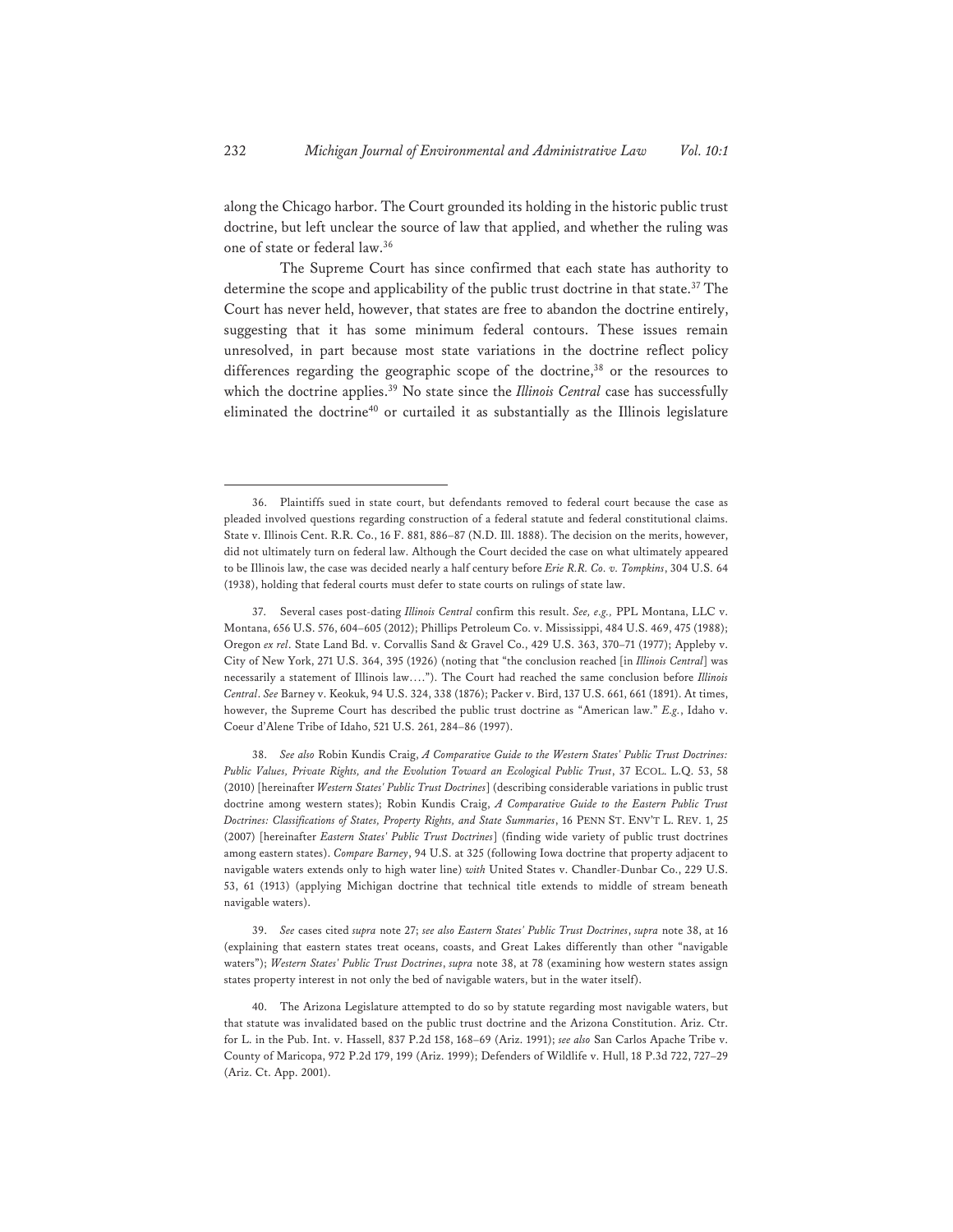along the Chicago harbor. The Court grounded its holding in the historic public trust doctrine, but left unclear the source of law that applied, and whether the ruling was one of state or federal law.[36]

The Supreme Court has since confirmed that each state has authority to determine the scope and applicability of the public trust doctrine in that state.[37] The Court has never held, however, that states are free to abandon the doctrine entirely, suggesting that it has some minimum federal contours. These issues remain unresolved, in part because most state variations in the doctrine reflect policy differences regarding the geographic scope of the doctrine,[38] or the resources to which the doctrine applies.[39] No state since the *Illinois Central* case has successfully eliminated the doctrine[40] or curtailed it as substantially as the Illinois legislature

---

36. Plaintiffs sued in state court, but defendants removed to federal court because the case as pleaded involved questions regarding construction of a federal statute and federal constitutional claims. State v. Illinois Cent. R.R. Co., 16 F. 881, 886–87 (N.D. Ill. 1888). The decision on the merits, however, did not ultimately turn on federal law. Although the Court decided the case on what ultimately appeared to be Illinois law, the case was decided nearly a half century before *Erie R.R. Co. v. Tompkins*, 304 U.S. 64 (1938), holding that federal courts must defer to state courts on rulings of state law.

37. Several cases post-dating *Illinois Central* confirm this result. *See, e.g.,* PPL Montana, LLC v. Montana, 656 U.S. 576, 604–605 (2012); Phillips Petroleum Co. v. Mississippi, 484 U.S. 469, 475 (1988); Oregon *ex rel*. State Land Bd. v. Corvallis Sand & Gravel Co., 429 U.S. 363, 370–71 (1977); Appleby v. City of New York, 271 U.S. 364, 395 (1926) (noting that "the conclusion reached [in *Illinois Central*] was necessarily a statement of Illinois law…."). The Court had reached the same conclusion before *Illinois Central*. *See* Barney v. Keokuk, 94 U.S. 324, 338 (1876); Packer v. Bird, 137 U.S. 661, 661 (1891). At times, however, the Supreme Court has described the public trust doctrine as "American law." *E.g.*, Idaho v. Coeur d'Alene Tribe of Idaho, 521 U.S. 261, 284–86 (1997).

38. *See also* Robin Kundis Craig, *A Comparative Guide to the Western States' Public Trust Doctrines: Public Values, Private Rights, and the Evolution Toward an Ecological Public Trust*, 37 ECOL. L.Q. 53, 58 (2010) [hereinafter *Western States' Public Trust Doctrines*] (describing considerable variations in public trust doctrine among western states); Robin Kundis Craig, *A Comparative Guide to the Eastern Public Trust Doctrines: Classifications of States, Property Rights, and State Summaries*, 16 PENN ST. ENV'T L. REV. 1, 25 (2007) [hereinafter *Eastern States' Public Trust Doctrines*] (finding wide variety of public trust doctrines among eastern states). *Compare Barney*, 94 U.S. at 325 (following Iowa doctrine that property adjacent to navigable waters extends only to high water line) *with* United States v. Chandler-Dunbar Co., 229 U.S. 53, 61 (1913) (applying Michigan doctrine that technical title extends to middle of stream beneath navigable waters).

39. *See* cases cited *supra* note 27; *see also Eastern States' Public Trust Doctrines*, *supra* note 38, at 16 (explaining that eastern states treat oceans, coasts, and Great Lakes differently than other "navigable waters"); *Western States' Public Trust Doctrines*, *supra* note 38, at 78 (examining how western states assign states property interest in not only the bed of navigable waters, but in the water itself).

40. The Arizona Legislature attempted to do so by statute regarding most navigable waters, but that statute was invalidated based on the public trust doctrine and the Arizona Constitution. Ariz. Ctr. for L. in the Pub. Int. v. Hassell, 837 P.2d 158, 168–69 (Ariz. 1991); *see also* San Carlos Apache Tribe v. County of Maricopa, 972 P.2d 179, 199 (Ariz. 1999); Defenders of Wildlife v. Hull, 18 P.3d 722, 727–29 (Ariz. Ct. App. 2001).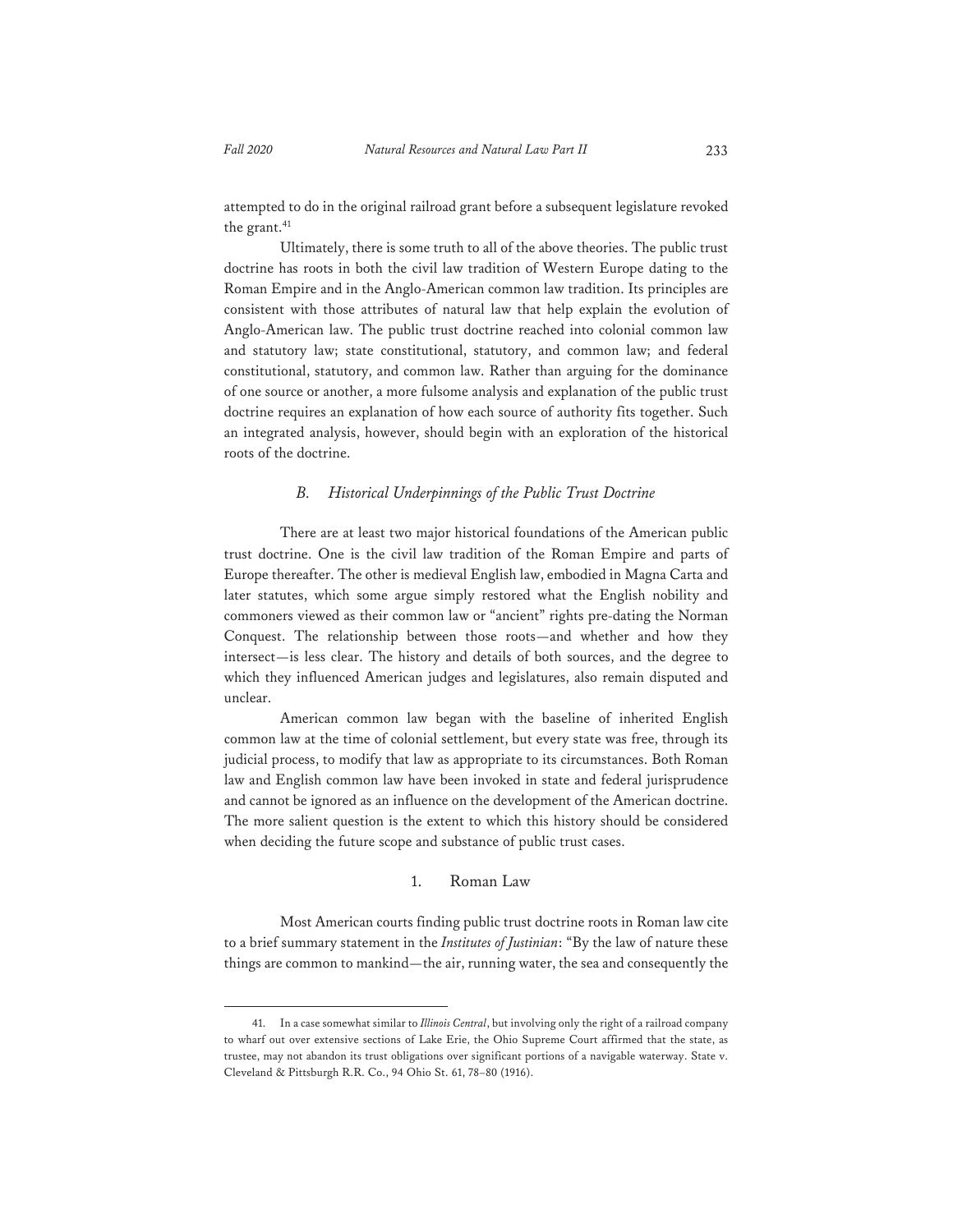attempted to do in the original railroad grant before a subsequent legislature revoked the grant.[41]

Ultimately, there is some truth to all of the above theories. The public trust doctrine has roots in both the civil law tradition of Western Europe dating to the Roman Empire and in the Anglo-American common law tradition. Its principles are consistent with those attributes of natural law that help explain the evolution of Anglo-American law. The public trust doctrine reached into colonial common law and statutory law; state constitutional, statutory, and common law; and federal constitutional, statutory, and common law. Rather than arguing for the dominance of one source or another, a more fulsome analysis and explanation of the public trust doctrine requires an explanation of how each source of authority fits together. Such an integrated analysis, however, should begin with an exploration of the historical roots of the doctrine.

### *B. Historical Underpinnings of the Public Trust Doctrine*

There are at least two major historical foundations of the American public trust doctrine. One is the civil law tradition of the Roman Empire and parts of Europe thereafter. The other is medieval English law, embodied in Magna Carta and later statutes, which some argue simply restored what the English nobility and commoners viewed as their common law or "ancient" rights pre-dating the Norman Conquest. The relationship between those roots—and whether and how they intersect—is less clear. The history and details of both sources, and the degree to which they influenced American judges and legislatures, also remain disputed and unclear.

American common law began with the baseline of inherited English common law at the time of colonial settlement, but every state was free, through its judicial process, to modify that law as appropriate to its circumstances. Both Roman law and English common law have been invoked in state and federal jurisprudence and cannot be ignored as an influence on the development of the American doctrine. The more salient question is the extent to which this history should be considered when deciding the future scope and substance of public trust cases.

#### 1. Roman Law

Most American courts finding public trust doctrine roots in Roman law cite to a brief summary statement in the *Institutes of Justinian*: "By the law of nature these things are common to mankind—the air, running water, the sea and consequently the

---

41. In a case somewhat similar to *Illinois Central*, but involving only the right of a railroad company to wharf out over extensive sections of Lake Erie, the Ohio Supreme Court affirmed that the state, as trustee, may not abandon its trust obligations over significant portions of a navigable waterway. State v. Cleveland & Pittsburgh R.R. Co., 94 Ohio St. 61, 78–80 (1916).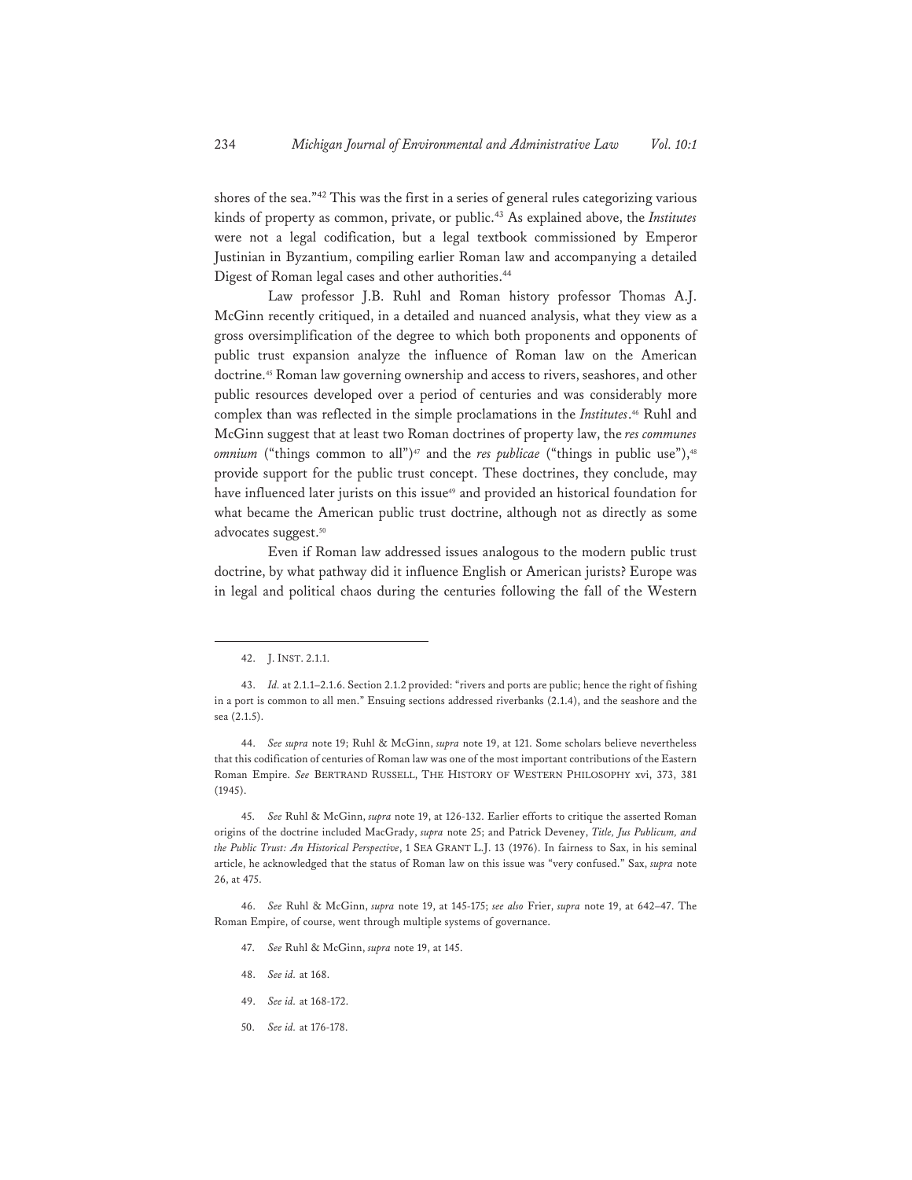shores of the sea."[42] This was the first in a series of general rules categorizing various kinds of property as common, private, or public.[43] As explained above, the *Institutes* were not a legal codification, but a legal textbook commissioned by Emperor Justinian in Byzantium, compiling earlier Roman law and accompanying a detailed Digest of Roman legal cases and other authorities.[44]

Law professor J.B. Ruhl and Roman history professor Thomas A.J. McGinn recently critiqued, in a detailed and nuanced analysis, what they view as a gross oversimplification of the degree to which both proponents and opponents of public trust expansion analyze the influence of Roman law on the American doctrine.[45] Roman law governing ownership and access to rivers, seashores, and other public resources developed over a period of centuries and was considerably more complex than was reflected in the simple proclamations in the *Institutes*.[46] Ruhl and McGinn suggest that at least two Roman doctrines of property law, the *res communes omnium* ("things common to all")[47] and the *res publicae* ("things in public use"),[48] provide support for the public trust concept. These doctrines, they conclude, may have influenced later jurists on this issue[49] and provided an historical foundation for what became the American public trust doctrine, although not as directly as some advocates suggest.[50]

Even if Roman law addressed issues analogous to the modern public trust doctrine, by what pathway did it influence English or American jurists? Europe was in legal and political chaos during the centuries following the fall of the Western

---

42. J. INST. 2.1.1.

43. *Id.* at 2.1.1–2.1.6. Section 2.1.2 provided: "rivers and ports are public; hence the right of fishing in a port is common to all men." Ensuing sections addressed riverbanks (2.1.4), and the seashore and the sea (2.1.5).

44. *See supra* note 19; Ruhl & McGinn, *supra* note 19, at 121. Some scholars believe nevertheless that this codification of centuries of Roman law was one of the most important contributions of the Eastern Roman Empire. *See* BERTRAND RUSSELL, THE HISTORY OF WESTERN PHILOSOPHY xvi, 373, 381 (1945).

45. *See* Ruhl & McGinn, *supra* note 19, at 126-132. Earlier efforts to critique the asserted Roman origins of the doctrine included MacGrady, *supra* note 25; and Patrick Deveney, *Title, Jus Publicum, and the Public Trust: An Historical Perspective*, 1 SEA GRANT L.J. 13 (1976). In fairness to Sax, in his seminal article, he acknowledged that the status of Roman law on this issue was "very confused." Sax, *supra* note 26, at 475.

46. *See* Ruhl & McGinn, *supra* note 19, at 145-175; *see also* Frier, *supra* note 19, at 642–47. The Roman Empire, of course, went through multiple systems of governance.

47. *See* Ruhl & McGinn, *supra* note 19, at 145.

48. *See id.* at 168.

49. *See id.* at 168-172.

50. *See id.* at 176-178.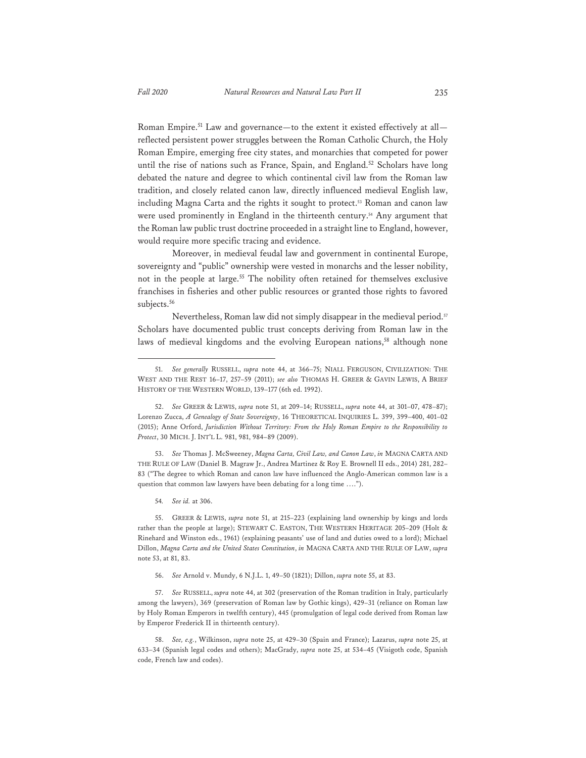Roman Empire.[51] Law and governance—to the extent it existed effectively at all—reflected persistent power struggles between the Roman Catholic Church, the Holy Roman Empire, emerging free city states, and monarchies that competed for power until the rise of nations such as France, Spain, and England.[52] Scholars have long debated the nature and degree to which continental civil law from the Roman law tradition, and closely related canon law, directly influenced medieval English law, including Magna Carta and the rights it sought to protect.[53] Roman and canon law were used prominently in England in the thirteenth century.[54] Any argument that the Roman law public trust doctrine proceeded in a straight line to England, however, would require more specific tracing and evidence.

Moreover, in medieval feudal law and government in continental Europe, sovereignty and "public" ownership were vested in monarchs and the lesser nobility, not in the people at large.[55] The nobility often retained for themselves exclusive franchises in fisheries and other public resources or granted those rights to favored subjects.[56]

Nevertheless, Roman law did not simply disappear in the medieval period.[57] Scholars have documented public trust concepts deriving from Roman law in the laws of medieval kingdoms and the evolving European nations,[58] although none

---

51. *See generally* RUSSELL, *supra* note 44, at 366–75; NIALL FERGUSON, CIVILIZATION: THE WEST AND THE REST 16–17, 257–59 (2011); *see also* THOMAS H. GREER & GAVIN LEWIS, A BRIEF HISTORY OF THE WESTERN WORLD, 139–177 (6th ed. 1992).

52. *See* GREER & LEWIS, *supra* note 51, at 209–14; RUSSELL, *supra* note 44, at 301–07, 478–87); Lorenzo Zucca, *A Genealogy of State Sovereignty*, 16 THEORETICAL INQUIRIES L. 399, 399–400, 401–02 (2015); Anne Orford, *Jurisdiction Without Territory: From the Holy Roman Empire to the Responsibility to Protect*, 30 MICH. J. INT'L L. 981, 981, 984–89 (2009).

53. *See* Thomas J. McSweeney, *Magna Carta, Civil Law, and Canon Law*, *in* MAGNA CARTA AND THE RULE OF LAW (Daniel B. Magraw Jr., Andrea Martinez & Roy E. Brownell II eds., 2014) 281, 282–83 ("The degree to which Roman and canon law have influenced the Anglo-American common law is a question that common law lawyers have been debating for a long time ….").

54. *See id.* at 306.

55. GREER & LEWIS, *supra* note 51, at 215–223 (explaining land ownership by kings and lords rather than the people at large); STEWART C. EASTON, THE WESTERN HERITAGE 205–209 (Holt & Rinehard and Winston eds., 1961) (explaining peasants' use of land and duties owed to a lord); Michael Dillon, *Magna Carta and the United States Constitution*, *in* MAGNA CARTA AND THE RULE OF LAW, *supra* note 53, at 81, 83.

56. *See* Arnold v. Mundy, 6 N.J.L. 1, 49–50 (1821); Dillon, *supra* note 55, at 83.

57. *See* RUSSELL, *supra* note 44, at 302 (preservation of the Roman tradition in Italy, particularly among the lawyers), 369 (preservation of Roman law by Gothic kings), 429–31 (reliance on Roman law by Holy Roman Emperors in twelfth century), 445 (promulgation of legal code derived from Roman law by Emperor Frederick II in thirteenth century).

58. *See, e.g.*, Wilkinson, *supra* note 25, at 429–30 (Spain and France); Lazarus, *supra* note 25, at 633–34 (Spanish legal codes and others); MacGrady, *supra* note 25, at 534–45 (Visigoth code, Spanish code, French law and codes).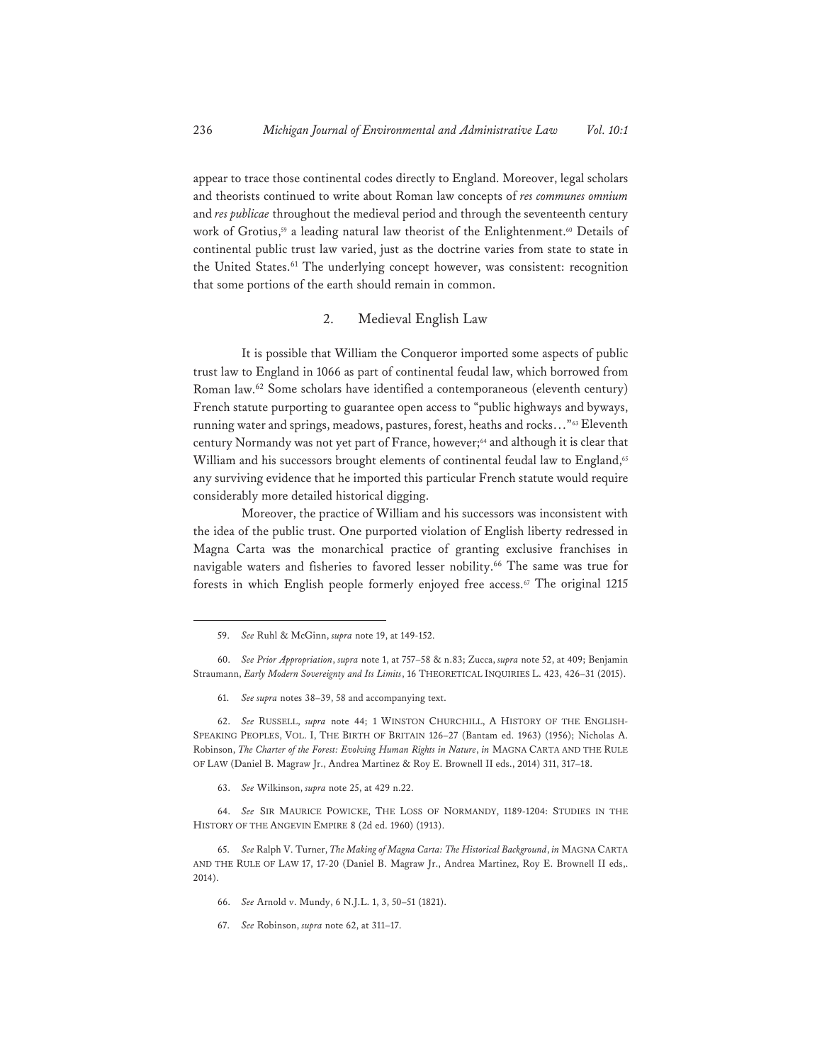appear to trace those continental codes directly to England. Moreover, legal scholars and theorists continued to write about Roman law concepts of *res communes omnium* and *res publicae* throughout the medieval period and through the seventeenth century work of Grotius,[59] a leading natural law theorist of the Enlightenment.[60] Details of continental public trust law varied, just as the doctrine varies from state to state in the United States.[61] The underlying concept however, was consistent: recognition that some portions of the earth should remain in common.

### 2. Medieval English Law

It is possible that William the Conqueror imported some aspects of public trust law to England in 1066 as part of continental feudal law, which borrowed from Roman law.[62] Some scholars have identified a contemporaneous (eleventh century) French statute purporting to guarantee open access to "public highways and byways, running water and springs, meadows, pastures, forest, heaths and rocks…"[63] Eleventh century Normandy was not yet part of France, however;[64] and although it is clear that William and his successors brought elements of continental feudal law to England,[65] any surviving evidence that he imported this particular French statute would require considerably more detailed historical digging.

Moreover, the practice of William and his successors was inconsistent with the idea of the public trust. One purported violation of English liberty redressed in Magna Carta was the monarchical practice of granting exclusive franchises in navigable waters and fisheries to favored lesser nobility.[66] The same was true for forests in which English people formerly enjoyed free access.[67] The original 1215

---

59. *See* Ruhl & McGinn, *supra* note 19, at 149-152.

60. *See Prior Appropriation*, *supra* note 1, at 757–58 & n.83; Zucca, *supra* note 52, at 409; Benjamin Straumann, *Early Modern Sovereignty and Its Limits*, 16 THEORETICAL INQUIRIES L. 423, 426–31 (2015).

61. *See supra* notes 38–39, 58 and accompanying text.

62. *See* RUSSELL, *supra* note 44; 1 WINSTON CHURCHILL, A HISTORY OF THE ENGLISH-SPEAKING PEOPLES, VOL. I, THE BIRTH OF BRITAIN 126–27 (Bantam ed. 1963) (1956); Nicholas A. Robinson, *The Charter of the Forest: Evolving Human Rights in Nature*, *in* MAGNA CARTA AND THE RULE OF LAW (Daniel B. Magraw Jr., Andrea Martinez & Roy E. Brownell II eds., 2014) 311, 317–18.

63. *See* Wilkinson, *supra* note 25, at 429 n.22.

64. *See* SIR MAURICE POWICKE, THE LOSS OF NORMANDY, 1189-1204: STUDIES IN THE HISTORY OF THE ANGEVIN EMPIRE 8 (2d ed. 1960) (1913).

65. *See* Ralph V. Turner, *The Making of Magna Carta: The Historical Background*, *in* MAGNA CARTA AND THE RULE OF LAW 17, 17-20 (Daniel B. Magraw Jr., Andrea Martinez, Roy E. Brownell II eds,. 2014).

66. *See* Arnold v. Mundy, 6 N.J.L. 1, 3, 50–51 (1821).

67. *See* Robinson, *supra* note 62, at 311–17.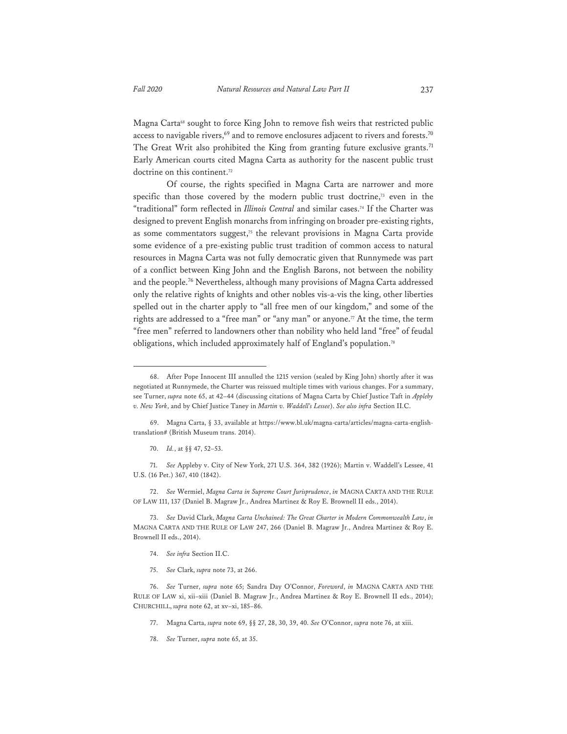Magna Carta[68] sought to force King John to remove fish weirs that restricted public access to navigable rivers,[69] and to remove enclosures adjacent to rivers and forests.[70] The Great Writ also prohibited the King from granting future exclusive grants.[71] Early American courts cited Magna Carta as authority for the nascent public trust doctrine on this continent.[72]

Of course, the rights specified in Magna Carta are narrower and more specific than those covered by the modern public trust doctrine,[73] even in the "traditional" form reflected in *Illinois Central* and similar cases.[74] If the Charter was designed to prevent English monarchs from infringing on broader pre-existing rights, as some commentators suggest,[75] the relevant provisions in Magna Carta provide some evidence of a pre-existing public trust tradition of common access to natural resources in Magna Carta was not fully democratic given that Runnymede was part of a conflict between King John and the English Barons, not between the nobility and the people.[76] Nevertheless, although many provisions of Magna Carta addressed only the relative rights of knights and other nobles vis-a-vis the king, other liberties spelled out in the charter apply to "all free men of our kingdom," and some of the rights are addressed to a "free man" or "any man" or anyone.[77] At the time, the term "free men" referred to landowners other than nobility who held land "free" of feudal obligations, which included approximately half of England's population.[78]

---

68. After Pope Innocent III annulled the 1215 version (sealed by King John) shortly after it was negotiated at Runnymede, the Charter was reissued multiple times with various changes. For a summary, see Turner, *supra* note 65, at 42–44 (discussing citations of Magna Carta by Chief Justice Taft in *Appleby v. New York*, and by Chief Justice Taney in *Martin v. Waddell's Lessee*). *See also infra* Section II.C.

69. Magna Carta, § 33, available at https://www.bl.uk/magna-carta/articles/magna-carta-english-translation# (British Museum trans. 2014).

70. *Id.*, at §§ 47, 52–53.

71. *See* Appleby v. City of New York, 271 U.S. 364, 382 (1926); Martin v. Waddell's Lessee, 41 U.S. (16 Pet.) 367, 410 (1842).

72. *See* Wermiel, *Magna Carta in Supreme Court Jurisprudence*, *in* MAGNA CARTA AND THE RULE OF LAW 111, 137 (Daniel B. Magraw Jr., Andrea Martinez & Roy E. Brownell II eds., 2014).

73. *See* David Clark, *Magna Carta Unchained: The Great Charter in Modern Commonwealth Law*, *in* MAGNA CARTA AND THE RULE OF LAW 247, 266 (Daniel B. Magraw Jr., Andrea Martinez & Roy E. Brownell II eds., 2014).

74. *See infra* Section II.C.

75. *See* Clark, *supra* note 73, at 266.

76. *See* Turner, *supra* note 65; Sandra Day O'Connor, *Foreword*, *in* MAGNA CARTA AND THE RULE OF LAW xi, xii–xiii (Daniel B. Magraw Jr., Andrea Martinez & Roy E. Brownell II eds., 2014); CHURCHILL, *supra* note 62, at xv–xi, 185–86.

77. Magna Carta, *supra* note 69, §§ 27, 28, 30, 39, 40. *See* O'Connor, *supra* note 76, at xiii.

78. *See* Turner, *supra* note 65, at 35.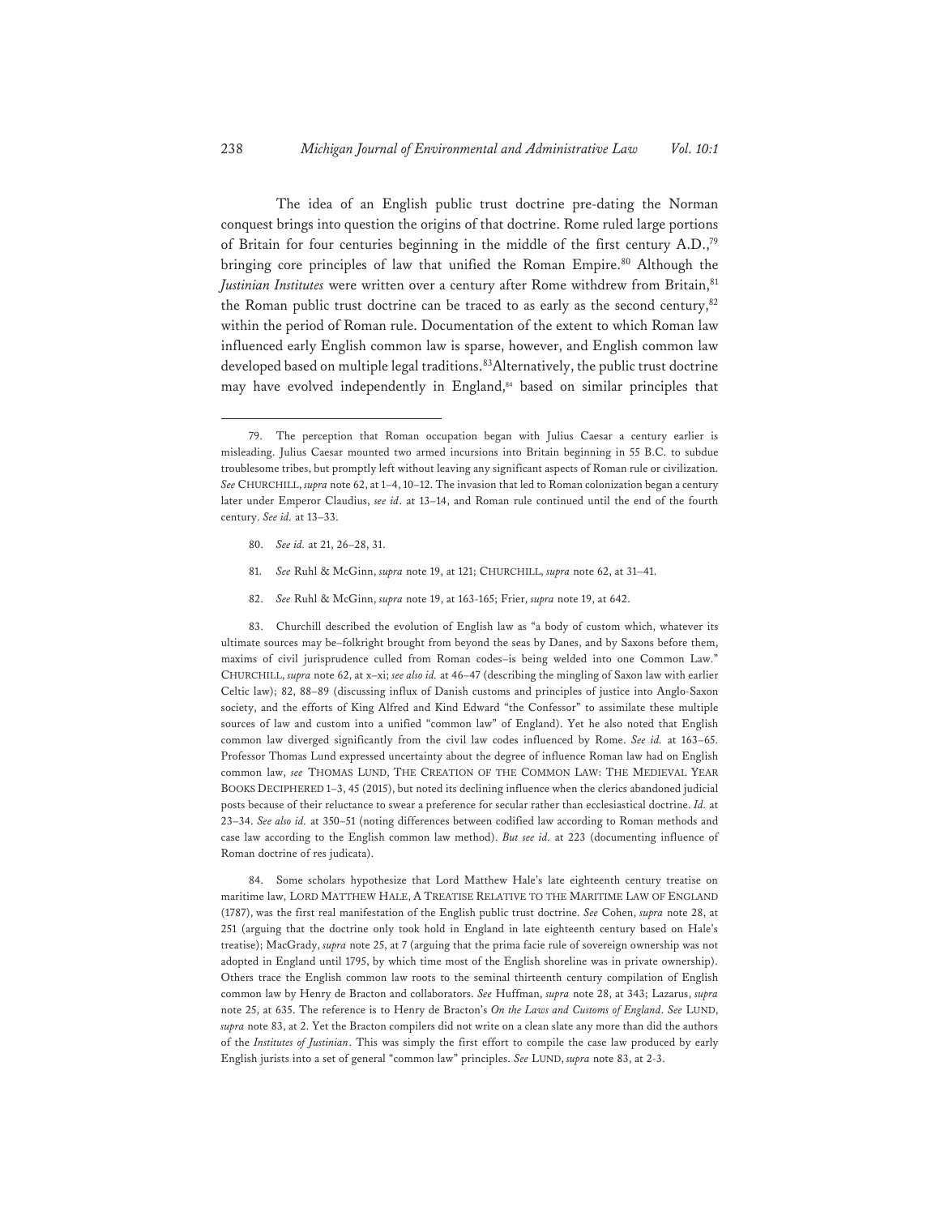The idea of an English public trust doctrine pre-dating the Norman conquest brings into question the origins of that doctrine. Rome ruled large portions of Britain for four centuries beginning in the middle of the first century A.D.,[79] bringing core principles of law that unified the Roman Empire.[80] Although the *Justinian Institutes* were written over a century after Rome withdrew from Britain,[81] the Roman public trust doctrine can be traced to as early as the second century,[82] within the period of Roman rule. Documentation of the extent to which Roman law influenced early English common law is sparse, however, and English common law developed based on multiple legal traditions.[83] Alternatively, the public trust doctrine may have evolved independently in England,[84] based on similar principles that

---

79. The perception that Roman occupation began with Julius Caesar a century earlier is misleading. Julius Caesar mounted two armed incursions into Britain beginning in 55 B.C. to subdue troublesome tribes, but promptly left without leaving any significant aspects of Roman rule or civilization. *See* CHURCHILL, *supra* note 62, at 1–4, 10–12. The invasion that led to Roman colonization began a century later under Emperor Claudius, *see id*. at 13–14, and Roman rule continued until the end of the fourth century. *See id.* at 13–33.

80. *See id.* at 21, 26–28, 31.

81. *See* Ruhl & McGinn, *supra* note 19, at 121; CHURCHILL, *supra* note 62, at 31–41.

82. *See* Ruhl & McGinn, *supra* note 19, at 163-165; Frier, *supra* note 19, at 642.

83. Churchill described the evolution of English law as "a body of custom which, whatever its ultimate sources may be–folkright brought from beyond the seas by Danes, and by Saxons before them, maxims of civil jurisprudence culled from Roman codes–is being welded into one Common Law." CHURCHILL, *supra* note 62, at x–xi; *see also id.* at 46–47 (describing the mingling of Saxon law with earlier Celtic law); 82, 88–89 (discussing influx of Danish customs and principles of justice into Anglo-Saxon society, and the efforts of King Alfred and Kind Edward "the Confessor" to assimilate these multiple sources of law and custom into a unified "common law" of England). Yet he also noted that English common law diverged significantly from the civil law codes influenced by Rome. *See id.* at 163–65. Professor Thomas Lund expressed uncertainty about the degree of influence Roman law had on English common law, *see* THOMAS LUND, THE CREATION OF THE COMMON LAW: THE MEDIEVAL YEAR BOOKS DECIPHERED 1–3, 45 (2015), but noted its declining influence when the clerics abandoned judicial posts because of their reluctance to swear a preference for secular rather than ecclesiastical doctrine. *Id.* at 23–34. *See also id.* at 350–51 (noting differences between codified law according to Roman methods and case law according to the English common law method). *But see id.* at 223 (documenting influence of Roman doctrine of res judicata).

84. Some scholars hypothesize that Lord Matthew Hale's late eighteenth century treatise on maritime law, LORD MATTHEW HALE, A TREATISE RELATIVE TO THE MARITIME LAW OF ENGLAND (1787), was the first real manifestation of the English public trust doctrine. *See* Cohen, *supra* note 28, at 251 (arguing that the doctrine only took hold in England in late eighteenth century based on Hale's treatise); MacGrady, *supra* note 25, at 7 (arguing that the prima facie rule of sovereign ownership was not adopted in England until 1795, by which time most of the English shoreline was in private ownership). Others trace the English common law roots to the seminal thirteenth century compilation of English common law by Henry de Bracton and collaborators. *See* Huffman, *supra* note 28, at 343; Lazarus, *supra* note 25, at 635. The reference is to Henry de Bracton's *On the Laws and Customs of England*. *See* LUND, *supra* note 83, at 2. Yet the Bracton compilers did not write on a clean slate any more than did the authors of the *Institutes of Justinian*. This was simply the first effort to compile the case law produced by early English jurists into a set of general "common law" principles. *See* LUND, *supra* note 83, at 2-3.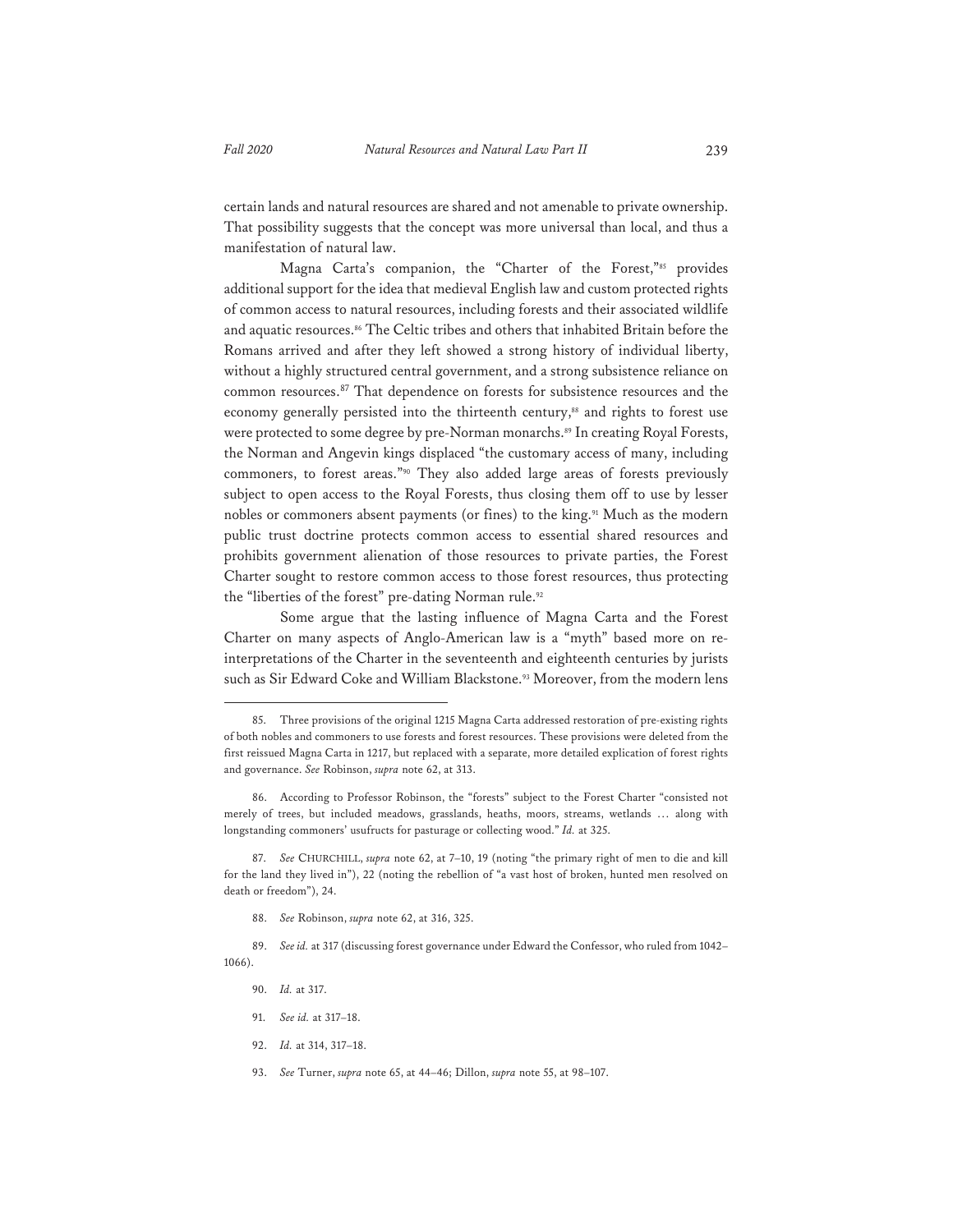certain lands and natural resources are shared and not amenable to private ownership. That possibility suggests that the concept was more universal than local, and thus a manifestation of natural law.

Magna Carta's companion, the "Charter of the Forest,"[85] provides additional support for the idea that medieval English law and custom protected rights of common access to natural resources, including forests and their associated wildlife and aquatic resources.[86] The Celtic tribes and others that inhabited Britain before the Romans arrived and after they left showed a strong history of individual liberty, without a highly structured central government, and a strong subsistence reliance on common resources.[87] That dependence on forests for subsistence resources and the economy generally persisted into the thirteenth century,[88] and rights to forest use were protected to some degree by pre-Norman monarchs.[89] In creating Royal Forests, the Norman and Angevin kings displaced "the customary access of many, including commoners, to forest areas."[90] They also added large areas of forests previously subject to open access to the Royal Forests, thus closing them off to use by lesser nobles or commoners absent payments (or fines) to the king.[91] Much as the modern public trust doctrine protects common access to essential shared resources and prohibits government alienation of those resources to private parties, the Forest Charter sought to restore common access to those forest resources, thus protecting the "liberties of the forest" pre-dating Norman rule.[92]

Some argue that the lasting influence of Magna Carta and the Forest Charter on many aspects of Anglo-American law is a "myth" based more on re-interpretations of the Charter in the seventeenth and eighteenth centuries by jurists such as Sir Edward Coke and William Blackstone.[93] Moreover, from the modern lens

---

85. Three provisions of the original 1215 Magna Carta addressed restoration of pre-existing rights of both nobles and commoners to use forests and forest resources. These provisions were deleted from the first reissued Magna Carta in 1217, but replaced with a separate, more detailed explication of forest rights and governance. *See* Robinson, *supra* note 62, at 313.

86. According to Professor Robinson, the "forests" subject to the Forest Charter "consisted not merely of trees, but included meadows, grasslands, heaths, moors, streams, wetlands … along with longstanding commoners' usufructs for pasturage or collecting wood." *Id.* at 325.

87. *See* CHURCHILL, *supra* note 62, at 7–10, 19 (noting "the primary right of men to die and kill for the land they lived in"), 22 (noting the rebellion of "a vast host of broken, hunted men resolved on death or freedom"), 24.

88. *See* Robinson, *supra* note 62, at 316, 325.

89. *See id.* at 317 (discussing forest governance under Edward the Confessor, who ruled from 1042–1066).

90. *Id.* at 317.

91. *See id.* at 317–18.

92. *Id.* at 314, 317–18.

93. *See* Turner, *supra* note 65, at 44–46; Dillon, *supra* note 55, at 98–107.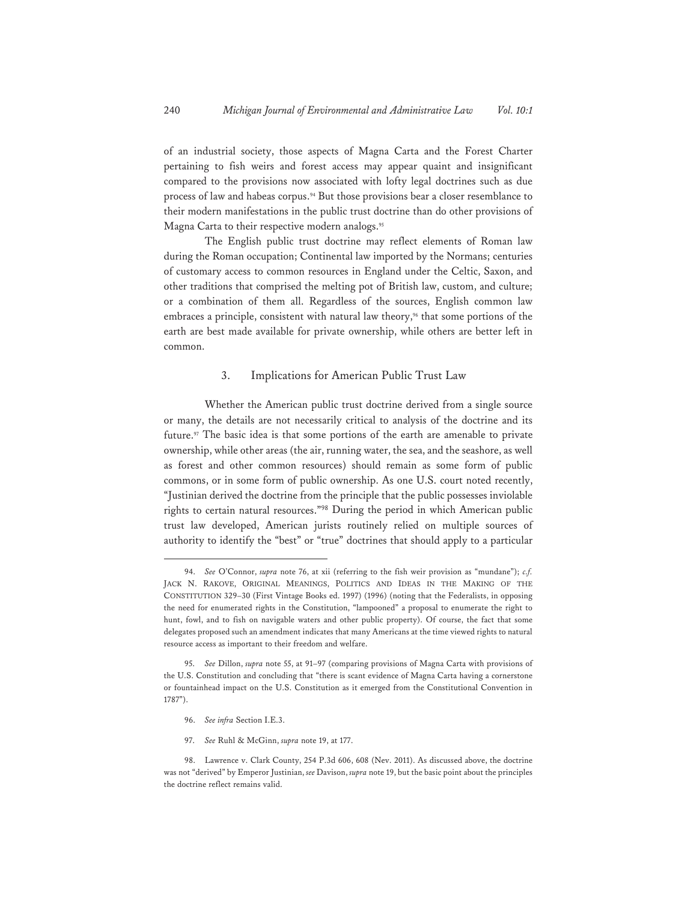of an industrial society, those aspects of Magna Carta and the Forest Charter pertaining to fish weirs and forest access may appear quaint and insignificant compared to the provisions now associated with lofty legal doctrines such as due process of law and habeas corpus.[94] But those provisions bear a closer resemblance to their modern manifestations in the public trust doctrine than do other provisions of Magna Carta to their respective modern analogs.[95]

The English public trust doctrine may reflect elements of Roman law during the Roman occupation; Continental law imported by the Normans; centuries of customary access to common resources in England under the Celtic, Saxon, and other traditions that comprised the melting pot of British law, custom, and culture; or a combination of them all. Regardless of the sources, English common law embraces a principle, consistent with natural law theory,[96] that some portions of the earth are best made available for private ownership, while others are better left in common.

### 3. Implications for American Public Trust Law

Whether the American public trust doctrine derived from a single source or many, the details are not necessarily critical to analysis of the doctrine and its future.[97] The basic idea is that some portions of the earth are amenable to private ownership, while other areas (the air, running water, the sea, and the seashore, as well as forest and other common resources) should remain as some form of public commons, or in some form of public ownership. As one U.S. court noted recently, "Justinian derived the doctrine from the principle that the public possesses inviolable rights to certain natural resources."[98] During the period in which American public trust law developed, American jurists routinely relied on multiple sources of authority to identify the "best" or "true" doctrines that should apply to a particular

---

94. *See* O'Connor, *supra* note 76, at xii (referring to the fish weir provision as "mundane"); *c.f.* JACK N. RAKOVE, ORIGINAL MEANINGS, POLITICS AND IDEAS IN THE MAKING OF THE CONSTITUTION 329–30 (First Vintage Books ed. 1997) (1996) (noting that the Federalists, in opposing the need for enumerated rights in the Constitution, "lampooned" a proposal to enumerate the right to hunt, fowl, and to fish on navigable waters and other public property). Of course, the fact that some delegates proposed such an amendment indicates that many Americans at the time viewed rights to natural resource access as important to their freedom and welfare.

95. *See* Dillon, *supra* note 55, at 91–97 (comparing provisions of Magna Carta with provisions of the U.S. Constitution and concluding that "there is scant evidence of Magna Carta having a cornerstone or fountainhead impact on the U.S. Constitution as it emerged from the Constitutional Convention in 1787").

96. *See infra* Section I.E.3.

97. *See* Ruhl & McGinn, *supra* note 19, at 177.

98. Lawrence v. Clark County, 254 P.3d 606, 608 (Nev. 2011). As discussed above, the doctrine was not "derived" by Emperor Justinian, *see* Davison, *supra* note 19, but the basic point about the principles the doctrine reflect remains valid.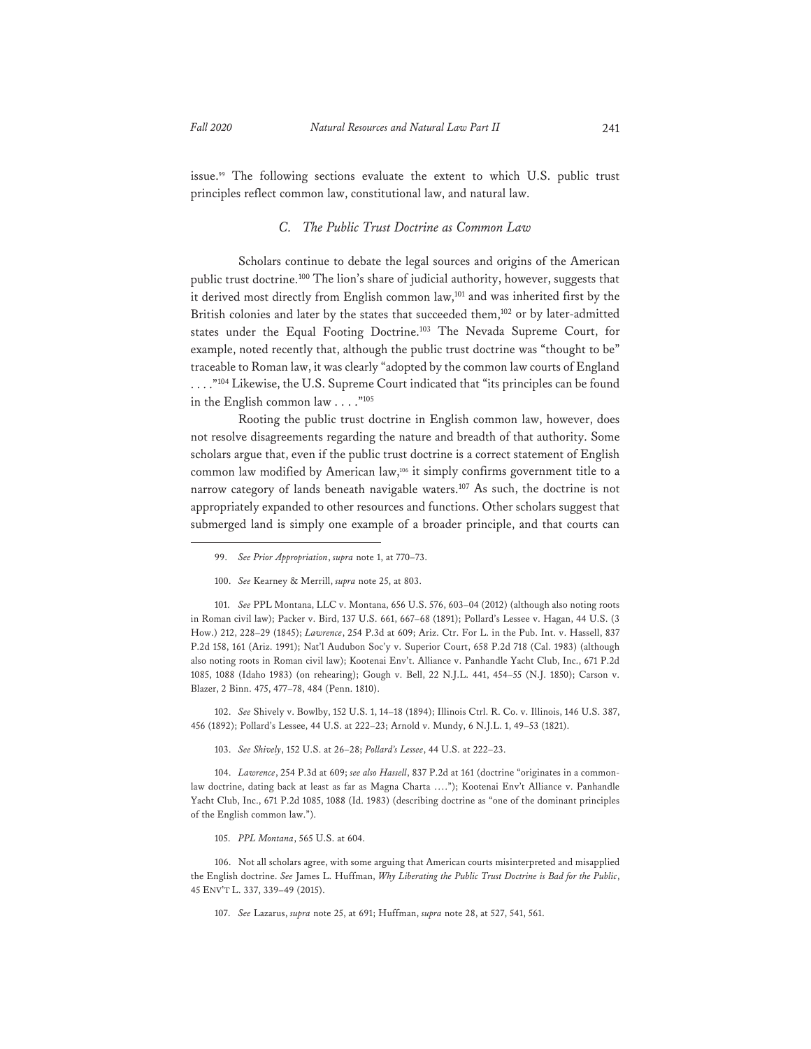issue.[99] The following sections evaluate the extent to which U.S. public trust principles reflect common law, constitutional law, and natural law.

### *C. The Public Trust Doctrine as Common Law*

Scholars continue to debate the legal sources and origins of the American public trust doctrine.[100] The lion's share of judicial authority, however, suggests that it derived most directly from English common law,[101] and was inherited first by the British colonies and later by the states that succeeded them,[102] or by later-admitted states under the Equal Footing Doctrine.[103] The Nevada Supreme Court, for example, noted recently that, although the public trust doctrine was "thought to be" traceable to Roman law, it was clearly "adopted by the common law courts of England . . . ."[104] Likewise, the U.S. Supreme Court indicated that "its principles can be found in the English common law . . . ."[105]

Rooting the public trust doctrine in English common law, however, does not resolve disagreements regarding the nature and breadth of that authority. Some scholars argue that, even if the public trust doctrine is a correct statement of English common law modified by American law,[106] it simply confirms government title to a narrow category of lands beneath navigable waters.[107] As such, the doctrine is not appropriately expanded to other resources and functions. Other scholars suggest that submerged land is simply one example of a broader principle, and that courts can

---

99. *See Prior Appropriation*, *supra* note 1, at 770–73.

100. *See* Kearney & Merrill, *supra* note 25, at 803.

101. *See* PPL Montana, LLC v. Montana, 656 U.S. 576, 603–04 (2012) (although also noting roots in Roman civil law); Packer v. Bird, 137 U.S. 661, 667–68 (1891); Pollard's Lessee v. Hagan, 44 U.S. (3 How.) 212, 228–29 (1845); *Lawrence*, 254 P.3d at 609; Ariz. Ctr. For L. in the Pub. Int. v. Hassell, 837 P.2d 158, 161 (Ariz. 1991); Nat'l Audubon Soc'y v. Superior Court, 658 P.2d 718 (Cal. 1983) (although also noting roots in Roman civil law); Kootenai Env't. Alliance v. Panhandle Yacht Club, Inc., 671 P.2d 1085, 1088 (Idaho 1983) (on rehearing); Gough v. Bell, 22 N.J.L. 441, 454–55 (N.J. 1850); Carson v. Blazer, 2 Binn. 475, 477–78, 484 (Penn. 1810).

102. *See* Shively v. Bowlby, 152 U.S. 1, 14–18 (1894); Illinois Ctrl. R. Co. v. Illinois, 146 U.S. 387, 456 (1892); Pollard's Lessee, 44 U.S. at 222–23; Arnold v. Mundy, 6 N.J.L. 1, 49–53 (1821).

103. *See Shively*, 152 U.S. at 26–28; *Pollard's Lessee*, 44 U.S. at 222–23.

104. *Lawrence*, 254 P.3d at 609; *see also Hassell*, 837 P.2d at 161 (doctrine "originates in a common-law doctrine, dating back at least as far as Magna Charta ...."); Kootenai Env't Alliance v. Panhandle Yacht Club, Inc., 671 P.2d 1085, 1088 (Id. 1983) (describing doctrine as "one of the dominant principles of the English common law.").

105. *PPL Montana*, 565 U.S. at 604.

106. Not all scholars agree, with some arguing that American courts misinterpreted and misapplied the English doctrine. *See* James L. Huffman, *Why Liberating the Public Trust Doctrine is Bad for the Public*, 45 ENV'T L. 337, 339–49 (2015).

107. *See* Lazarus, *supra* note 25, at 691; Huffman, *supra* note 28, at 527, 541, 561.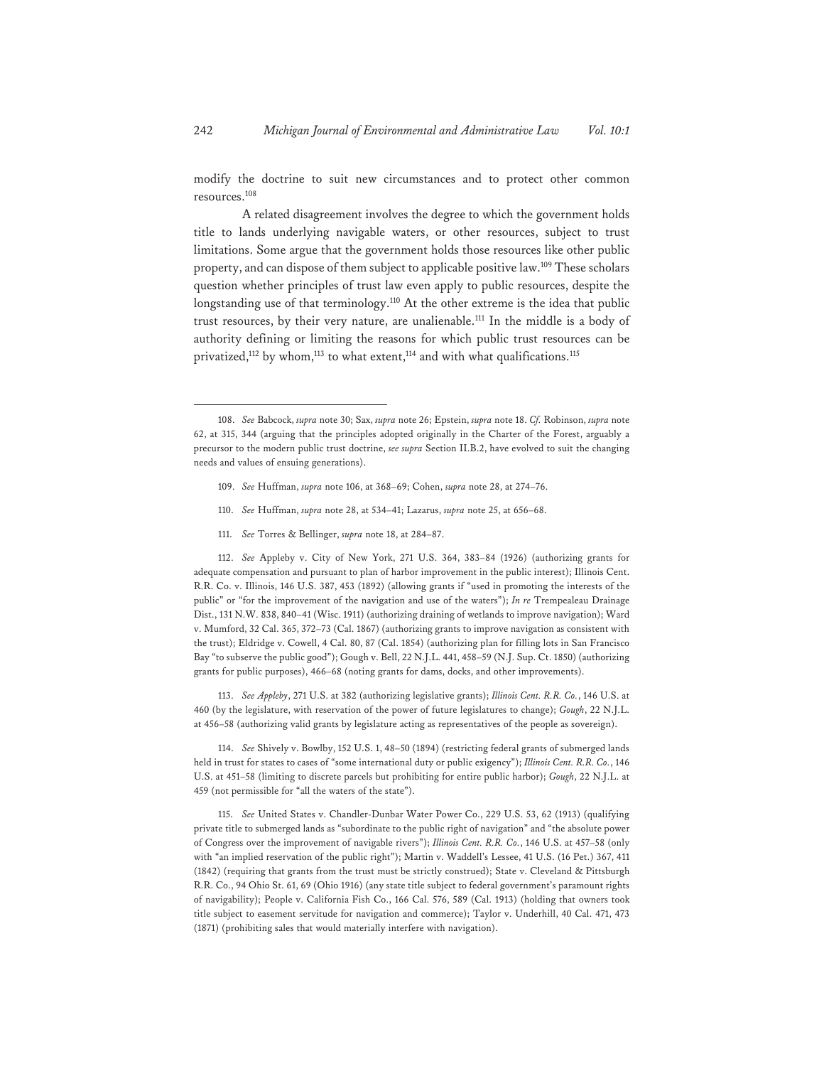modify the doctrine to suit new circumstances and to protect other common resources.[108]

A related disagreement involves the degree to which the government holds title to lands underlying navigable waters, or other resources, subject to trust limitations. Some argue that the government holds those resources like other public property, and can dispose of them subject to applicable positive law.[109] These scholars question whether principles of trust law even apply to public resources, despite the longstanding use of that terminology.[110] At the other extreme is the idea that public trust resources, by their very nature, are unalienable.[111] In the middle is a body of authority defining or limiting the reasons for which public trust resources can be privatized,[112] by whom,[113] to what extent,[114] and with what qualifications.[115]

---

108. *See* Babcock, *supra* note 30; Sax, *supra* note 26; Epstein, *supra* note 18. *Cf.* Robinson, *supra* note 62, at 315, 344 (arguing that the principles adopted originally in the Charter of the Forest, arguably a precursor to the modern public trust doctrine, *see supra* Section II.B.2, have evolved to suit the changing needs and values of ensuing generations).

109. *See* Huffman, *supra* note 106, at 368–69; Cohen, *supra* note 28, at 274–76.

110. *See* Huffman, *supra* note 28, at 534–41; Lazarus, *supra* note 25, at 656–68.

111. *See* Torres & Bellinger, *supra* note 18, at 284–87.

112. *See* Appleby v. City of New York, 271 U.S. 364, 383–84 (1926) (authorizing grants for adequate compensation and pursuant to plan of harbor improvement in the public interest); Illinois Cent. R.R. Co. v. Illinois, 146 U.S. 387, 453 (1892) (allowing grants if "used in promoting the interests of the public" or "for the improvement of the navigation and use of the waters"); *In re* Trempealeau Drainage Dist., 131 N.W. 838, 840–41 (Wisc. 1911) (authorizing draining of wetlands to improve navigation); Ward v. Mumford, 32 Cal. 365, 372–73 (Cal. 1867) (authorizing grants to improve navigation as consistent with the trust); Eldridge v. Cowell, 4 Cal. 80, 87 (Cal. 1854) (authorizing plan for filling lots in San Francisco Bay "to subserve the public good"); Gough v. Bell, 22 N.J.L. 441, 458–59 (N.J. Sup. Ct. 1850) (authorizing grants for public purposes), 466–68 (noting grants for dams, docks, and other improvements).

113. *See Appleby*, 271 U.S. at 382 (authorizing legislative grants); *Illinois Cent. R.R. Co.*, 146 U.S. at 460 (by the legislature, with reservation of the power of future legislatures to change); *Gough*, 22 N.J.L. at 456–58 (authorizing valid grants by legislature acting as representatives of the people as sovereign).

114. *See* Shively v. Bowlby, 152 U.S. 1, 48–50 (1894) (restricting federal grants of submerged lands held in trust for states to cases of "some international duty or public exigency"); *Illinois Cent. R.R. Co.*, 146 U.S. at 451–58 (limiting to discrete parcels but prohibiting for entire public harbor); *Gough*, 22 N.J.L. at 459 (not permissible for "all the waters of the state").

115. *See* United States v. Chandler-Dunbar Water Power Co., 229 U.S. 53, 62 (1913) (qualifying private title to submerged lands as "subordinate to the public right of navigation" and "the absolute power of Congress over the improvement of navigable rivers"); *Illinois Cent. R.R. Co.*, 146 U.S. at 457–58 (only with "an implied reservation of the public right"); Martin v. Waddell's Lessee, 41 U.S. (16 Pet.) 367, 411 (1842) (requiring that grants from the trust must be strictly construed); State v. Cleveland & Pittsburgh R.R. Co., 94 Ohio St. 61, 69 (Ohio 1916) (any state title subject to federal government's paramount rights of navigability); People v. California Fish Co., 166 Cal. 576, 589 (Cal. 1913) (holding that owners took title subject to easement servitude for navigation and commerce); Taylor v. Underhill, 40 Cal. 471, 473 (1871) (prohibiting sales that would materially interfere with navigation).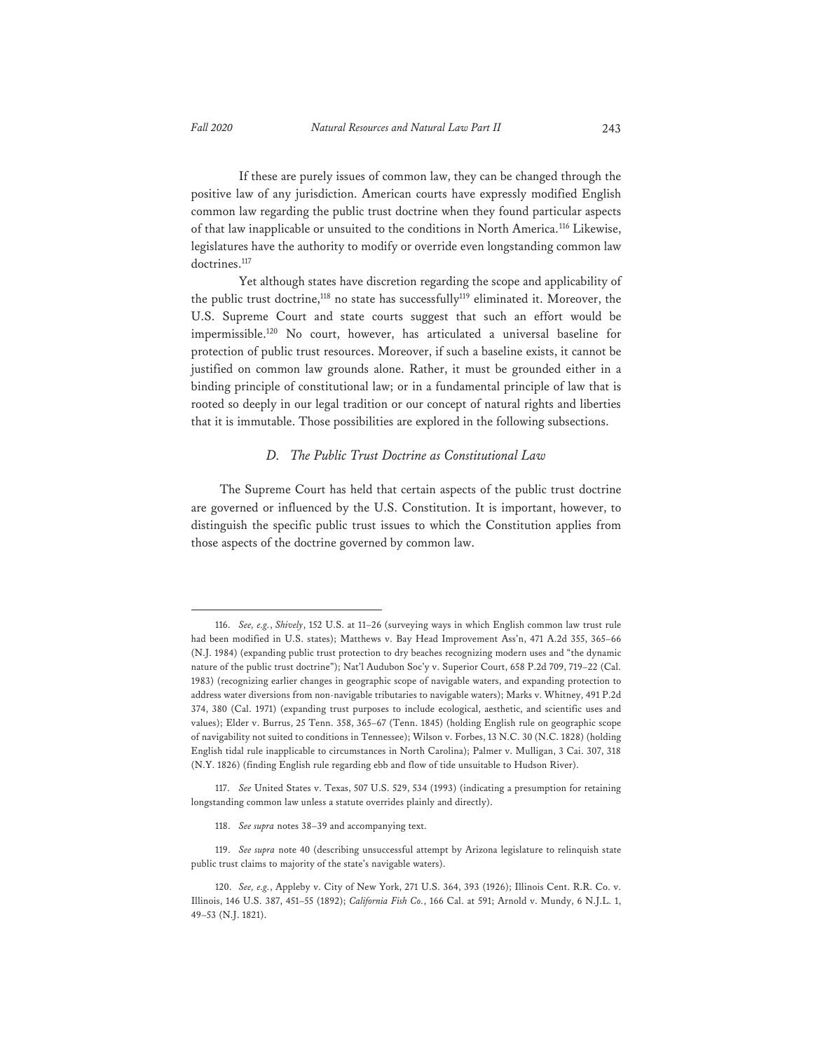If these are purely issues of common law, they can be changed through the positive law of any jurisdiction. American courts have expressly modified English common law regarding the public trust doctrine when they found particular aspects of that law inapplicable or unsuited to the conditions in North America.[116] Likewise, legislatures have the authority to modify or override even longstanding common law doctrines.[117]

Yet although states have discretion regarding the scope and applicability of the public trust doctrine,[118] no state has successfully[119] eliminated it. Moreover, the U.S. Supreme Court and state courts suggest that such an effort would be impermissible.[120] No court, however, has articulated a universal baseline for protection of public trust resources. Moreover, if such a baseline exists, it cannot be justified on common law grounds alone. Rather, it must be grounded either in a binding principle of constitutional law; or in a fundamental principle of law that is rooted so deeply in our legal tradition or our concept of natural rights and liberties that it is immutable. Those possibilities are explored in the following subsections.

### *D. The Public Trust Doctrine as Constitutional Law*

The Supreme Court has held that certain aspects of the public trust doctrine are governed or influenced by the U.S. Constitution. It is important, however, to distinguish the specific public trust issues to which the Constitution applies from those aspects of the doctrine governed by common law.

---

116. *See, e.g.*, *Shively*, 152 U.S. at 11–26 (surveying ways in which English common law trust rule had been modified in U.S. states); Matthews v. Bay Head Improvement Ass'n, 471 A.2d 355, 365–66 (N.J. 1984) (expanding public trust protection to dry beaches recognizing modern uses and "the dynamic nature of the public trust doctrine"); Nat'l Audubon Soc'y v. Superior Court, 658 P.2d 709, 719–22 (Cal. 1983) (recognizing earlier changes in geographic scope of navigable waters, and expanding protection to address water diversions from non-navigable tributaries to navigable waters); Marks v. Whitney, 491 P.2d 374, 380 (Cal. 1971) (expanding trust purposes to include ecological, aesthetic, and scientific uses and values); Elder v. Burrus, 25 Tenn. 358, 365–67 (Tenn. 1845) (holding English rule on geographic scope of navigability not suited to conditions in Tennessee); Wilson v. Forbes, 13 N.C. 30 (N.C. 1828) (holding English tidal rule inapplicable to circumstances in North Carolina); Palmer v. Mulligan, 3 Cai. 307, 318 (N.Y. 1826) (finding English rule regarding ebb and flow of tide unsuitable to Hudson River).

117. *See* United States v. Texas, 507 U.S. 529, 534 (1993) (indicating a presumption for retaining longstanding common law unless a statute overrides plainly and directly).

118. *See supra* notes 38–39 and accompanying text.

119. *See supra* note 40 (describing unsuccessful attempt by Arizona legislature to relinquish state public trust claims to majority of the state's navigable waters).

120. *See, e.g.*, Appleby v. City of New York, 271 U.S. 364, 393 (1926); Illinois Cent. R.R. Co. v. Illinois, 146 U.S. 387, 451–55 (1892); *California Fish Co.*, 166 Cal. at 591; Arnold v. Mundy, 6 N.J.L. 1, 49–53 (N.J. 1821).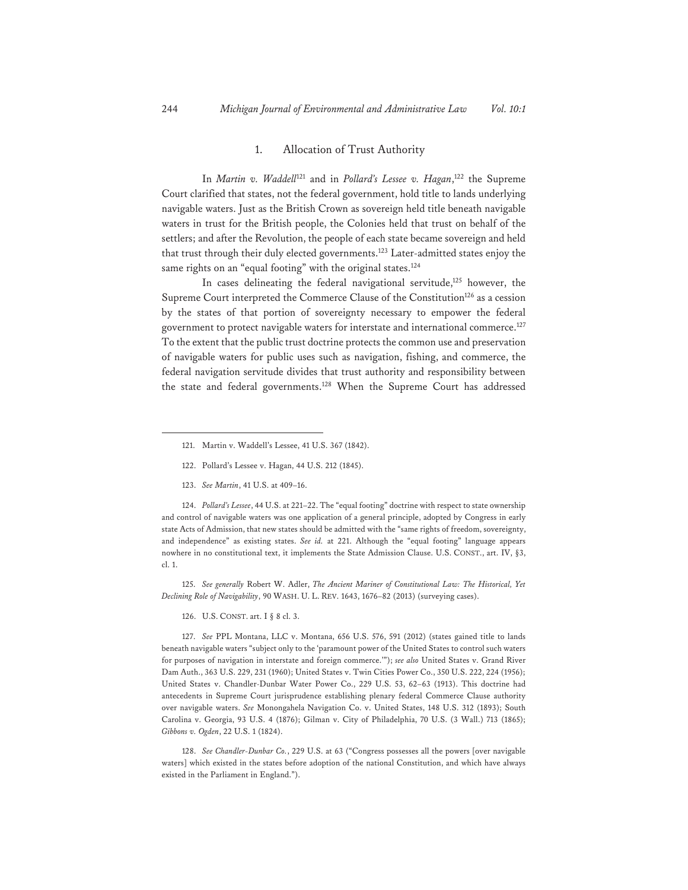### 1. Allocation of Trust Authority

In *Martin v. Waddell*[121] and in *Pollard's Lessee v. Hagan*,[122] the Supreme Court clarified that states, not the federal government, hold title to lands underlying navigable waters. Just as the British Crown as sovereign held title beneath navigable waters in trust for the British people, the Colonies held that trust on behalf of the settlers; and after the Revolution, the people of each state became sovereign and held that trust through their duly elected governments.[123] Later-admitted states enjoy the same rights on an "equal footing" with the original states.[124]

In cases delineating the federal navigational servitude,[125] however, the Supreme Court interpreted the Commerce Clause of the Constitution[126] as a cession by the states of that portion of sovereignty necessary to empower the federal government to protect navigable waters for interstate and international commerce.[127] To the extent that the public trust doctrine protects the common use and preservation of navigable waters for public uses such as navigation, fishing, and commerce, the federal navigation servitude divides that trust authority and responsibility between the state and federal governments.[128] When the Supreme Court has addressed

---

121. Martin v. Waddell's Lessee, 41 U.S. 367 (1842).

122. Pollard's Lessee v. Hagan, 44 U.S. 212 (1845).

123. *See Martin*, 41 U.S. at 409–16.

124. *Pollard's Lessee*, 44 U.S. at 221–22. The "equal footing" doctrine with respect to state ownership and control of navigable waters was one application of a general principle, adopted by Congress in early state Acts of Admission, that new states should be admitted with the "same rights of freedom, sovereignty, and independence" as existing states. *See id.* at 221. Although the "equal footing" language appears nowhere in no constitutional text, it implements the State Admission Clause. U.S. CONST., art. IV, §3, cl. 1.

125. *See generally* Robert W. Adler, *The Ancient Mariner of Constitutional Law: The Historical, Yet Declining Role of Navigability*, 90 WASH. U. L. REV. 1643, 1676–82 (2013) (surveying cases).

126. U.S. CONST. art. I § 8 cl. 3.

127. *See* PPL Montana, LLC v. Montana, 656 U.S. 576, 591 (2012) (states gained title to lands beneath navigable waters "subject only to the 'paramount power of the United States to control such waters for purposes of navigation in interstate and foreign commerce.'"); *see also* United States v. Grand River Dam Auth., 363 U.S. 229, 231 (1960); United States v. Twin Cities Power Co., 350 U.S. 222, 224 (1956); United States v. Chandler-Dunbar Water Power Co., 229 U.S. 53, 62–63 (1913). This doctrine had antecedents in Supreme Court jurisprudence establishing plenary federal Commerce Clause authority over navigable waters. *See* Monongahela Navigation Co. v. United States, 148 U.S. 312 (1893); South Carolina v. Georgia, 93 U.S. 4 (1876); Gilman v. City of Philadelphia, 70 U.S. (3 Wall.) 713 (1865); *Gibbons v. Ogden*, 22 U.S. 1 (1824).

128. *See Chandler-Dunbar Co.*, 229 U.S. at 63 ("Congress possesses all the powers [over navigable waters] which existed in the states before adoption of the national Constitution, and which have always existed in the Parliament in England.").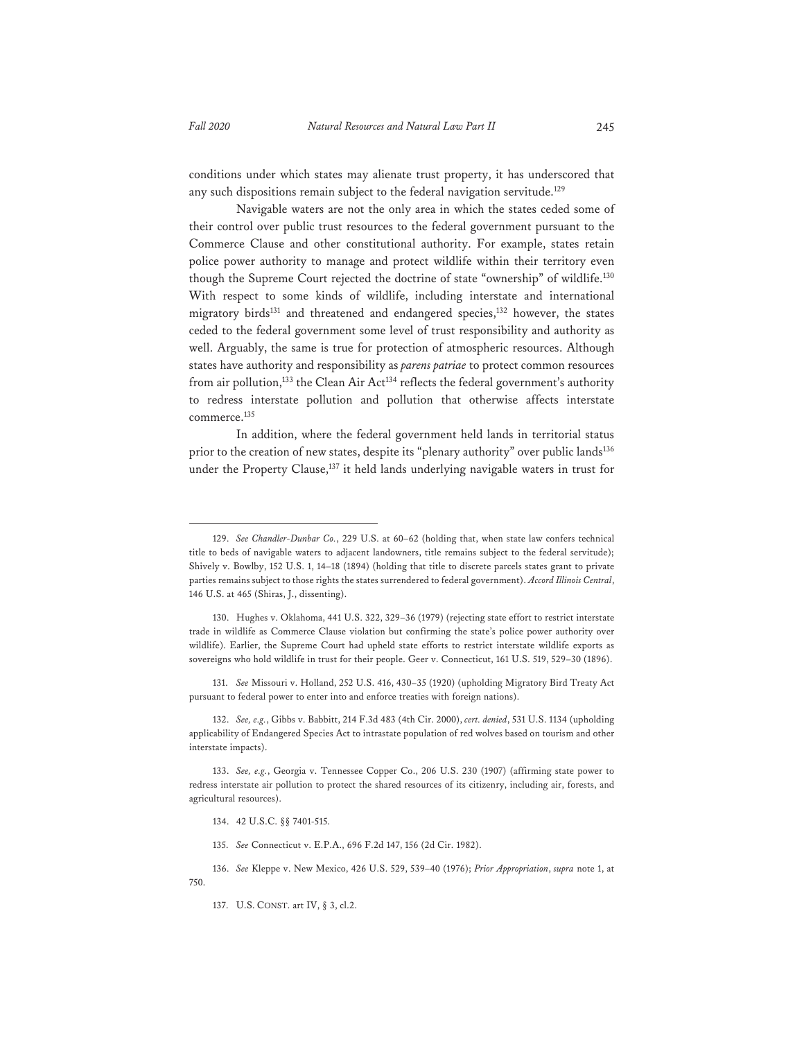conditions under which states may alienate trust property, it has underscored that any such dispositions remain subject to the federal navigation servitude.[129]

Navigable waters are not the only area in which the states ceded some of their control over public trust resources to the federal government pursuant to the Commerce Clause and other constitutional authority. For example, states retain police power authority to manage and protect wildlife within their territory even though the Supreme Court rejected the doctrine of state "ownership" of wildlife.[130] With respect to some kinds of wildlife, including interstate and international migratory birds[131] and threatened and endangered species,[132] however, the states ceded to the federal government some level of trust responsibility and authority as well. Arguably, the same is true for protection of atmospheric resources. Although states have authority and responsibility as *parens patriae* to protect common resources from air pollution,[133] the Clean Air Act[134] reflects the federal government's authority to redress interstate pollution and pollution that otherwise affects interstate commerce.[135]

In addition, where the federal government held lands in territorial status prior to the creation of new states, despite its "plenary authority" over public lands[136] under the Property Clause,[137] it held lands underlying navigable waters in trust for

---

129. *See Chandler-Dunbar Co.*, 229 U.S. at 60–62 (holding that, when state law confers technical title to beds of navigable waters to adjacent landowners, title remains subject to the federal servitude); Shively v. Bowlby, 152 U.S. 1, 14–18 (1894) (holding that title to discrete parcels states grant to private parties remains subject to those rights the states surrendered to federal government). *Accord Illinois Central*, 146 U.S. at 465 (Shiras, J., dissenting).

130. Hughes v. Oklahoma, 441 U.S. 322, 329–36 (1979) (rejecting state effort to restrict interstate trade in wildlife as Commerce Clause violation but confirming the state's police power authority over wildlife). Earlier, the Supreme Court had upheld state efforts to restrict interstate wildlife exports as sovereigns who hold wildlife in trust for their people. Geer v. Connecticut, 161 U.S. 519, 529–30 (1896).

131. *See* Missouri v. Holland, 252 U.S. 416, 430–35 (1920) (upholding Migratory Bird Treaty Act pursuant to federal power to enter into and enforce treaties with foreign nations).

132. *See, e.g.*, Gibbs v. Babbitt, 214 F.3d 483 (4th Cir. 2000), *cert. denied*, 531 U.S. 1134 (upholding applicability of Endangered Species Act to intrastate population of red wolves based on tourism and other interstate impacts).

133. *See, e.g.*, Georgia v. Tennessee Copper Co., 206 U.S. 230 (1907) (affirming state power to redress interstate air pollution to protect the shared resources of its citizenry, including air, forests, and agricultural resources).

134. 42 U.S.C. §§ 7401-515.

135. *See* Connecticut v. E.P.A., 696 F.2d 147, 156 (2d Cir. 1982).

136. *See* Kleppe v. New Mexico, 426 U.S. 529, 539–40 (1976); *Prior Appropriation*, *supra* note 1, at 750.

137. U.S. CONST. art IV, § 3, cl.2.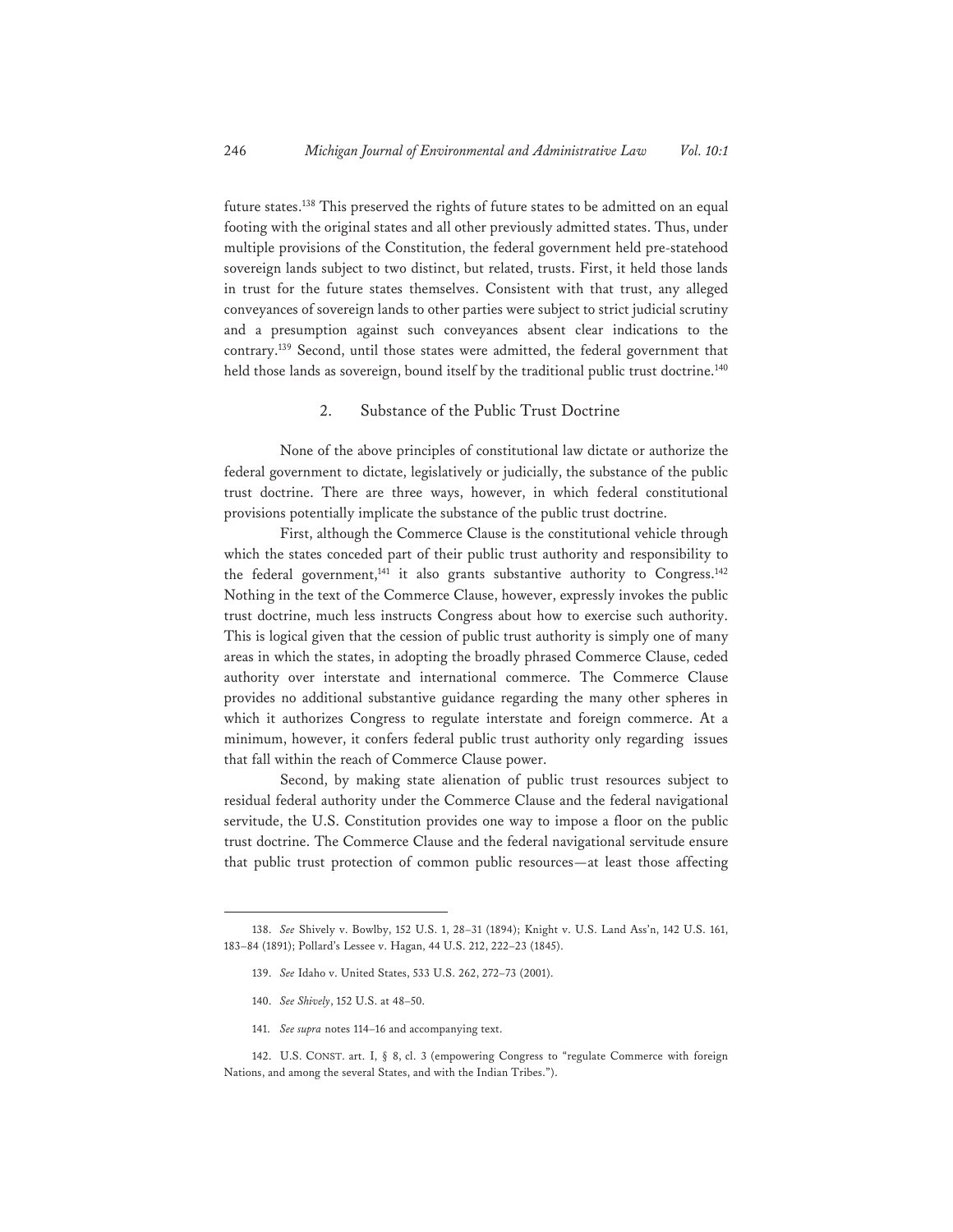future states.[138] This preserved the rights of future states to be admitted on an equal footing with the original states and all other previously admitted states. Thus, under multiple provisions of the Constitution, the federal government held pre-statehood sovereign lands subject to two distinct, but related, trusts. First, it held those lands in trust for the future states themselves. Consistent with that trust, any alleged conveyances of sovereign lands to other parties were subject to strict judicial scrutiny and a presumption against such conveyances absent clear indications to the contrary.[139] Second, until those states were admitted, the federal government that held those lands as sovereign, bound itself by the traditional public trust doctrine.[140]

### 2. Substance of the Public Trust Doctrine

None of the above principles of constitutional law dictate or authorize the federal government to dictate, legislatively or judicially, the substance of the public trust doctrine. There are three ways, however, in which federal constitutional provisions potentially implicate the substance of the public trust doctrine.

First, although the Commerce Clause is the constitutional vehicle through which the states conceded part of their public trust authority and responsibility to the federal government,[141] it also grants substantive authority to Congress.[142] Nothing in the text of the Commerce Clause, however, expressly invokes the public trust doctrine, much less instructs Congress about how to exercise such authority. This is logical given that the cession of public trust authority is simply one of many areas in which the states, in adopting the broadly phrased Commerce Clause, ceded authority over interstate and international commerce. The Commerce Clause provides no additional substantive guidance regarding the many other spheres in which it authorizes Congress to regulate interstate and foreign commerce. At a minimum, however, it confers federal public trust authority only regarding issues that fall within the reach of Commerce Clause power.

Second, by making state alienation of public trust resources subject to residual federal authority under the Commerce Clause and the federal navigational servitude, the U.S. Constitution provides one way to impose a floor on the public trust doctrine. The Commerce Clause and the federal navigational servitude ensure that public trust protection of common public resources—at least those affecting

---

138. *See* Shively v. Bowlby, 152 U.S. 1, 28–31 (1894); Knight v. U.S. Land Ass'n, 142 U.S. 161, 183–84 (1891); Pollard's Lessee v. Hagan, 44 U.S. 212, 222–23 (1845).

139. *See* Idaho v. United States, 533 U.S. 262, 272–73 (2001).

140. *See Shively*, 152 U.S. at 48–50.

141. *See supra* notes 114–16 and accompanying text.

142. U.S. CONST. art. I, § 8, cl. 3 (empowering Congress to "regulate Commerce with foreign Nations, and among the several States, and with the Indian Tribes.").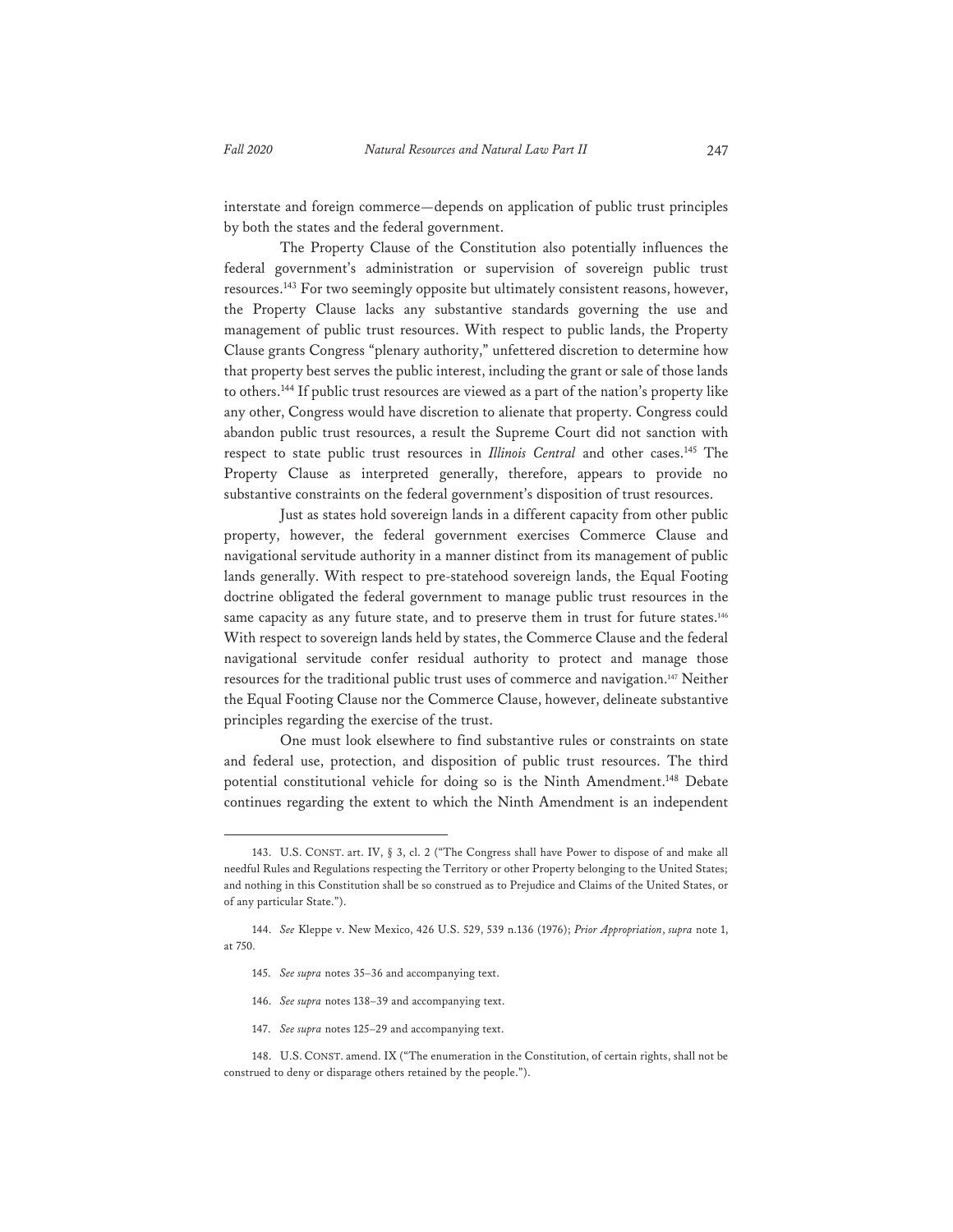interstate and foreign commerce—depends on application of public trust principles by both the states and the federal government.

The Property Clause of the Constitution also potentially influences the federal government's administration or supervision of sovereign public trust resources.[143] For two seemingly opposite but ultimately consistent reasons, however, the Property Clause lacks any substantive standards governing the use and management of public trust resources. With respect to public lands, the Property Clause grants Congress "plenary authority," unfettered discretion to determine how that property best serves the public interest, including the grant or sale of those lands to others.[144] If public trust resources are viewed as a part of the nation's property like any other, Congress would have discretion to alienate that property. Congress could abandon public trust resources, a result the Supreme Court did not sanction with respect to state public trust resources in *Illinois Central* and other cases.[145] The Property Clause as interpreted generally, therefore, appears to provide no substantive constraints on the federal government's disposition of trust resources.

Just as states hold sovereign lands in a different capacity from other public property, however, the federal government exercises Commerce Clause and navigational servitude authority in a manner distinct from its management of public lands generally. With respect to pre-statehood sovereign lands, the Equal Footing doctrine obligated the federal government to manage public trust resources in the same capacity as any future state, and to preserve them in trust for future states.[146] With respect to sovereign lands held by states, the Commerce Clause and the federal navigational servitude confer residual authority to protect and manage those resources for the traditional public trust uses of commerce and navigation.[147] Neither the Equal Footing Clause nor the Commerce Clause, however, delineate substantive principles regarding the exercise of the trust.

One must look elsewhere to find substantive rules or constraints on state and federal use, protection, and disposition of public trust resources. The third potential constitutional vehicle for doing so is the Ninth Amendment.[148] Debate continues regarding the extent to which the Ninth Amendment is an independent

---

143. U.S. CONST. art. IV, § 3, cl. 2 ("The Congress shall have Power to dispose of and make all needful Rules and Regulations respecting the Territory or other Property belonging to the United States; and nothing in this Constitution shall be so construed as to Prejudice and Claims of the United States, or of any particular State.").

144. *See* Kleppe v. New Mexico, 426 U.S. 529, 539 n.136 (1976); *Prior Appropriation*, *supra* note 1, at 750.

145. *See supra* notes 35–36 and accompanying text.

146. *See supra* notes 138–39 and accompanying text.

147. *See supra* notes 125–29 and accompanying text.

148. U.S. CONST. amend. IX ("The enumeration in the Constitution, of certain rights, shall not be construed to deny or disparage others retained by the people.").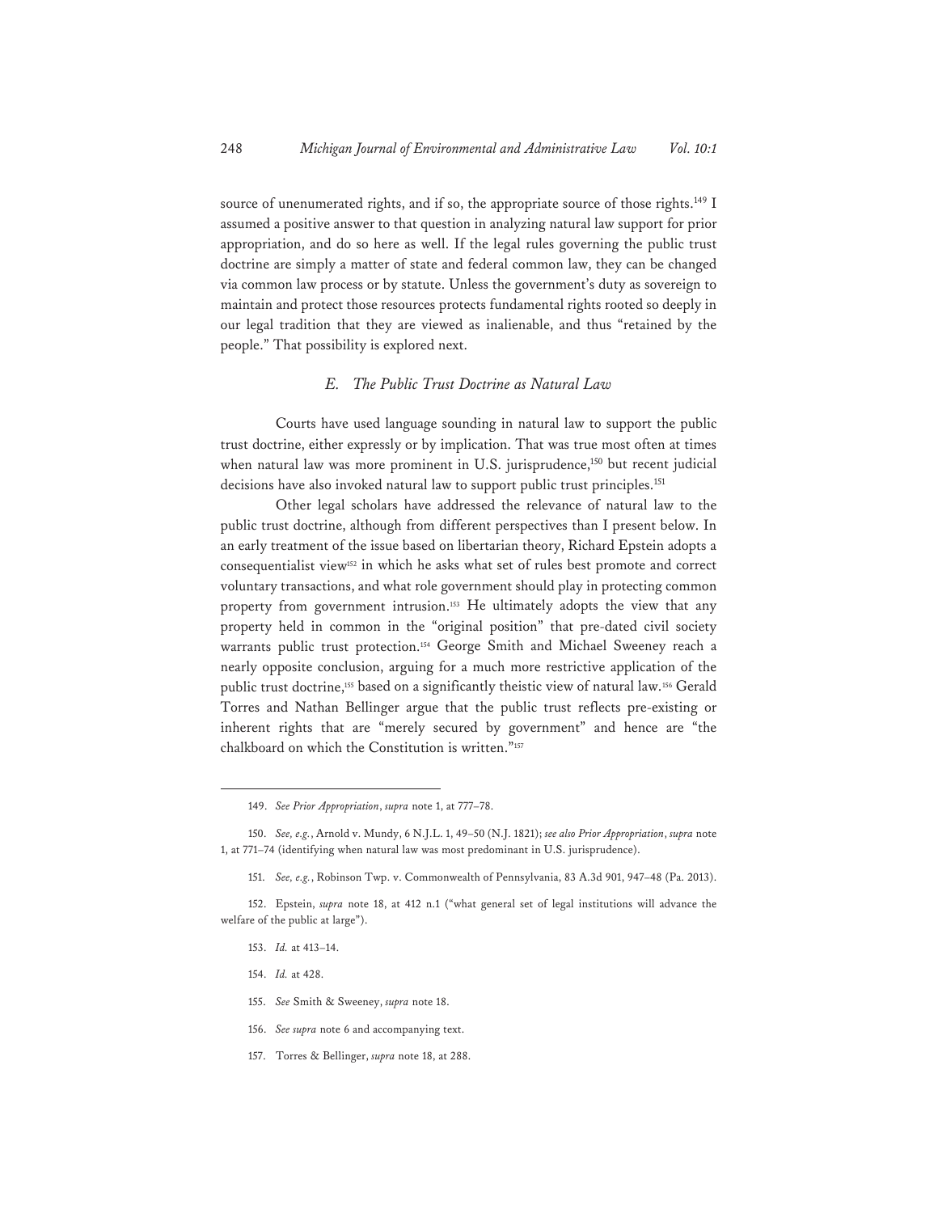source of unenumerated rights, and if so, the appropriate source of those rights.[149] I assumed a positive answer to that question in analyzing natural law support for prior appropriation, and do so here as well. If the legal rules governing the public trust doctrine are simply a matter of state and federal common law, they can be changed via common law process or by statute. Unless the government's duty as sovereign to maintain and protect those resources protects fundamental rights rooted so deeply in our legal tradition that they are viewed as inalienable, and thus "retained by the people." That possibility is explored next.

### *E. The Public Trust Doctrine as Natural Law*

Courts have used language sounding in natural law to support the public trust doctrine, either expressly or by implication. That was true most often at times when natural law was more prominent in U.S. jurisprudence,[150] but recent judicial decisions have also invoked natural law to support public trust principles.[151]

Other legal scholars have addressed the relevance of natural law to the public trust doctrine, although from different perspectives than I present below. In an early treatment of the issue based on libertarian theory, Richard Epstein adopts a consequentialist view[152] in which he asks what set of rules best promote and correct voluntary transactions, and what role government should play in protecting common property from government intrusion.[153] He ultimately adopts the view that any property held in common in the "original position" that pre-dated civil society warrants public trust protection.[154] George Smith and Michael Sweeney reach a nearly opposite conclusion, arguing for a much more restrictive application of the public trust doctrine,[155] based on a significantly theistic view of natural law.[156] Gerald Torres and Nathan Bellinger argue that the public trust reflects pre-existing or inherent rights that are "merely secured by government" and hence are "the chalkboard on which the Constitution is written."[157]

---

149. *See Prior Appropriation*, *supra* note 1, at 777–78.

150. *See, e.g.*, Arnold v. Mundy, 6 N.J.L. 1, 49–50 (N.J. 1821); *see also Prior Appropriation*, *supra* note 1, at 771–74 (identifying when natural law was most predominant in U.S. jurisprudence).

151. *See, e.g.*, Robinson Twp. v. Commonwealth of Pennsylvania, 83 A.3d 901, 947–48 (Pa. 2013).

152. Epstein, *supra* note 18, at 412 n.1 ("what general set of legal institutions will advance the welfare of the public at large").

153. *Id.* at 413–14.

154. *Id.* at 428.

155. *See* Smith & Sweeney, *supra* note 18.

156. *See supra* note 6 and accompanying text.

157. Torres & Bellinger, *supra* note 18, at 288.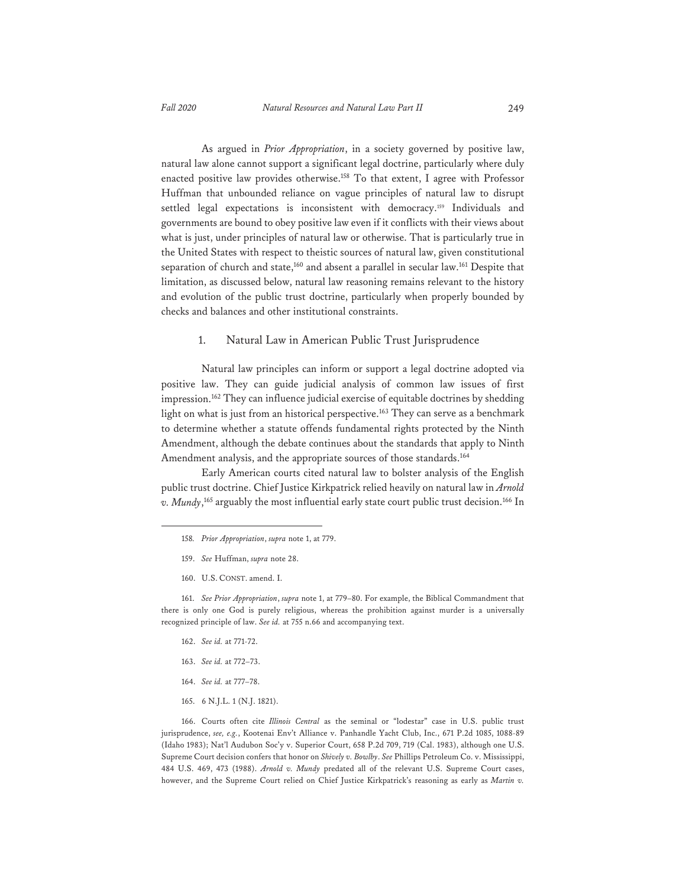As argued in *Prior Appropriation*, in a society governed by positive law, natural law alone cannot support a significant legal doctrine, particularly where duly enacted positive law provides otherwise.[158] To that extent, I agree with Professor Huffman that unbounded reliance on vague principles of natural law to disrupt settled legal expectations is inconsistent with democracy.[159] Individuals and governments are bound to obey positive law even if it conflicts with their views about what is just, under principles of natural law or otherwise. That is particularly true in the United States with respect to theistic sources of natural law, given constitutional separation of church and state,[160] and absent a parallel in secular law.[161] Despite that limitation, as discussed below, natural law reasoning remains relevant to the history and evolution of the public trust doctrine, particularly when properly bounded by checks and balances and other institutional constraints.

### 1. Natural Law in American Public Trust Jurisprudence

Natural law principles can inform or support a legal doctrine adopted via positive law. They can guide judicial analysis of common law issues of first impression.[162] They can influence judicial exercise of equitable doctrines by shedding light on what is just from an historical perspective.[163] They can serve as a benchmark to determine whether a statute offends fundamental rights protected by the Ninth Amendment, although the debate continues about the standards that apply to Ninth Amendment analysis, and the appropriate sources of those standards.[164]

Early American courts cited natural law to bolster analysis of the English public trust doctrine. Chief Justice Kirkpatrick relied heavily on natural law in *Arnold v. Mundy*,[165] arguably the most influential early state court public trust decision.[166] In

---

158. *Prior Appropriation*, *supra* note 1, at 779.

159. *See* Huffman, *supra* note 28.

160. U.S. CONST. amend. I.

161. *See Prior Appropriation*, *supra* note 1, at 779–80. For example, the Biblical Commandment that there is only one God is purely religious, whereas the prohibition against murder is a universally recognized principle of law. *See id.* at 755 n.66 and accompanying text.

162. *See id.* at 771-72.

163. *See id.* at 772–73.

164. *See id.* at 777–78.

165. 6 N.J.L. 1 (N.J. 1821).

166. Courts often cite *Illinois Central* as the seminal or "lodestar" case in U.S. public trust jurisprudence, *see, e.g.*, Kootenai Env't Alliance v. Panhandle Yacht Club, Inc., 671 P.2d 1085, 1088-89 (Idaho 1983); Nat'l Audubon Soc'y v. Superior Court, 658 P.2d 709, 719 (Cal. 1983), although one U.S. Supreme Court decision confers that honor on *Shively v. Bowlby*. *See* Phillips Petroleum Co. v. Mississippi, 484 U.S. 469, 473 (1988). *Arnold v. Mundy* predated all of the relevant U.S. Supreme Court cases, however, and the Supreme Court relied on Chief Justice Kirkpatrick's reasoning as early as *Martin v.*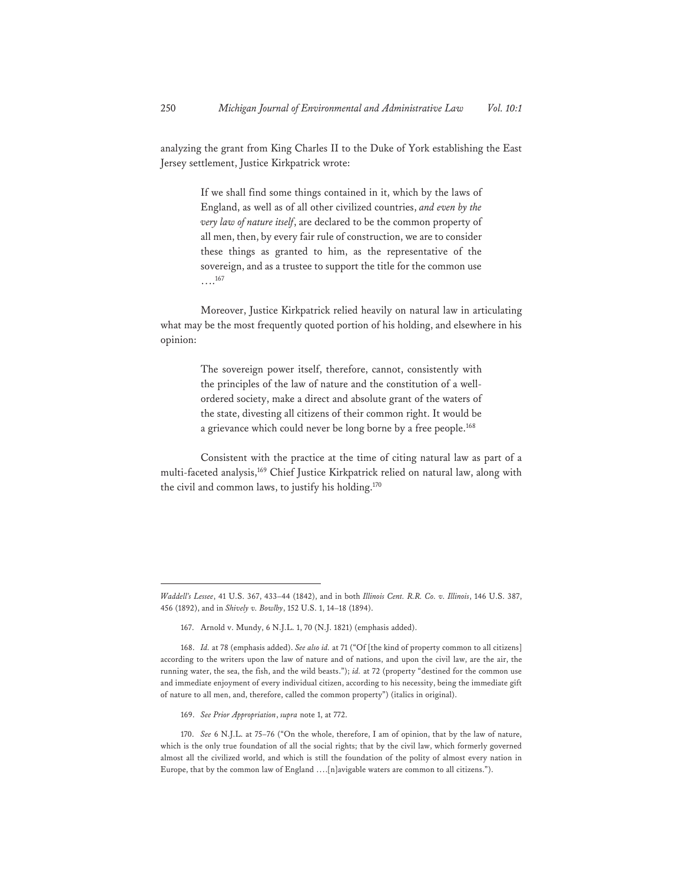analyzing the grant from King Charles II to the Duke of York establishing the East Jersey settlement, Justice Kirkpatrick wrote:

> If we shall find some things contained in it, which by the laws of England, as well as of all other civilized countries, *and even by the very law of nature itself*, are declared to be the common property of all men, then, by every fair rule of construction, we are to consider these things as granted to him, as the representative of the sovereign, and as a trustee to support the title for the common use ….[167]

Moreover, Justice Kirkpatrick relied heavily on natural law in articulating what may be the most frequently quoted portion of his holding, and elsewhere in his opinion:

> The sovereign power itself, therefore, cannot, consistently with the principles of the law of nature and the constitution of a well-ordered society, make a direct and absolute grant of the waters of the state, divesting all citizens of their common right. It would be a grievance which could never be long borne by a free people.[168]

Consistent with the practice at the time of citing natural law as part of a multi-faceted analysis,[169] Chief Justice Kirkpatrick relied on natural law, along with the civil and common laws, to justify his holding.[170]

---

*Waddell's Lessee*, 41 U.S. 367, 433–44 (1842), and in both *Illinois Cent. R.R. Co. v. Illinois*, 146 U.S. 387, 456 (1892), and in *Shively v. Bowlby*, 152 U.S. 1, 14–18 (1894).

167. Arnold v. Mundy, 6 N.J.L. 1, 70 (N.J. 1821) (emphasis added).

168. *Id.* at 78 (emphasis added). *See also id.* at 71 ("Of [the kind of property common to all citizens] according to the writers upon the law of nature and of nations, and upon the civil law, are the air, the running water, the sea, the fish, and the wild beasts."); *id.* at 72 (property "destined for the common use and immediate enjoyment of every individual citizen, according to his necessity, being the immediate gift of nature to all men, and, therefore, called the common property") (italics in original).

169. *See Prior Appropriation*, *supra* note 1, at 772.

170. *See* 6 N.J.L. at 75–76 ("On the whole, therefore, I am of opinion, that by the law of nature, which is the only true foundation of all the social rights; that by the civil law, which formerly governed almost all the civilized world, and which is still the foundation of the polity of almost every nation in Europe, that by the common law of England ….[n]avigable waters are common to all citizens.").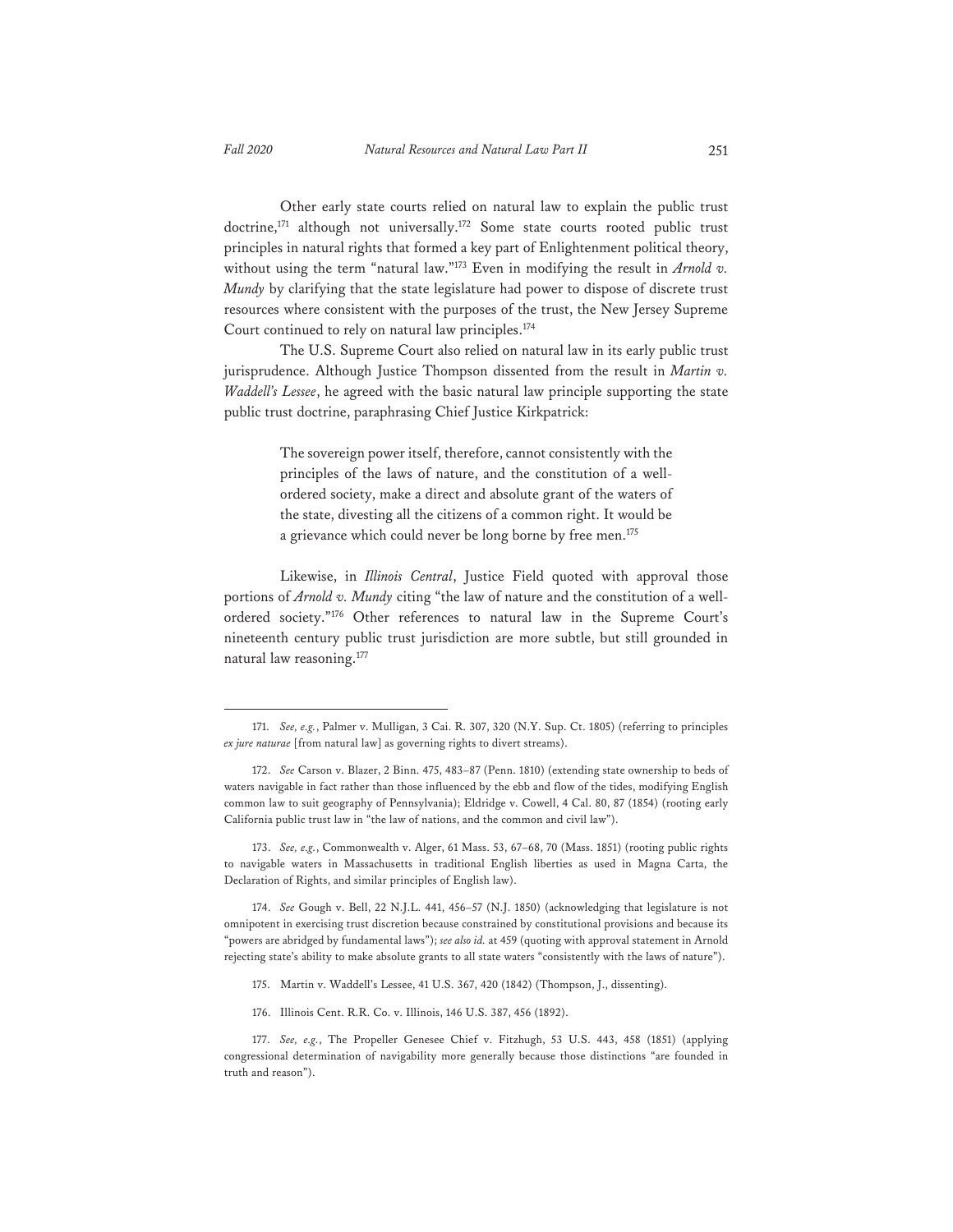Other early state courts relied on natural law to explain the public trust doctrine,[171] although not universally.[172] Some state courts rooted public trust principles in natural rights that formed a key part of Enlightenment political theory, without using the term "natural law."[173] Even in modifying the result in *Arnold v. Mundy* by clarifying that the state legislature had power to dispose of discrete trust resources where consistent with the purposes of the trust, the New Jersey Supreme Court continued to rely on natural law principles.[174]

The U.S. Supreme Court also relied on natural law in its early public trust jurisprudence. Although Justice Thompson dissented from the result in *Martin v. Waddell's Lessee*, he agreed with the basic natural law principle supporting the state public trust doctrine, paraphrasing Chief Justice Kirkpatrick:

> The sovereign power itself, therefore, cannot consistently with the principles of the laws of nature, and the constitution of a well-ordered society, make a direct and absolute grant of the waters of the state, divesting all the citizens of a common right. It would be a grievance which could never be long borne by free men.[175]

Likewise, in *Illinois Central*, Justice Field quoted with approval those portions of *Arnold v. Mundy* citing "the law of nature and the constitution of a well-ordered society."[176] Other references to natural law in the Supreme Court's nineteenth century public trust jurisdiction are more subtle, but still grounded in natural law reasoning.[177]

---

171. *See, e.g.*, Palmer v. Mulligan, 3 Cai. R. 307, 320 (N.Y. Sup. Ct. 1805) (referring to principles *ex jure naturae* [from natural law] as governing rights to divert streams).

172. *See* Carson v. Blazer, 2 Binn. 475, 483–87 (Penn. 1810) (extending state ownership to beds of waters navigable in fact rather than those influenced by the ebb and flow of the tides, modifying English common law to suit geography of Pennsylvania); Eldridge v. Cowell, 4 Cal. 80, 87 (1854) (rooting early California public trust law in "the law of nations, and the common and civil law").

173. *See, e.g.*, Commonwealth v. Alger, 61 Mass. 53, 67–68, 70 (Mass. 1851) (rooting public rights to navigable waters in Massachusetts in traditional English liberties as used in Magna Carta, the Declaration of Rights, and similar principles of English law).

174. *See* Gough v. Bell, 22 N.J.L. 441, 456–57 (N.J. 1850) (acknowledging that legislature is not omnipotent in exercising trust discretion because constrained by constitutional provisions and because its "powers are abridged by fundamental laws"); *see also id.* at 459 (quoting with approval statement in Arnold rejecting state's ability to make absolute grants to all state waters "consistently with the laws of nature").

175. Martin v. Waddell's Lessee, 41 U.S. 367, 420 (1842) (Thompson, J., dissenting).

176. Illinois Cent. R.R. Co. v. Illinois, 146 U.S. 387, 456 (1892).

177. *See, e.g.*, The Propeller Genesee Chief v. Fitzhugh, 53 U.S. 443, 458 (1851) (applying congressional determination of navigability more generally because those distinctions "are founded in truth and reason").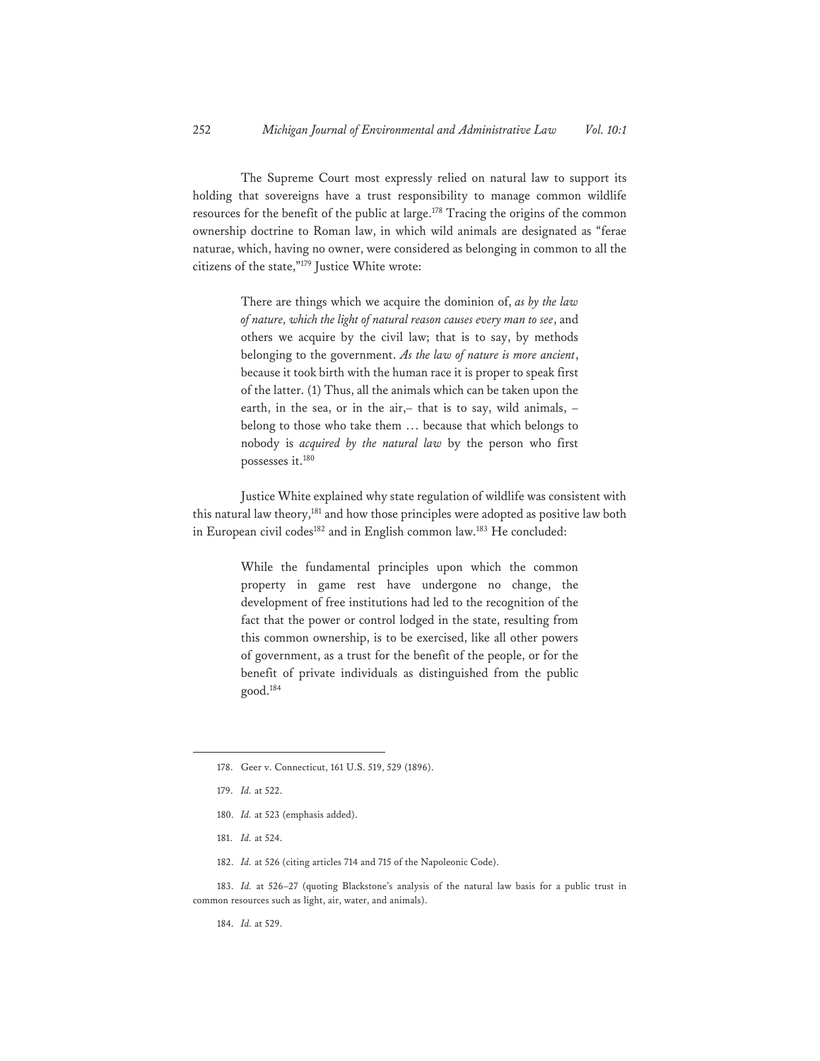The Supreme Court most expressly relied on natural law to support its holding that sovereigns have a trust responsibility to manage common wildlife resources for the benefit of the public at large.[178] Tracing the origins of the common ownership doctrine to Roman law, in which wild animals are designated as "ferae naturae, which, having no owner, were considered as belonging in common to all the citizens of the state,"[179] Justice White wrote:

> There are things which we acquire the dominion of, *as by the law of nature, which the light of natural reason causes every man to see*, and others we acquire by the civil law; that is to say, by methods belonging to the government. *As the law of nature is more ancient*, because it took birth with the human race it is proper to speak first of the latter. (1) Thus, all the animals which can be taken upon the earth, in the sea, or in the air,– that is to say, wild animals, – belong to those who take them … because that which belongs to nobody is *acquired by the natural law* by the person who first possesses it.[180]

Justice White explained why state regulation of wildlife was consistent with this natural law theory,[181] and how those principles were adopted as positive law both in European civil codes[182] and in English common law.[183] He concluded:

> While the fundamental principles upon which the common property in game rest have undergone no change, the development of free institutions had led to the recognition of the fact that the power or control lodged in the state, resulting from this common ownership, is to be exercised, like all other powers of government, as a trust for the benefit of the people, or for the benefit of private individuals as distinguished from the public good.[184]

---

178. Geer v. Connecticut, 161 U.S. 519, 529 (1896).

179. *Id.* at 522.

180. *Id.* at 523 (emphasis added).

181. *Id.* at 524.

182. *Id.* at 526 (citing articles 714 and 715 of the Napoleonic Code).

183. *Id.* at 526–27 (quoting Blackstone's analysis of the natural law basis for a public trust in common resources such as light, air, water, and animals).

184. *Id.* at 529.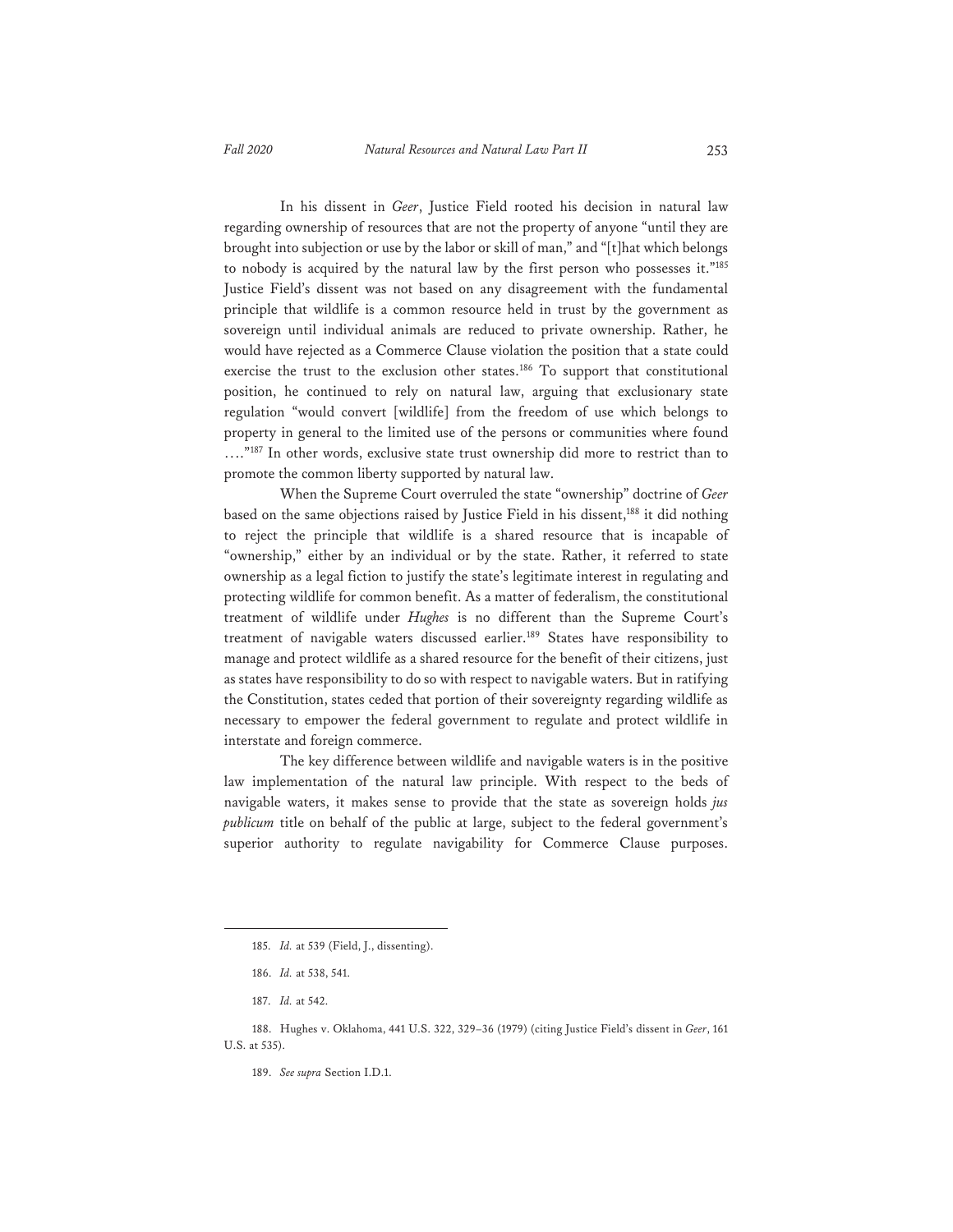In his dissent in *Geer*, Justice Field rooted his decision in natural law regarding ownership of resources that are not the property of anyone "until they are brought into subjection or use by the labor or skill of man," and "[t]hat which belongs to nobody is acquired by the natural law by the first person who possesses it."[185] Justice Field's dissent was not based on any disagreement with the fundamental principle that wildlife is a common resource held in trust by the government as sovereign until individual animals are reduced to private ownership. Rather, he would have rejected as a Commerce Clause violation the position that a state could exercise the trust to the exclusion other states.[186] To support that constitutional position, he continued to rely on natural law, arguing that exclusionary state regulation "would convert [wildlife] from the freedom of use which belongs to property in general to the limited use of the persons or communities where found . . . ."[187] In other words, exclusive state trust ownership did more to restrict than to promote the common liberty supported by natural law.

When the Supreme Court overruled the state "ownership" doctrine of *Geer* based on the same objections raised by Justice Field in his dissent,[188] it did nothing to reject the principle that wildlife is a shared resource that is incapable of "ownership," either by an individual or by the state. Rather, it referred to state ownership as a legal fiction to justify the state's legitimate interest in regulating and protecting wildlife for common benefit. As a matter of federalism, the constitutional treatment of wildlife under *Hughes* is no different than the Supreme Court's treatment of navigable waters discussed earlier.[189] States have responsibility to manage and protect wildlife as a shared resource for the benefit of their citizens, just as states have responsibility to do so with respect to navigable waters. But in ratifying the Constitution, states ceded that portion of their sovereignty regarding wildlife as necessary to empower the federal government to regulate and protect wildlife in interstate and foreign commerce.

The key difference between wildlife and navigable waters is in the positive law implementation of the natural law principle. With respect to the beds of navigable waters, it makes sense to provide that the state as sovereign holds *jus publicum* title on behalf of the public at large, subject to the federal government's superior authority to regulate navigability for Commerce Clause purposes.

---

185. *Id.* at 539 (Field, J., dissenting).

186. *Id.* at 538, 541.

187. *Id.* at 542.

188. Hughes v. Oklahoma, 441 U.S. 322, 329–36 (1979) (citing Justice Field's dissent in *Geer*, 161 U.S. at 535).

189. *See supra* Section I.D.1.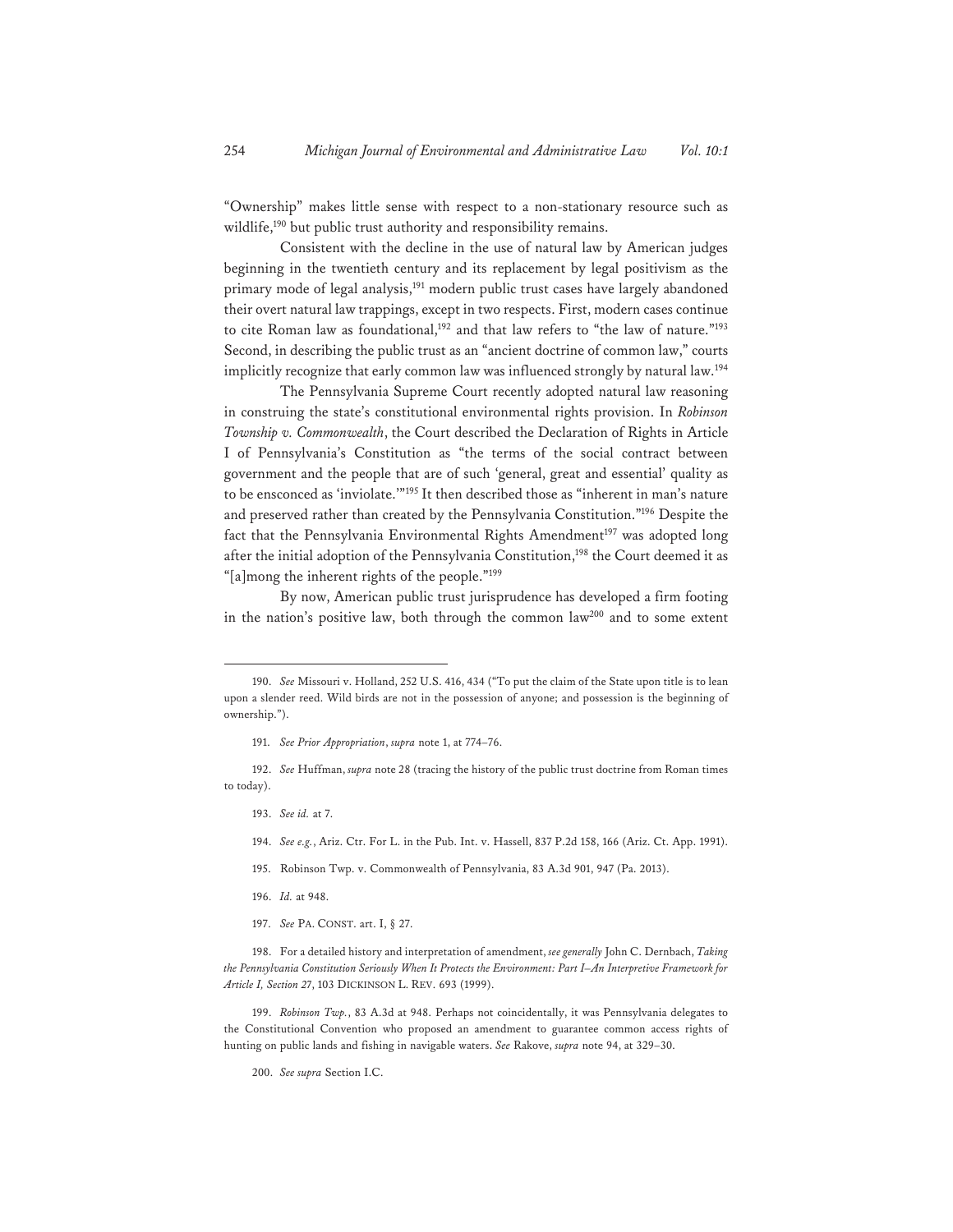"Ownership" makes little sense with respect to a non-stationary resource such as wildlife,[190] but public trust authority and responsibility remains.

Consistent with the decline in the use of natural law by American judges beginning in the twentieth century and its replacement by legal positivism as the primary mode of legal analysis,[191] modern public trust cases have largely abandoned their overt natural law trappings, except in two respects. First, modern cases continue to cite Roman law as foundational,[192] and that law refers to "the law of nature."[193] Second, in describing the public trust as an "ancient doctrine of common law," courts implicitly recognize that early common law was influenced strongly by natural law.[194]

The Pennsylvania Supreme Court recently adopted natural law reasoning in construing the state's constitutional environmental rights provision. In *Robinson Township v. Commonwealth*, the Court described the Declaration of Rights in Article I of Pennsylvania's Constitution as "the terms of the social contract between government and the people that are of such 'general, great and essential' quality as to be ensconced as 'inviolate.'"[195] It then described those as "inherent in man's nature and preserved rather than created by the Pennsylvania Constitution."[196] Despite the fact that the Pennsylvania Environmental Rights Amendment[197] was adopted long after the initial adoption of the Pennsylvania Constitution,[198] the Court deemed it as "[a]mong the inherent rights of the people."[199]

By now, American public trust jurisprudence has developed a firm footing in the nation's positive law, both through the common law[200] and to some extent

---

190. *See* Missouri v. Holland, 252 U.S. 416, 434 ("To put the claim of the State upon title is to lean upon a slender reed. Wild birds are not in the possession of anyone; and possession is the beginning of ownership.").

191. *See Prior Appropriation*, *supra* note 1, at 774–76.

192. *See* Huffman, *supra* note 28 (tracing the history of the public trust doctrine from Roman times to today).

193. *See id.* at 7.

194. *See e.g.*, Ariz. Ctr. For L. in the Pub. Int. v. Hassell, 837 P.2d 158, 166 (Ariz. Ct. App. 1991).

195. Robinson Twp. v. Commonwealth of Pennsylvania, 83 A.3d 901, 947 (Pa. 2013).

196. *Id.* at 948.

197. *See* PA. CONST. art. I, § 27.

198. For a detailed history and interpretation of amendment, *see generally* John C. Dernbach, *Taking the Pennsylvania Constitution Seriously When It Protects the Environment: Part I–An Interpretive Framework for Article I, Section 27*, 103 DICKINSON L. REV. 693 (1999).

199. *Robinson Twp.*, 83 A.3d at 948. Perhaps not coincidentally, it was Pennsylvania delegates to the Constitutional Convention who proposed an amendment to guarantee common access rights of hunting on public lands and fishing in navigable waters. *See* Rakove, *supra* note 94, at 329–30.

200. *See supra* Section I.C.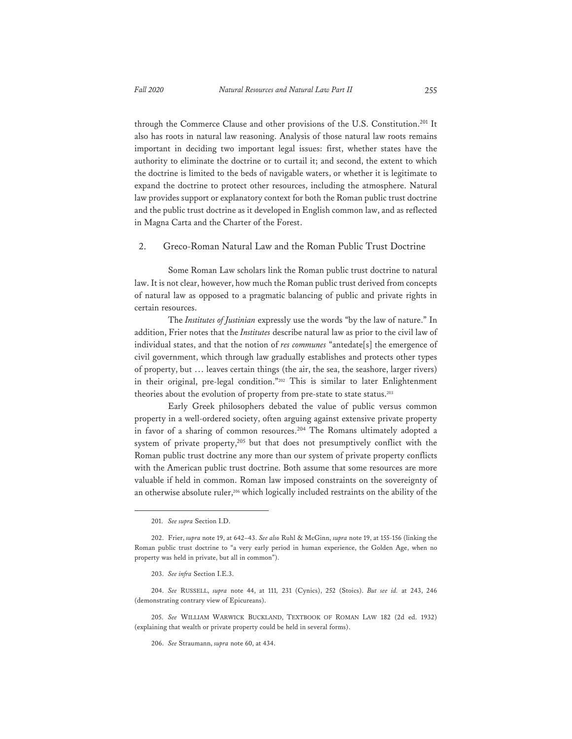through the Commerce Clause and other provisions of the U.S. Constitution.[201] It also has roots in natural law reasoning. Analysis of those natural law roots remains important in deciding two important legal issues: first, whether states have the authority to eliminate the doctrine or to curtail it; and second, the extent to which the doctrine is limited to the beds of navigable waters, or whether it is legitimate to expand the doctrine to protect other resources, including the atmosphere. Natural law provides support or explanatory context for both the Roman public trust doctrine and the public trust doctrine as it developed in English common law, and as reflected in Magna Carta and the Charter of the Forest.

### 2. Greco-Roman Natural Law and the Roman Public Trust Doctrine

Some Roman Law scholars link the Roman public trust doctrine to natural law. It is not clear, however, how much the Roman public trust derived from concepts of natural law as opposed to a pragmatic balancing of public and private rights in certain resources.

The *Institutes of Justinian* expressly use the words "by the law of nature." In addition, Frier notes that the *Institutes* describe natural law as prior to the civil law of individual states, and that the notion of *res communes* "antedate[s] the emergence of civil government, which through law gradually establishes and protects other types of property, but … leaves certain things (the air, the sea, the seashore, larger rivers) in their original, pre-legal condition."[202] This is similar to later Enlightenment theories about the evolution of property from pre-state to state status.[203]

Early Greek philosophers debated the value of public versus common property in a well-ordered society, often arguing against extensive private property in favor of a sharing of common resources.[204] The Romans ultimately adopted a system of private property,[205] but that does not presumptively conflict with the Roman public trust doctrine any more than our system of private property conflicts with the American public trust doctrine. Both assume that some resources are more valuable if held in common. Roman law imposed constraints on the sovereignty of an otherwise absolute ruler,[206] which logically included restraints on the ability of the

---

201. *See supra* Section I.D.

202. Frier, *supra* note 19, at 642–43. *See also* Ruhl & McGinn, *supra* note 19, at 155-156 (linking the Roman public trust doctrine to "a very early period in human experience, the Golden Age, when no property was held in private, but all in common").

203. *See infra* Section I.E.3.

204. *See* RUSSELL, *supra* note 44, at 111, 231 (Cynics), 252 (Stoics). *But see id.* at 243, 246 (demonstrating contrary view of Epicureans).

205. *See* WILLIAM WARWICK BUCKLAND, TEXTBOOK OF ROMAN LAW 182 (2d ed. 1932) (explaining that wealth or private property could be held in several forms).

206. *See* Straumann, *supra* note 60, at 434.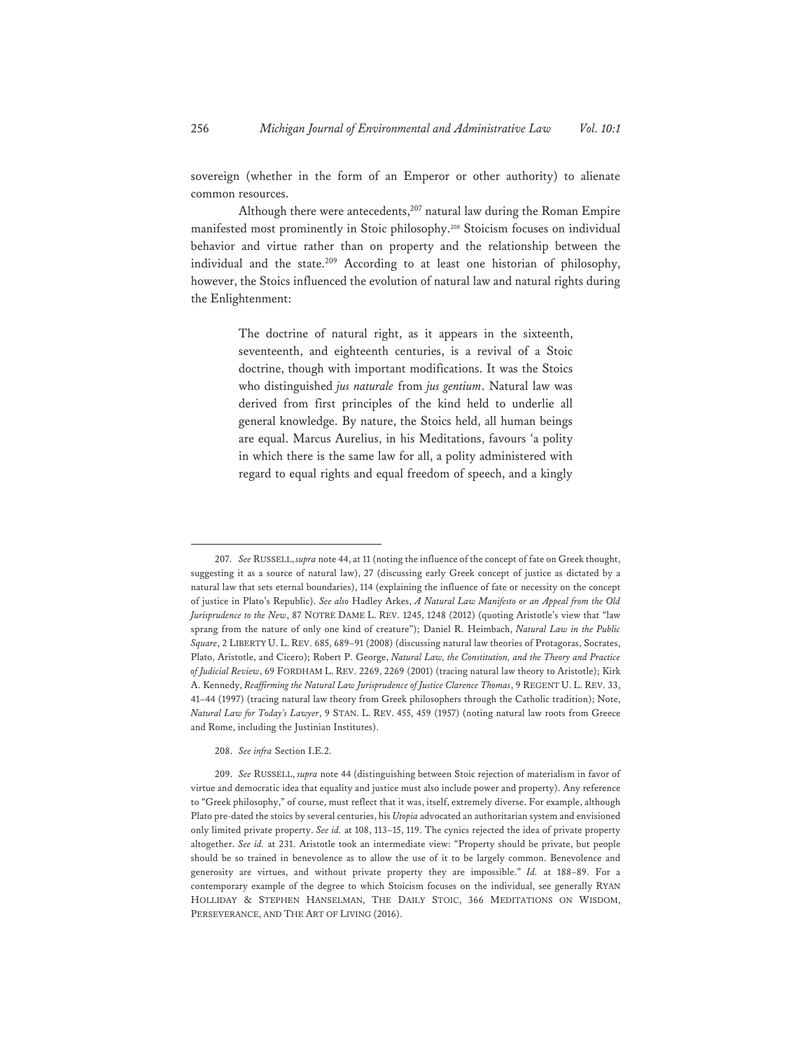sovereign (whether in the form of an Emperor or other authority) to alienate common resources.

Although there were antecedents,[207] natural law during the Roman Empire manifested most prominently in Stoic philosophy.[208] Stoicism focuses on individual behavior and virtue rather than on property and the relationship between the individual and the state.[209] According to at least one historian of philosophy, however, the Stoics influenced the evolution of natural law and natural rights during the Enlightenment:

> The doctrine of natural right, as it appears in the sixteenth, seventeenth, and eighteenth centuries, is a revival of a Stoic doctrine, though with important modifications. It was the Stoics who distinguished *jus naturale* from *jus gentium*. Natural law was derived from first principles of the kind held to underlie all general knowledge. By nature, the Stoics held, all human beings are equal. Marcus Aurelius, in his Meditations, favours 'a polity in which there is the same law for all, a polity administered with regard to equal rights and equal freedom of speech, and a kingly

---

207. *See* RUSSELL, *supra* note 44, at 11 (noting the influence of the concept of fate on Greek thought, suggesting it as a source of natural law), 27 (discussing early Greek concept of justice as dictated by a natural law that sets eternal boundaries), 114 (explaining the influence of fate or necessity on the concept of justice in Plato's Republic). *See also* Hadley Arkes, *A Natural Law Manifesto or an Appeal from the Old Jurisprudence to the New*, 87 NOTRE DAME L. REV. 1245, 1248 (2012) (quoting Aristotle's view that "law sprang from the nature of only one kind of creature"); Daniel R. Heimbach, *Natural Law in the Public Square*, 2 LIBERTY U. L. REV. 685, 689–91 (2008) (discussing natural law theories of Protagoras, Socrates, Plato, Aristotle, and Cicero); Robert P. George, *Natural Law, the Constitution, and the Theory and Practice of Judicial Review*, 69 FORDHAM L. REV. 2269, 2269 (2001) (tracing natural law theory to Aristotle); Kirk A. Kennedy, *Reaffirming the Natural Law Jurisprudence of Justice Clarence Thomas*, 9 REGENT U. L. REV. 33, 41–44 (1997) (tracing natural law theory from Greek philosophers through the Catholic tradition); Note, *Natural Law for Today's Lawyer*, 9 STAN. L. REV. 455, 459 (1957) (noting natural law roots from Greece and Rome, including the Justinian Institutes).

208. *See infra* Section I.E.2.

209. *See* RUSSELL, *supra* note 44 (distinguishing between Stoic rejection of materialism in favor of virtue and democratic idea that equality and justice must also include power and property). Any reference to "Greek philosophy," of course, must reflect that it was, itself, extremely diverse. For example, although Plato pre-dated the stoics by several centuries, his *Utopia* advocated an authoritarian system and envisioned only limited private property. *See id.* at 108, 113–15, 119. The cynics rejected the idea of private property altogether. *See id.* at 231. Aristotle took an intermediate view: "Property should be private, but people should be so trained in benevolence as to allow the use of it to be largely common. Benevolence and generosity are virtues, and without private property they are impossible." *Id.* at 188–89. For a contemporary example of the degree to which Stoicism focuses on the individual, see generally RYAN HOLLIDAY & STEPHEN HANSELMAN, THE DAILY STOIC, 366 MEDITATIONS ON WISDOM, PERSEVERANCE, AND THE ART OF LIVING (2016).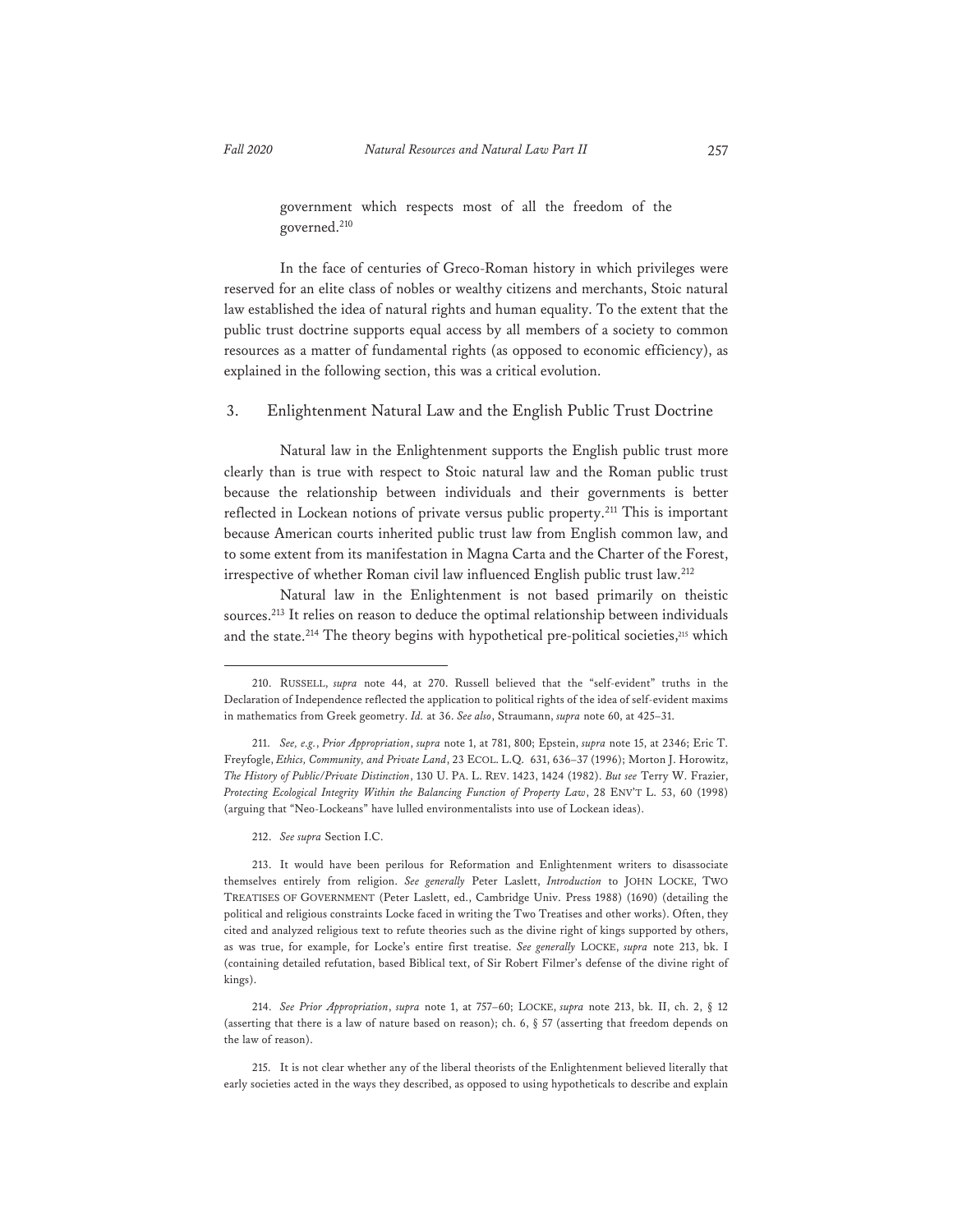government which respects most of all the freedom of the governed.[210]

In the face of centuries of Greco-Roman history in which privileges were reserved for an elite class of nobles or wealthy citizens and merchants, Stoic natural law established the idea of natural rights and human equality. To the extent that the public trust doctrine supports equal access by all members of a society to common resources as a matter of fundamental rights (as opposed to economic efficiency), as explained in the following section, this was a critical evolution.

### 3. Enlightenment Natural Law and the English Public Trust Doctrine

Natural law in the Enlightenment supports the English public trust more clearly than is true with respect to Stoic natural law and the Roman public trust because the relationship between individuals and their governments is better reflected in Lockean notions of private versus public property.[211] This is important because American courts inherited public trust law from English common law, and to some extent from its manifestation in Magna Carta and the Charter of the Forest, irrespective of whether Roman civil law influenced English public trust law.[212]

Natural law in the Enlightenment is not based primarily on theistic sources.[213] It relies on reason to deduce the optimal relationship between individuals and the state.[214] The theory begins with hypothetical pre-political societies,[215] which

---

210. RUSSELL, *supra* note 44, at 270. Russell believed that the "self-evident" truths in the Declaration of Independence reflected the application to political rights of the idea of self-evident maxims in mathematics from Greek geometry. *Id.* at 36. *See also*, Straumann, *supra* note 60, at 425–31.

211. *See, e.g.*, *Prior Appropriation*, *supra* note 1, at 781, 800; Epstein, *supra* note 15, at 2346; Eric T. Freyfogle, *Ethics, Community, and Private Land*, 23 ECOL. L.Q. 631, 636–37 (1996); Morton J. Horowitz, *The History of Public/Private Distinction*, 130 U. PA. L. REV. 1423, 1424 (1982). *But see* Terry W. Frazier, *Protecting Ecological Integrity Within the Balancing Function of Property Law*, 28 ENV'T L. 53, 60 (1998) (arguing that "Neo-Lockeans" have lulled environmentalists into use of Lockean ideas).

212. *See supra* Section I.C.

213. It would have been perilous for Reformation and Enlightenment writers to disassociate themselves entirely from religion. *See generally* Peter Laslett, *Introduction* to JOHN LOCKE, TWO TREATISES OF GOVERNMENT (Peter Laslett, ed., Cambridge Univ. Press 1988) (1690) (detailing the political and religious constraints Locke faced in writing the Two Treatises and other works). Often, they cited and analyzed religious text to refute theories such as the divine right of kings supported by others, as was true, for example, for Locke's entire first treatise. *See generally* LOCKE, *supra* note 213, bk. I (containing detailed refutation, based Biblical text, of Sir Robert Filmer's defense of the divine right of kings).

214. *See Prior Appropriation*, *supra* note 1, at 757–60; LOCKE, *supra* note 213, bk. II, ch. 2, § 12 (asserting that there is a law of nature based on reason); ch. 6, § 57 (asserting that freedom depends on the law of reason).

215. It is not clear whether any of the liberal theorists of the Enlightenment believed literally that early societies acted in the ways they described, as opposed to using hypotheticals to describe and explain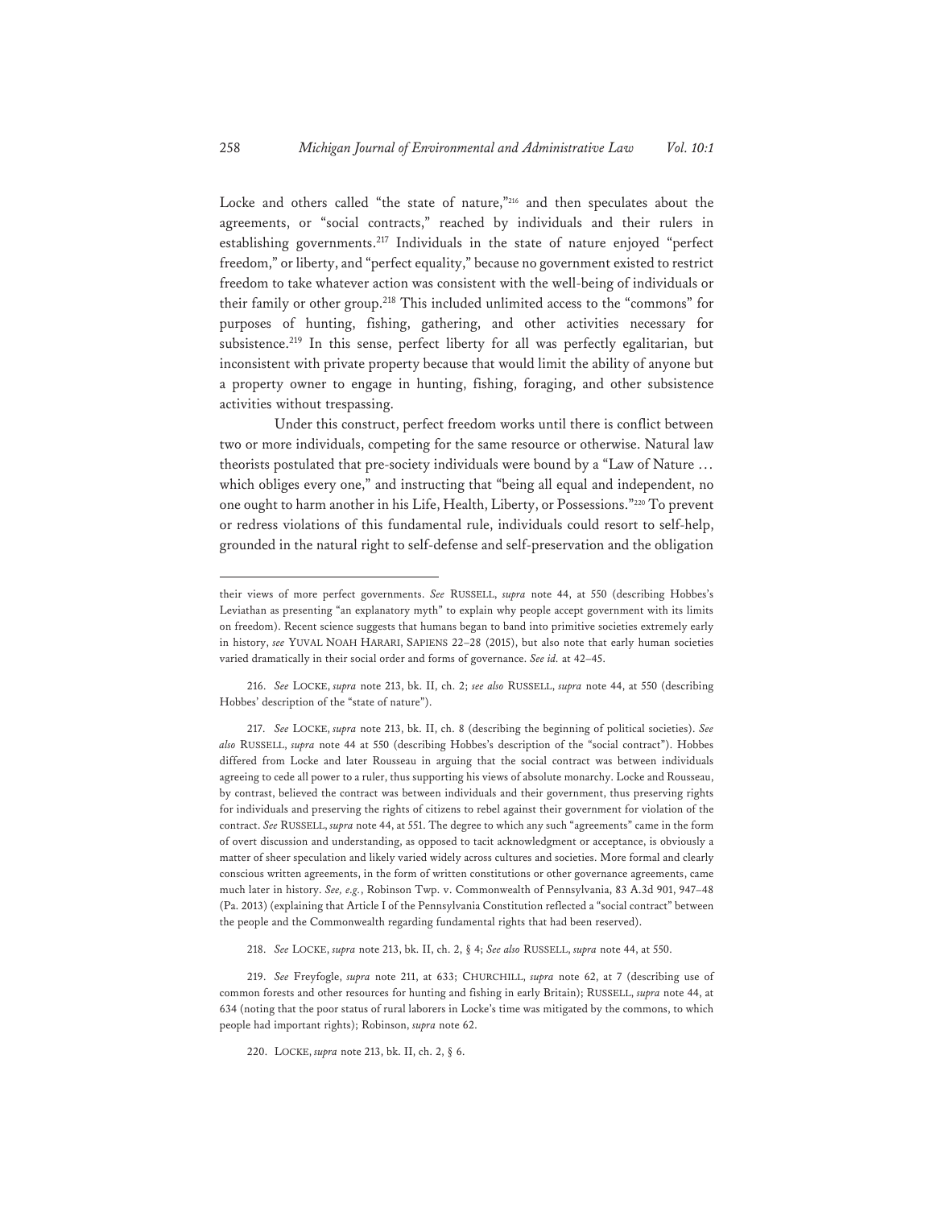Locke and others called "the state of nature,"[216] and then speculates about the agreements, or "social contracts," reached by individuals and their rulers in establishing governments.[217] Individuals in the state of nature enjoyed "perfect freedom," or liberty, and "perfect equality," because no government existed to restrict freedom to take whatever action was consistent with the well-being of individuals or their family or other group.[218] This included unlimited access to the "commons" for purposes of hunting, fishing, gathering, and other activities necessary for subsistence.[219] In this sense, perfect liberty for all was perfectly egalitarian, but inconsistent with private property because that would limit the ability of anyone but a property owner to engage in hunting, fishing, foraging, and other subsistence activities without trespassing.

Under this construct, perfect freedom works until there is conflict between two or more individuals, competing for the same resource or otherwise. Natural law theorists postulated that pre-society individuals were bound by a "Law of Nature … which obliges every one," and instructing that "being all equal and independent, no one ought to harm another in his Life, Health, Liberty, or Possessions."[220] To prevent or redress violations of this fundamental rule, individuals could resort to self-help, grounded in the natural right to self-defense and self-preservation and the obligation

---

their views of more perfect governments. *See* RUSSELL, *supra* note 44, at 550 (describing Hobbes's Leviathan as presenting "an explanatory myth" to explain why people accept government with its limits on freedom). Recent science suggests that humans began to band into primitive societies extremely early in history, *see* YUVAL NOAH HARARI, SAPIENS 22–28 (2015), but also note that early human societies varied dramatically in their social order and forms of governance. *See id.* at 42–45.

216. *See* LOCKE, *supra* note 213, bk. II, ch. 2; *see also* RUSSELL, *supra* note 44, at 550 (describing Hobbes' description of the "state of nature").

217. *See* LOCKE, *supra* note 213, bk. II, ch. 8 (describing the beginning of political societies). *See also* RUSSELL, *supra* note 44 at 550 (describing Hobbes's description of the "social contract"). Hobbes differed from Locke and later Rousseau in arguing that the social contract was between individuals agreeing to cede all power to a ruler, thus supporting his views of absolute monarchy. Locke and Rousseau, by contrast, believed the contract was between individuals and their government, thus preserving rights for individuals and preserving the rights of citizens to rebel against their government for violation of the contract. *See* RUSSELL, *supra* note 44, at 551. The degree to which any such "agreements" came in the form of overt discussion and understanding, as opposed to tacit acknowledgment or acceptance, is obviously a matter of sheer speculation and likely varied widely across cultures and societies. More formal and clearly conscious written agreements, in the form of written constitutions or other governance agreements, came much later in history. *See, e.g.*, Robinson Twp. v. Commonwealth of Pennsylvania, 83 A.3d 901, 947–48 (Pa. 2013) (explaining that Article I of the Pennsylvania Constitution reflected a "social contract" between the people and the Commonwealth regarding fundamental rights that had been reserved).

218. *See* LOCKE, *supra* note 213, bk. II, ch. 2, § 4; *See also* RUSSELL, *supra* note 44, at 550.

219. *See* Freyfogle, *supra* note 211, at 633; CHURCHILL, *supra* note 62, at 7 (describing use of common forests and other resources for hunting and fishing in early Britain); RUSSELL, *supra* note 44, at 634 (noting that the poor status of rural laborers in Locke's time was mitigated by the commons, to which people had important rights); Robinson, *supra* note 62.

220. LOCKE, *supra* note 213, bk. II, ch. 2, § 6.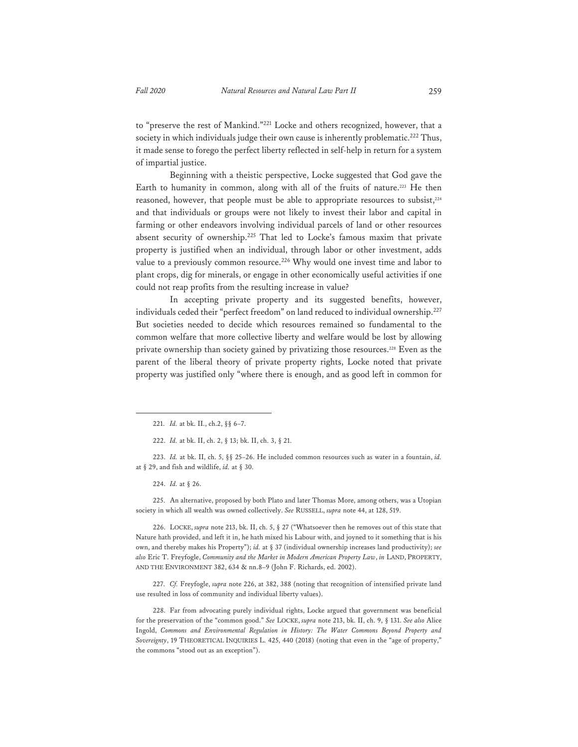to "preserve the rest of Mankind."[221] Locke and others recognized, however, that a society in which individuals judge their own cause is inherently problematic.[222] Thus, it made sense to forego the perfect liberty reflected in self-help in return for a system of impartial justice.

Beginning with a theistic perspective, Locke suggested that God gave the Earth to humanity in common, along with all of the fruits of nature.[223] He then reasoned, however, that people must be able to appropriate resources to subsist,[224] and that individuals or groups were not likely to invest their labor and capital in farming or other endeavors involving individual parcels of land or other resources absent security of ownership.[225] That led to Locke's famous maxim that private property is justified when an individual, through labor or other investment, adds value to a previously common resource.[226] Why would one invest time and labor to plant crops, dig for minerals, or engage in other economically useful activities if one could not reap profits from the resulting increase in value?

In accepting private property and its suggested benefits, however, individuals ceded their "perfect freedom" on land reduced to individual ownership.[227] But societies needed to decide which resources remained so fundamental to the common welfare that more collective liberty and welfare would be lost by allowing private ownership than society gained by privatizing those resources.[228] Even as the parent of the liberal theory of private property rights, Locke noted that private property was justified only "where there is enough, and as good left in common for

---

221. *Id.* at bk. II., ch.2, §§ 6–7.

222. *Id.* at bk. II, ch. 2, § 13; bk. II, ch. 3, § 21.

223. *Id.* at bk. II, ch. 5, §§ 25–26. He included common resources such as water in a fountain, *id.* at § 29, and fish and wildlife, *id.* at § 30.

224. *Id.* at § 26.

225. An alternative, proposed by both Plato and later Thomas More, among others, was a Utopian society in which all wealth was owned collectively. *See* RUSSELL, *supra* note 44, at 128, 519.

226. LOCKE, *supra* note 213, bk. II, ch. 5, § 27 ("Whatsoever then he removes out of this state that Nature hath provided, and left it in, he hath mixed his Labour with, and joyned to it something that is his own, and thereby makes his Property"); *id.* at § 37 (individual ownership increases land productivity); *see also* Eric T. Freyfogle, *Community and the Market in Modern American Property Law*, *in* LAND, PROPERTY, AND THE ENVIRONMENT 382, 634 & nn.8–9 (John F. Richards, ed. 2002).

227. *Cf.* Freyfogle, *supra* note 226, at 382, 388 (noting that recognition of intensified private land use resulted in loss of community and individual liberty values).

228. Far from advocating purely individual rights, Locke argued that government was beneficial for the preservation of the "common good." *See* LOCKE, *supra* note 213, bk. II, ch. 9, § 131. *See also* Alice Ingold, *Commons and Environmental Regulation in History: The Water Commons Beyond Property and Sovereignty*, 19 THEORETICAL INQUIRIES L. 425, 440 (2018) (noting that even in the "age of property," the commons "stood out as an exception").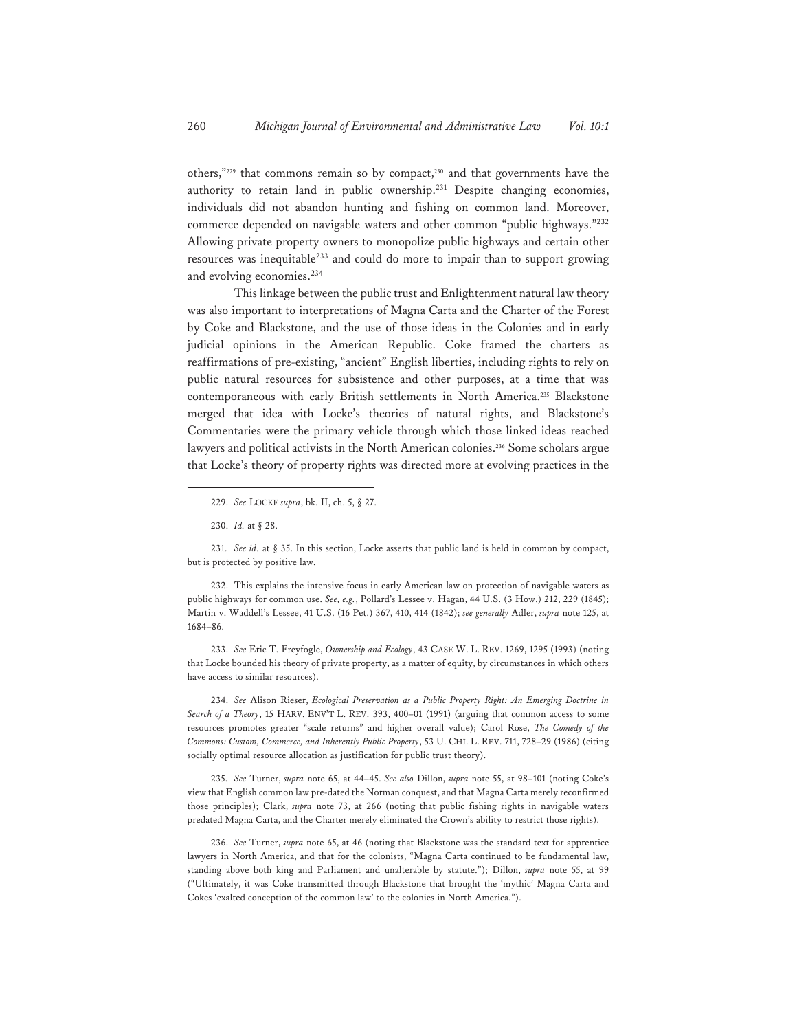others,"[229] that commons remain so by compact,[230] and that governments have the authority to retain land in public ownership.[231] Despite changing economies, individuals did not abandon hunting and fishing on common land. Moreover, commerce depended on navigable waters and other common "public highways."[232] Allowing private property owners to monopolize public highways and certain other resources was inequitable[233] and could do more to impair than to support growing and evolving economies.[234]

This linkage between the public trust and Enlightenment natural law theory was also important to interpretations of Magna Carta and the Charter of the Forest by Coke and Blackstone, and the use of those ideas in the Colonies and in early judicial opinions in the American Republic. Coke framed the charters as reaffirmations of pre-existing, "ancient" English liberties, including rights to rely on public natural resources for subsistence and other purposes, at a time that was contemporaneous with early British settlements in North America.[235] Blackstone merged that idea with Locke's theories of natural rights, and Blackstone's Commentaries were the primary vehicle through which those linked ideas reached lawyers and political activists in the North American colonies.[236] Some scholars argue that Locke's theory of property rights was directed more at evolving practices in the

---

229. *See* LOCKE *supra*, bk. II, ch. 5, § 27.

230. *Id.* at § 28.

231. *See id.* at § 35. In this section, Locke asserts that public land is held in common by compact, but is protected by positive law.

232. This explains the intensive focus in early American law on protection of navigable waters as public highways for common use. *See, e.g.*, Pollard's Lessee v. Hagan, 44 U.S. (3 How.) 212, 229 (1845); Martin v. Waddell's Lessee, 41 U.S. (16 Pet.) 367, 410, 414 (1842); *see generally* Adler, *supra* note 125, at 1684–86.

233. *See* Eric T. Freyfogle, *Ownership and Ecology*, 43 CASE W. L. REV. 1269, 1295 (1993) (noting that Locke bounded his theory of private property, as a matter of equity, by circumstances in which others have access to similar resources).

234. *See* Alison Rieser, *Ecological Preservation as a Public Property Right: An Emerging Doctrine in Search of a Theory*, 15 HARV. ENV'T L. REV. 393, 400–01 (1991) (arguing that common access to some resources promotes greater "scale returns" and higher overall value); Carol Rose, *The Comedy of the Commons: Custom, Commerce, and Inherently Public Property*, 53 U. CHI. L. REV. 711, 728–29 (1986) (citing socially optimal resource allocation as justification for public trust theory).

235. *See* Turner, *supra* note 65, at 44–45. *See also* Dillon, *supra* note 55, at 98–101 (noting Coke's view that English common law pre-dated the Norman conquest, and that Magna Carta merely reconfirmed those principles); Clark, *supra* note 73, at 266 (noting that public fishing rights in navigable waters predated Magna Carta, and the Charter merely eliminated the Crown's ability to restrict those rights).

236. *See* Turner, *supra* note 65, at 46 (noting that Blackstone was the standard text for apprentice lawyers in North America, and that for the colonists, "Magna Carta continued to be fundamental law, standing above both king and Parliament and unalterable by statute."); Dillon, *supra* note 55, at 99 ("Ultimately, it was Coke transmitted through Blackstone that brought the 'mythic' Magna Carta and Cokes 'exalted conception of the common law' to the colonies in North America.").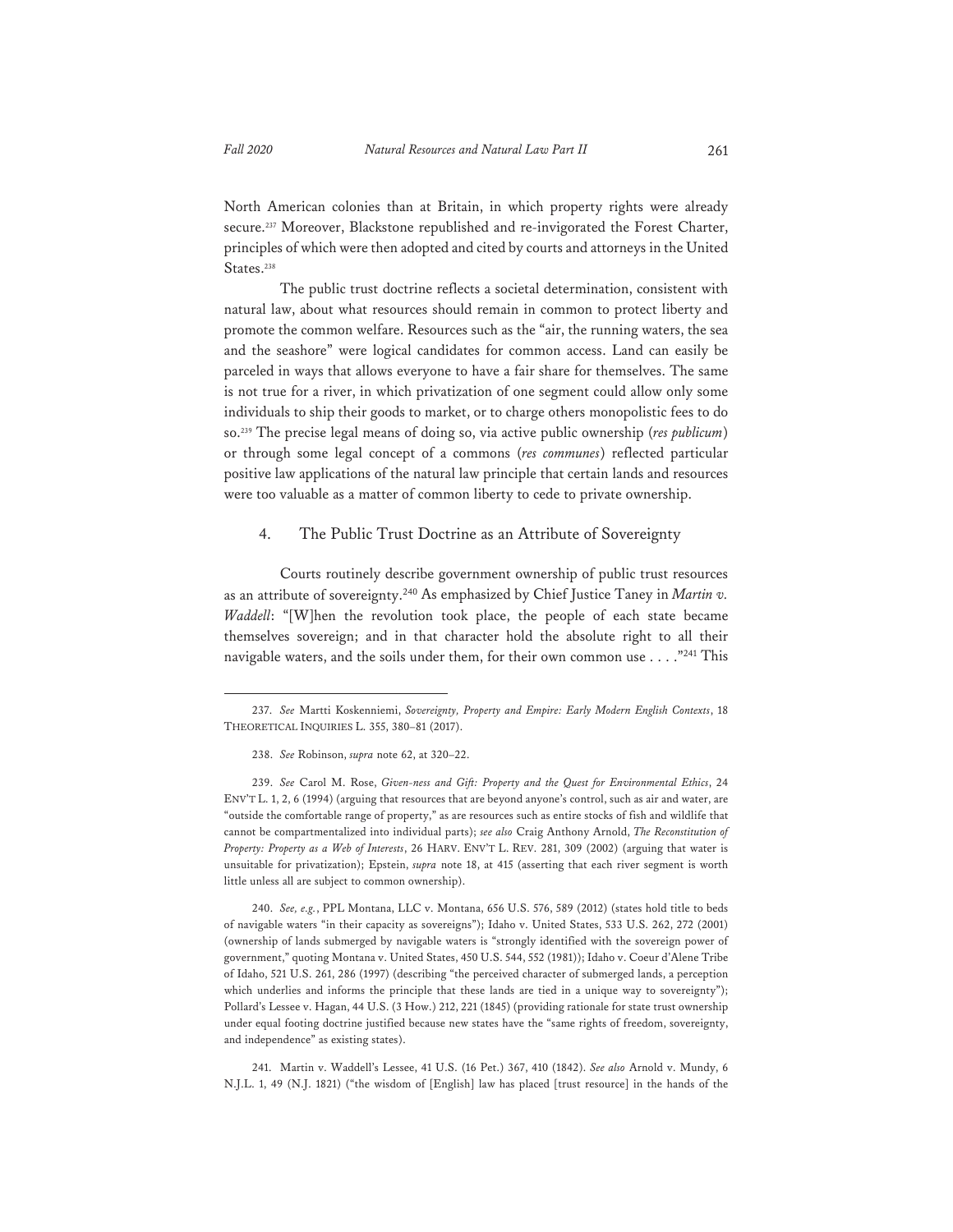North American colonies than at Britain, in which property rights were already secure.[237] Moreover, Blackstone republished and re-invigorated the Forest Charter, principles of which were then adopted and cited by courts and attorneys in the United States.[238]

The public trust doctrine reflects a societal determination, consistent with natural law, about what resources should remain in common to protect liberty and promote the common welfare. Resources such as the "air, the running waters, the sea and the seashore" were logical candidates for common access. Land can easily be parceled in ways that allows everyone to have a fair share for themselves. The same is not true for a river, in which privatization of one segment could allow only some individuals to ship their goods to market, or to charge others monopolistic fees to do so.[239] The precise legal means of doing so, via active public ownership (*res publicum*) or through some legal concept of a commons (*res communes*) reflected particular positive law applications of the natural law principle that certain lands and resources were too valuable as a matter of common liberty to cede to private ownership.

### 4. The Public Trust Doctrine as an Attribute of Sovereignty

Courts routinely describe government ownership of public trust resources as an attribute of sovereignty.[240] As emphasized by Chief Justice Taney in *Martin v. Waddell*: "[W]hen the revolution took place, the people of each state became themselves sovereign; and in that character hold the absolute right to all their navigable waters, and the soils under them, for their own common use . . . ."[241] This

---

237. *See* Martti Koskenniemi, *Sovereignty, Property and Empire: Early Modern English Contexts*, 18 THEORETICAL INQUIRIES L. 355, 380–81 (2017).

238. *See* Robinson, *supra* note 62, at 320–22.

239. *See* Carol M. Rose, *Given-ness and Gift: Property and the Quest for Environmental Ethics*, 24 ENV'T L. 1, 2, 6 (1994) (arguing that resources that are beyond anyone's control, such as air and water, are "outside the comfortable range of property," as are resources such as entire stocks of fish and wildlife that cannot be compartmentalized into individual parts); *see also* Craig Anthony Arnold, *The Reconstitution of Property: Property as a Web of Interests*, 26 HARV. ENV'T L. REV. 281, 309 (2002) (arguing that water is unsuitable for privatization); Epstein, *supra* note 18, at 415 (asserting that each river segment is worth little unless all are subject to common ownership).

240. *See, e.g.*, PPL Montana, LLC v. Montana, 656 U.S. 576, 589 (2012) (states hold title to beds of navigable waters "in their capacity as sovereigns"); Idaho v. United States, 533 U.S. 262, 272 (2001) (ownership of lands submerged by navigable waters is "strongly identified with the sovereign power of government," quoting Montana v. United States, 450 U.S. 544, 552 (1981)); Idaho v. Coeur d'Alene Tribe of Idaho, 521 U.S. 261, 286 (1997) (describing "the perceived character of submerged lands, a perception which underlies and informs the principle that these lands are tied in a unique way to sovereignty"); Pollard's Lessee v. Hagan, 44 U.S. (3 How.) 212, 221 (1845) (providing rationale for state trust ownership under equal footing doctrine justified because new states have the "same rights of freedom, sovereignty, and independence" as existing states).

241. Martin v. Waddell's Lessee, 41 U.S. (16 Pet.) 367, 410 (1842). *See also* Arnold v. Mundy, 6 N.J.L. 1, 49 (N.J. 1821) ("the wisdom of [English] law has placed [trust resource] in the hands of the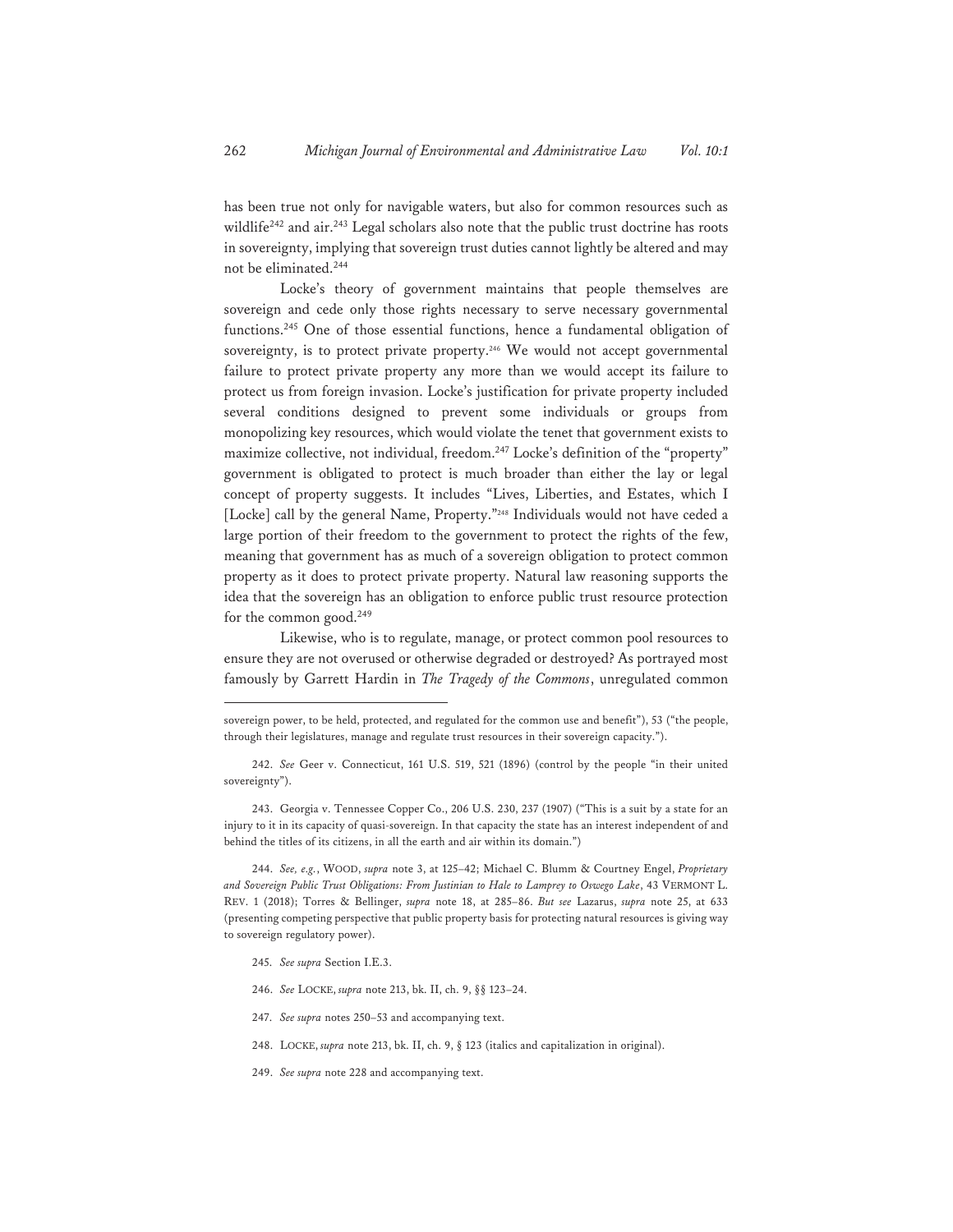has been true not only for navigable waters, but also for common resources such as wildlife[242] and air.[243] Legal scholars also note that the public trust doctrine has roots in sovereignty, implying that sovereign trust duties cannot lightly be altered and may not be eliminated.[244]

Locke's theory of government maintains that people themselves are sovereign and cede only those rights necessary to serve necessary governmental functions.[245] One of those essential functions, hence a fundamental obligation of sovereignty, is to protect private property.[246] We would not accept governmental failure to protect private property any more than we would accept its failure to protect us from foreign invasion. Locke's justification for private property included several conditions designed to prevent some individuals or groups from monopolizing key resources, which would violate the tenet that government exists to maximize collective, not individual, freedom.[247] Locke's definition of the "property" government is obligated to protect is much broader than either the lay or legal concept of property suggests. It includes "Lives, Liberties, and Estates, which I [Locke] call by the general Name, Property."[248] Individuals would not have ceded a large portion of their freedom to the government to protect the rights of the few, meaning that government has as much of a sovereign obligation to protect common property as it does to protect private property. Natural law reasoning supports the idea that the sovereign has an obligation to enforce public trust resource protection for the common good.[249]

Likewise, who is to regulate, manage, or protect common pool resources to ensure they are not overused or otherwise degraded or destroyed? As portrayed most famously by Garrett Hardin in *The Tragedy of the Commons*, unregulated common

---

sovereign power, to be held, protected, and regulated for the common use and benefit"), 53 ("the people, through their legislatures, manage and regulate trust resources in their sovereign capacity.").

242. *See* Geer v. Connecticut, 161 U.S. 519, 521 (1896) (control by the people "in their united sovereignty").

243. Georgia v. Tennessee Copper Co., 206 U.S. 230, 237 (1907) ("This is a suit by a state for an injury to it in its capacity of quasi-sovereign. In that capacity the state has an interest independent of and behind the titles of its citizens, in all the earth and air within its domain.")

244. *See, e.g.*, WOOD, *supra* note 3, at 125–42; Michael C. Blumm & Courtney Engel, *Proprietary and Sovereign Public Trust Obligations: From Justinian to Hale to Lamprey to Oswego Lake*, 43 VERMONT L. REV. 1 (2018); Torres & Bellinger, *supra* note 18, at 285–86. *But see* Lazarus, *supra* note 25, at 633 (presenting competing perspective that public property basis for protecting natural resources is giving way to sovereign regulatory power).

245. *See supra* Section I.E.3.

246. *See* LOCKE, *supra* note 213, bk. II, ch. 9, §§ 123–24.

247. *See supra* notes 250–53 and accompanying text.

248. LOCKE, *supra* note 213, bk. II, ch. 9, § 123 (italics and capitalization in original).

249. *See supra* note 228 and accompanying text.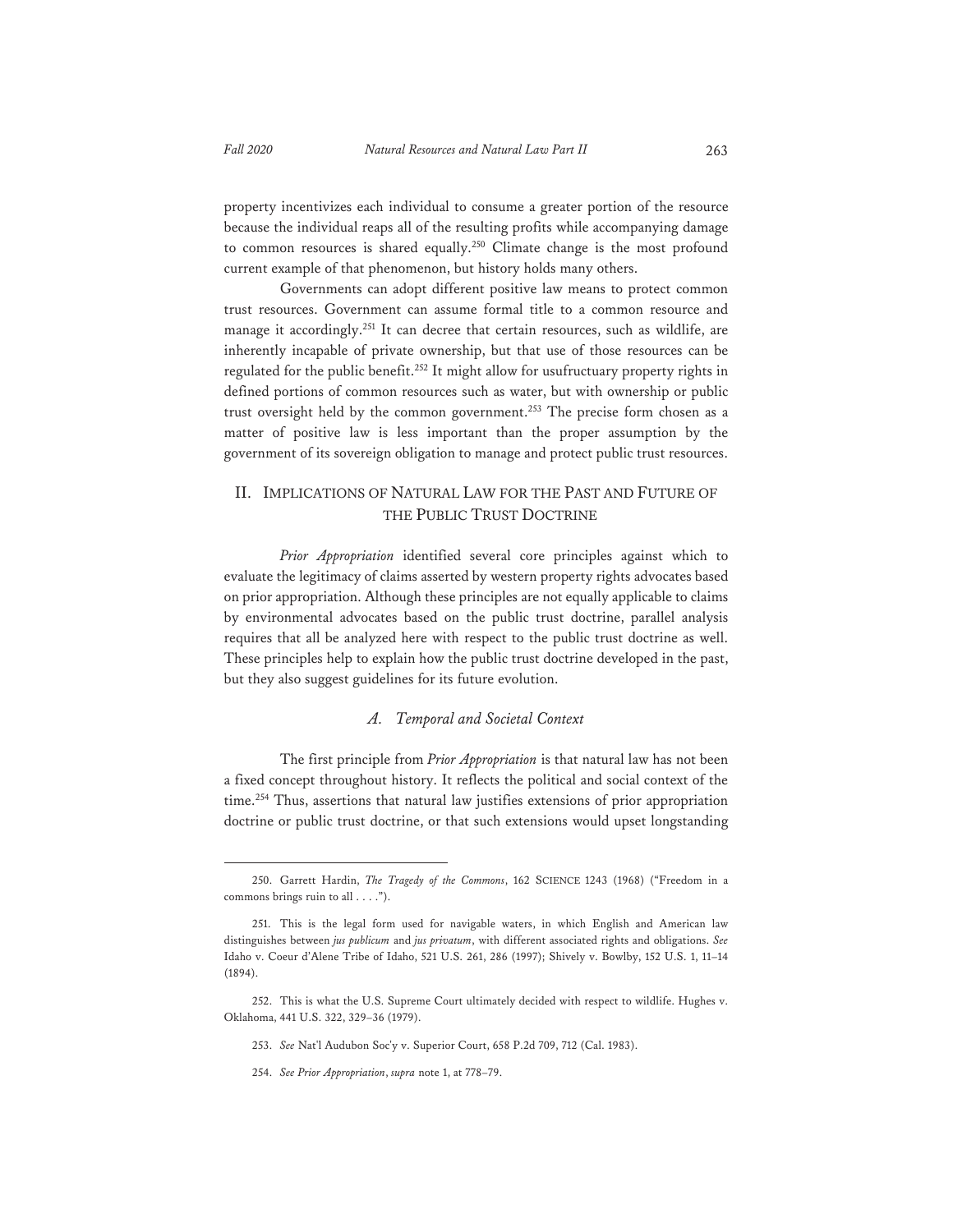property incentivizes each individual to consume a greater portion of the resource because the individual reaps all of the resulting profits while accompanying damage to common resources is shared equally.[250] Climate change is the most profound current example of that phenomenon, but history holds many others.

Governments can adopt different positive law means to protect common trust resources. Government can assume formal title to a common resource and manage it accordingly.[251] It can decree that certain resources, such as wildlife, are inherently incapable of private ownership, but that use of those resources can be regulated for the public benefit.[252] It might allow for usufructuary property rights in defined portions of common resources such as water, but with ownership or public trust oversight held by the common government.[253] The precise form chosen as a matter of positive law is less important than the proper assumption by the government of its sovereign obligation to manage and protect public trust resources.

## II. Implications of Natural Law for the Past and Future of the Public Trust Doctrine

*Prior Appropriation* identified several core principles against which to evaluate the legitimacy of claims asserted by western property rights advocates based on prior appropriation. Although these principles are not equally applicable to claims by environmental advocates based on the public trust doctrine, parallel analysis requires that all be analyzed here with respect to the public trust doctrine as well. These principles help to explain how the public trust doctrine developed in the past, but they also suggest guidelines for its future evolution.

### *A. Temporal and Societal Context*

The first principle from *Prior Appropriation* is that natural law has not been a fixed concept throughout history. It reflects the political and social context of the time.[254] Thus, assertions that natural law justifies extensions of prior appropriation doctrine or public trust doctrine, or that such extensions would upset longstanding

---

250. Garrett Hardin, *The Tragedy of the Commons*, 162 SCIENCE 1243 (1968) ("Freedom in a commons brings ruin to all . . . .").

251. This is the legal form used for navigable waters, in which English and American law distinguishes between *jus publicum* and *jus privatum*, with different associated rights and obligations. *See* Idaho v. Coeur d'Alene Tribe of Idaho, 521 U.S. 261, 286 (1997); Shively v. Bowlby, 152 U.S. 1, 11–14 (1894).

252. This is what the U.S. Supreme Court ultimately decided with respect to wildlife. Hughes v. Oklahoma, 441 U.S. 322, 329–36 (1979).

253. *See* Nat'l Audubon Soc'y v. Superior Court, 658 P.2d 709, 712 (Cal. 1983).

254. *See Prior Appropriation*, *supra* note 1, at 778–79.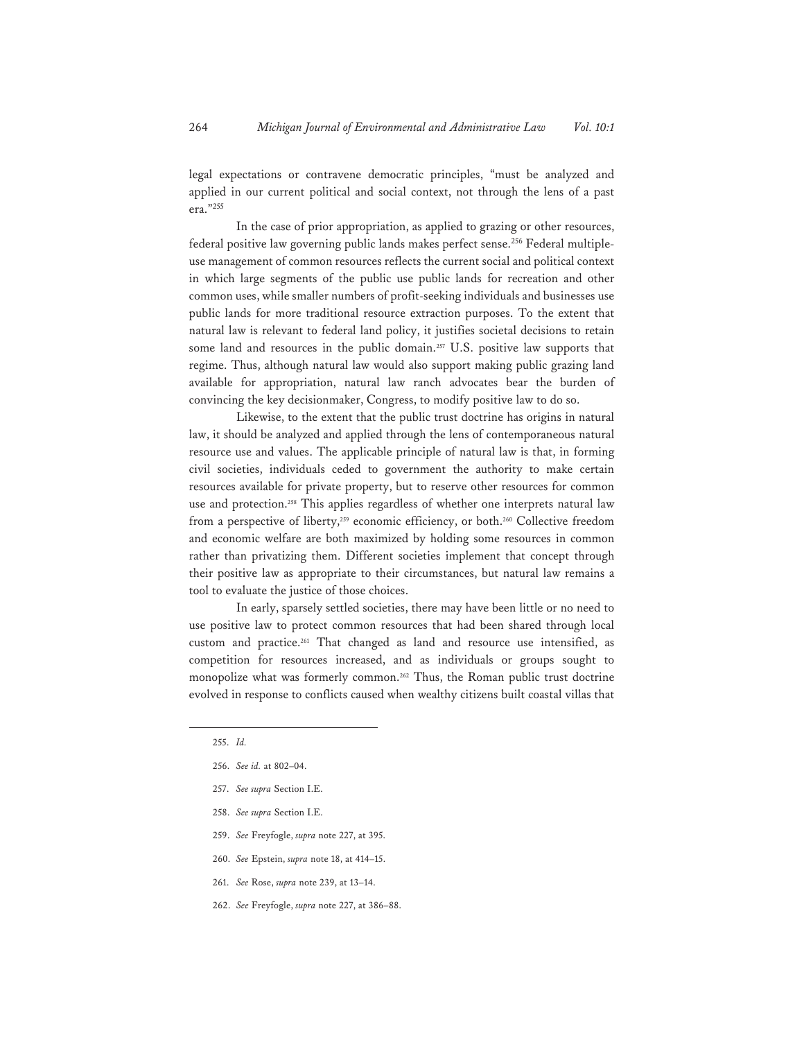legal expectations or contravene democratic principles, "must be analyzed and applied in our current political and social context, not through the lens of a past era."[255]

In the case of prior appropriation, as applied to grazing or other resources, federal positive law governing public lands makes perfect sense.[256] Federal multiple-use management of common resources reflects the current social and political context in which large segments of the public use public lands for recreation and other common uses, while smaller numbers of profit-seeking individuals and businesses use public lands for more traditional resource extraction purposes. To the extent that natural law is relevant to federal land policy, it justifies societal decisions to retain some land and resources in the public domain.[257] U.S. positive law supports that regime. Thus, although natural law would also support making public grazing land available for appropriation, natural law ranch advocates bear the burden of convincing the key decisionmaker, Congress, to modify positive law to do so.

Likewise, to the extent that the public trust doctrine has origins in natural law, it should be analyzed and applied through the lens of contemporaneous natural resource use and values. The applicable principle of natural law is that, in forming civil societies, individuals ceded to government the authority to make certain resources available for private property, but to reserve other resources for common use and protection.[258] This applies regardless of whether one interprets natural law from a perspective of liberty,[259] economic efficiency, or both.[260] Collective freedom and economic welfare are both maximized by holding some resources in common rather than privatizing them. Different societies implement that concept through their positive law as appropriate to their circumstances, but natural law remains a tool to evaluate the justice of those choices.

In early, sparsely settled societies, there may have been little or no need to use positive law to protect common resources that had been shared through local custom and practice.[261] That changed as land and resource use intensified, as competition for resources increased, and as individuals or groups sought to monopolize what was formerly common.[262] Thus, the Roman public trust doctrine evolved in response to conflicts caused when wealthy citizens built coastal villas that

---

255. *Id.*

256. *See id.* at 802–04.

257. *See supra* Section I.E.

258. *See supra* Section I.E.

259. *See* Freyfogle, *supra* note 227, at 395.

260. *See* Epstein, *supra* note 18, at 414–15.

261. *See* Rose, *supra* note 239, at 13–14.

262. *See* Freyfogle, *supra* note 227, at 386–88.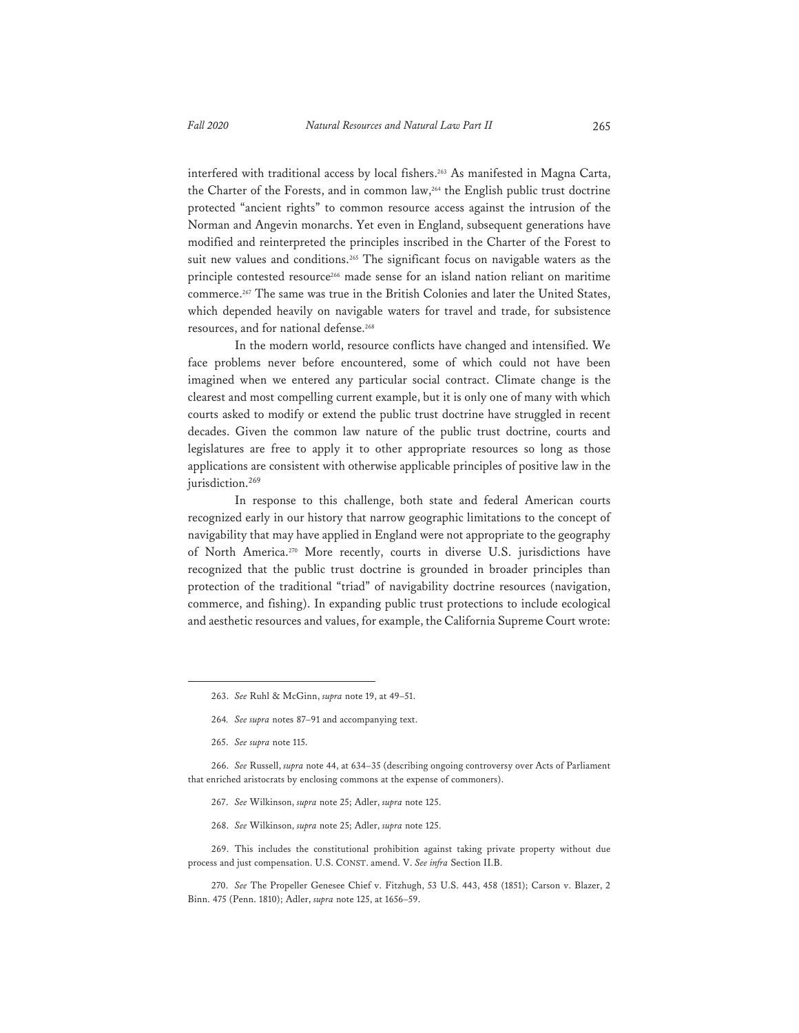interfered with traditional access by local fishers.[263] As manifested in Magna Carta, the Charter of the Forests, and in common law,[264] the English public trust doctrine protected "ancient rights" to common resource access against the intrusion of the Norman and Angevin monarchs. Yet even in England, subsequent generations have modified and reinterpreted the principles inscribed in the Charter of the Forest to suit new values and conditions.[265] The significant focus on navigable waters as the principle contested resource[266] made sense for an island nation reliant on maritime commerce.[267] The same was true in the British Colonies and later the United States, which depended heavily on navigable waters for travel and trade, for subsistence resources, and for national defense.[268]

In the modern world, resource conflicts have changed and intensified. We face problems never before encountered, some of which could not have been imagined when we entered any particular social contract. Climate change is the clearest and most compelling current example, but it is only one of many with which courts asked to modify or extend the public trust doctrine have struggled in recent decades. Given the common law nature of the public trust doctrine, courts and legislatures are free to apply it to other appropriate resources so long as those applications are consistent with otherwise applicable principles of positive law in the jurisdiction.[269]

In response to this challenge, both state and federal American courts recognized early in our history that narrow geographic limitations to the concept of navigability that may have applied in England were not appropriate to the geography of North America.[270] More recently, courts in diverse U.S. jurisdictions have recognized that the public trust doctrine is grounded in broader principles than protection of the traditional "triad" of navigability doctrine resources (navigation, commerce, and fishing). In expanding public trust protections to include ecological and aesthetic resources and values, for example, the California Supreme Court wrote:

---

263. *See* Ruhl & McGinn, *supra* note 19, at 49–51.

264. *See supra* notes 87–91 and accompanying text.

265. *See supra* note 115.

266. *See* Russell, *supra* note 44, at 634–35 (describing ongoing controversy over Acts of Parliament that enriched aristocrats by enclosing commons at the expense of commoners).

267. *See* Wilkinson, *supra* note 25; Adler, *supra* note 125.

268. *See* Wilkinson, *supra* note 25; Adler, *supra* note 125.

269. This includes the constitutional prohibition against taking private property without due process and just compensation. U.S. CONST. amend. V. *See infra* Section II.B.

270. *See* The Propeller Genesee Chief v. Fitzhugh, 53 U.S. 443, 458 (1851); Carson v. Blazer, 2 Binn. 475 (Penn. 1810); Adler, *supra* note 125, at 1656–59.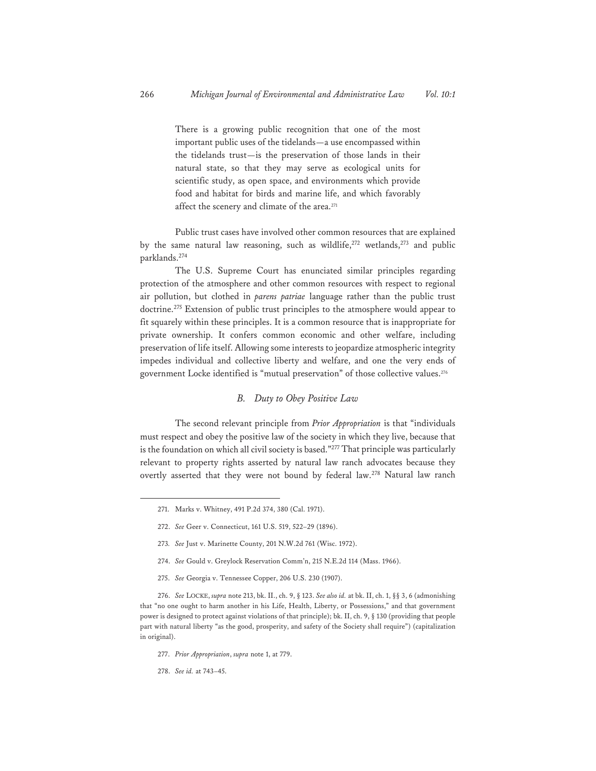> There is a growing public recognition that one of the most important public uses of the tidelands—a use encompassed within the tidelands trust—is the preservation of those lands in their natural state, so that they may serve as ecological units for scientific study, as open space, and environments which provide food and habitat for birds and marine life, and which favorably affect the scenery and climate of the area.[271]

Public trust cases have involved other common resources that are explained by the same natural law reasoning, such as wildlife,[272] wetlands,[273] and public parklands.[274]

The U.S. Supreme Court has enunciated similar principles regarding protection of the atmosphere and other common resources with respect to regional air pollution, but clothed in *parens patriae* language rather than the public trust doctrine.[275] Extension of public trust principles to the atmosphere would appear to fit squarely within these principles. It is a common resource that is inappropriate for private ownership. It confers common economic and other welfare, including preservation of life itself. Allowing some interests to jeopardize atmospheric integrity impedes individual and collective liberty and welfare, and one the very ends of government Locke identified is "mutual preservation" of those collective values.[276]

### *B. Duty to Obey Positive Law*

The second relevant principle from *Prior Appropriation* is that "individuals must respect and obey the positive law of the society in which they live, because that is the foundation on which all civil society is based."[277] That principle was particularly relevant to property rights asserted by natural law ranch advocates because they overtly asserted that they were not bound by federal law.[278] Natural law ranch

---

271. Marks v. Whitney, 491 P.2d 374, 380 (Cal. 1971).

272. *See* Geer v. Connecticut, 161 U.S. 519, 522–29 (1896).

273. *See* Just v. Marinette County, 201 N.W.2d 761 (Wisc. 1972).

274. *See* Gould v. Greylock Reservation Comm'n, 215 N.E.2d 114 (Mass. 1966).

275. *See* Georgia v. Tennessee Copper, 206 U.S. 230 (1907).

276. *See* LOCKE, *supra* note 213, bk. II., ch. 9, § 123. *See also id.* at bk. II, ch. 1, §§ 3, 6 (admonishing that "no one ought to harm another in his Life, Health, Liberty, or Possessions," and that government power is designed to protect against violations of that principle); bk. II, ch. 9, § 130 (providing that people part with natural liberty "as the good, prosperity, and safety of the Society shall require") (capitalization in original).

277. *Prior Appropriation*, *supra* note 1, at 779.

278. *See id.* at 743–45.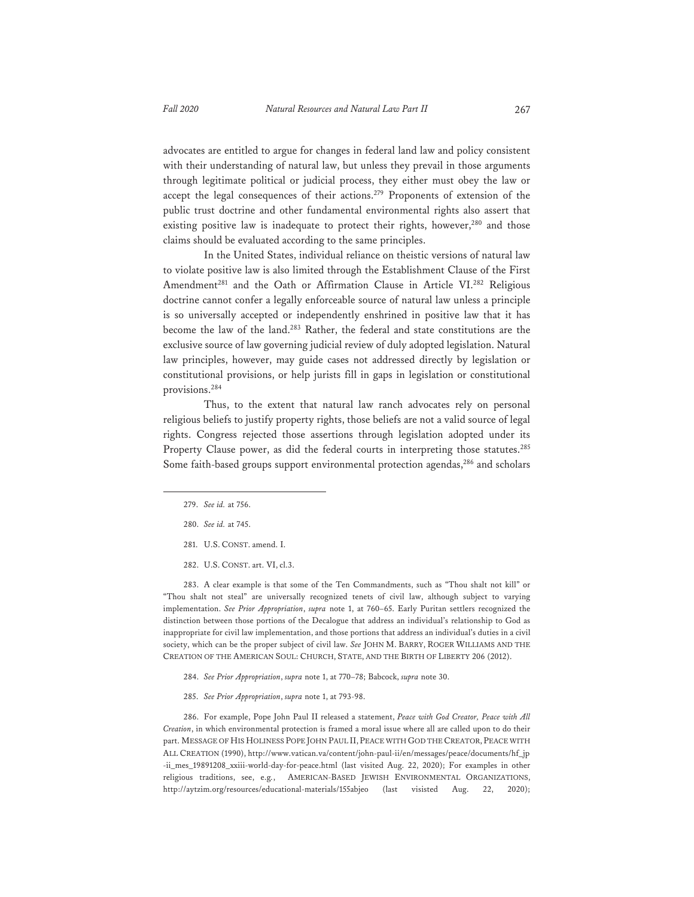advocates are entitled to argue for changes in federal land law and policy consistent with their understanding of natural law, but unless they prevail in those arguments through legitimate political or judicial process, they either must obey the law or accept the legal consequences of their actions.[279] Proponents of extension of the public trust doctrine and other fundamental environmental rights also assert that existing positive law is inadequate to protect their rights, however,[280] and those claims should be evaluated according to the same principles.

In the United States, individual reliance on theistic versions of natural law to violate positive law is also limited through the Establishment Clause of the First Amendment[281] and the Oath or Affirmation Clause in Article VI.[282] Religious doctrine cannot confer a legally enforceable source of natural law unless a principle is so universally accepted or independently enshrined in positive law that it has become the law of the land.[283] Rather, the federal and state constitutions are the exclusive source of law governing judicial review of duly adopted legislation. Natural law principles, however, may guide cases not addressed directly by legislation or constitutional provisions, or help jurists fill in gaps in legislation or constitutional provisions.[284]

Thus, to the extent that natural law ranch advocates rely on personal religious beliefs to justify property rights, those beliefs are not a valid source of legal rights. Congress rejected those assertions through legislation adopted under its Property Clause power, as did the federal courts in interpreting those statutes.[285] Some faith-based groups support environmental protection agendas,[286] and scholars

---

279. *See id.* at 756.

280. *See id.* at 745.

281. U.S. CONST. amend. I.

282. U.S. CONST. art. VI, cl.3.

283. A clear example is that some of the Ten Commandments, such as "Thou shalt not kill" or "Thou shalt not steal" are universally recognized tenets of civil law, although subject to varying implementation. *See Prior Appropriation*, *supra* note 1, at 760–65. Early Puritan settlers recognized the distinction between those portions of the Decalogue that address an individual's relationship to God as inappropriate for civil law implementation, and those portions that address an individual's duties in a civil society, which can be the proper subject of civil law. *See* JOHN M. BARRY, ROGER WILLIAMS AND THE CREATION OF THE AMERICAN SOUL: CHURCH, STATE, AND THE BIRTH OF LIBERTY 206 (2012).

284. *See Prior Appropriation*, *supra* note 1, at 770–78; Babcock, *supra* note 30.

285. *See Prior Appropriation*, *supra* note 1, at 793-98.

286. For example, Pope John Paul II released a statement, *Peace with God Creator, Peace with All Creation*, in which environmental protection is framed a moral issue where all are called upon to do their part. MESSAGE OF HIS HOLINESS POPE JOHN PAUL II, PEACE WITH GOD THE CREATOR, PEACE WITH ALL CREATION (1990), http://www.vatican.va/content/john-paul-ii/en/messages/peace/documents/hf_jp-ii_mes_19891208_xxiii-world-day-for-peace.html (last visited Aug. 22, 2020); For examples in other religious traditions, see, e.g., AMERICAN-BASED JEWISH ENVIRONMENTAL ORGANIZATIONS, http://aytzim.org/resources/educational-materials/155abjeo (last visited Aug. 22, 2020);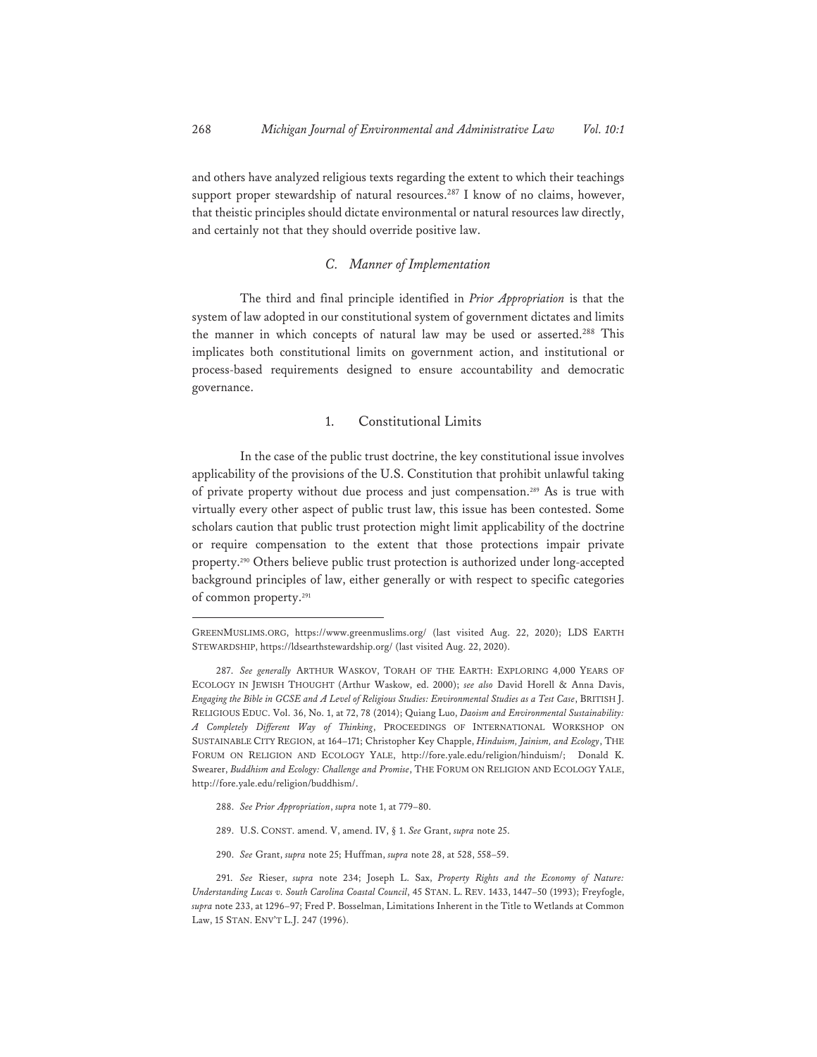and others have analyzed religious texts regarding the extent to which their teachings support proper stewardship of natural resources.[287] I know of no claims, however, that theistic principles should dictate environmental or natural resources law directly, and certainly not that they should override positive law.

### *C. Manner of Implementation*

The third and final principle identified in *Prior Appropriation* is that the system of law adopted in our constitutional system of government dictates and limits the manner in which concepts of natural law may be used or asserted.[288] This implicates both constitutional limits on government action, and institutional or process-based requirements designed to ensure accountability and democratic governance.

#### 1. Constitutional Limits

In the case of the public trust doctrine, the key constitutional issue involves applicability of the provisions of the U.S. Constitution that prohibit unlawful taking of private property without due process and just compensation.[289] As is true with virtually every other aspect of public trust law, this issue has been contested. Some scholars caution that public trust protection might limit applicability of the doctrine or require compensation to the extent that those protections impair private property.[290] Others believe public trust protection is authorized under long-accepted background principles of law, either generally or with respect to specific categories of common property.[291]

---

GREENMUSLIMS.ORG, https://www.greenmuslims.org/ (last visited Aug. 22, 2020); LDS EARTH STEWARDSHIP, https://ldsearthstewardship.org/ (last visited Aug. 22, 2020).

287. *See generally* ARTHUR WASKOV, TORAH OF THE EARTH: EXPLORING 4,000 YEARS OF ECOLOGY IN JEWISH THOUGHT (Arthur Waskow, ed. 2000); *see also* David Horell & Anna Davis, *Engaging the Bible in GCSE and A Level of Religious Studies: Environmental Studies as a Test Case*, BRITISH J. RELIGIOUS EDUC. Vol. 36, No. 1, at 72, 78 (2014); Quiang Luo, *Daoism and Environmental Sustainability: A Completely Different Way of Thinking*, PROCEEDINGS OF INTERNATIONAL WORKSHOP ON SUSTAINABLE CITY REGION, at 164–171; Christopher Key Chapple, *Hinduism, Jainism, and Ecology*, THE FORUM ON RELIGION AND ECOLOGY YALE, http://fore.yale.edu/religion/hinduism/; Donald K. Swearer, *Buddhism and Ecology: Challenge and Promise*, THE FORUM ON RELIGION AND ECOLOGY YALE, http://fore.yale.edu/religion/buddhism/.

288. *See Prior Appropriation*, *supra* note 1, at 779–80.

289. U.S. CONST. amend. V, amend. IV, § 1. *See* Grant, *supra* note 25.

290. *See* Grant, *supra* note 25; Huffman, *supra* note 28, at 528, 558–59.

291. *See* Rieser, *supra* note 234; Joseph L. Sax, *Property Rights and the Economy of Nature: Understanding Lucas v. South Carolina Coastal Council*, 45 STAN. L. REV. 1433, 1447–50 (1993); Freyfogle, *supra* note 233, at 1296–97; Fred P. Bosselman, Limitations Inherent in the Title to Wetlands at Common Law, 15 STAN. ENV'T L.J. 247 (1996).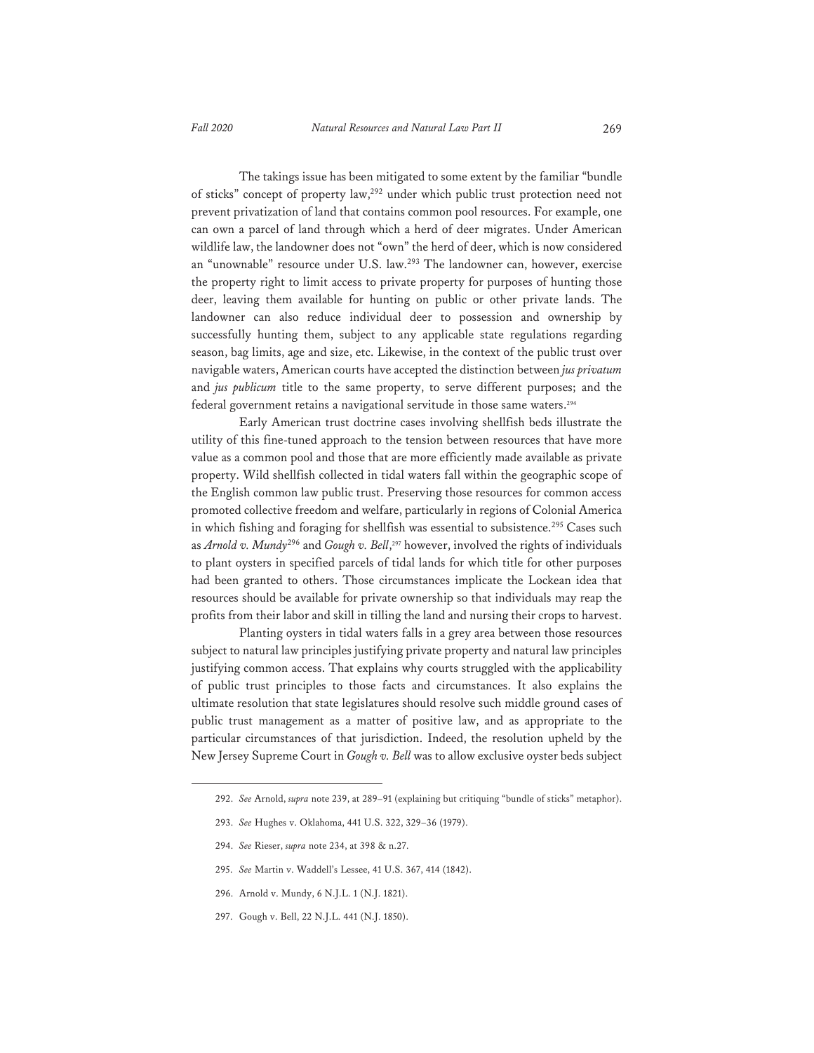The takings issue has been mitigated to some extent by the familiar "bundle of sticks" concept of property law,[292] under which public trust protection need not prevent privatization of land that contains common pool resources. For example, one can own a parcel of land through which a herd of deer migrates. Under American wildlife law, the landowner does not "own" the herd of deer, which is now considered an "unownable" resource under U.S. law.[293] The landowner can, however, exercise the property right to limit access to private property for purposes of hunting those deer, leaving them available for hunting on public or other private lands. The landowner can also reduce individual deer to possession and ownership by successfully hunting them, subject to any applicable state regulations regarding season, bag limits, age and size, etc. Likewise, in the context of the public trust over navigable waters, American courts have accepted the distinction between *jus privatum* and *jus publicum* title to the same property, to serve different purposes; and the federal government retains a navigational servitude in those same waters.[294]

Early American trust doctrine cases involving shellfish beds illustrate the utility of this fine-tuned approach to the tension between resources that have more value as a common pool and those that are more efficiently made available as private property. Wild shellfish collected in tidal waters fall within the geographic scope of the English common law public trust. Preserving those resources for common access promoted collective freedom and welfare, particularly in regions of Colonial America in which fishing and foraging for shellfish was essential to subsistence.[295] Cases such as *Arnold v. Mundy*[296] and *Gough v. Bell*,[297] however, involved the rights of individuals to plant oysters in specified parcels of tidal lands for which title for other purposes had been granted to others. Those circumstances implicate the Lockean idea that resources should be available for private ownership so that individuals may reap the profits from their labor and skill in tilling the land and nursing their crops to harvest.

Planting oysters in tidal waters falls in a grey area between those resources subject to natural law principles justifying private property and natural law principles justifying common access. That explains why courts struggled with the applicability of public trust principles to those facts and circumstances. It also explains the ultimate resolution that state legislatures should resolve such middle ground cases of public trust management as a matter of positive law, and as appropriate to the particular circumstances of that jurisdiction. Indeed, the resolution upheld by the New Jersey Supreme Court in *Gough v. Bell* was to allow exclusive oyster beds subject

---

292. *See* Arnold, *supra* note 239, at 289–91 (explaining but critiquing "bundle of sticks" metaphor).

293. *See* Hughes v. Oklahoma, 441 U.S. 322, 329–36 (1979).

294. *See* Rieser, *supra* note 234, at 398 & n.27.

295. *See* Martin v. Waddell's Lessee, 41 U.S. 367, 414 (1842).

296. Arnold v. Mundy, 6 N.J.L. 1 (N.J. 1821).

297. Gough v. Bell, 22 N.J.L. 441 (N.J. 1850).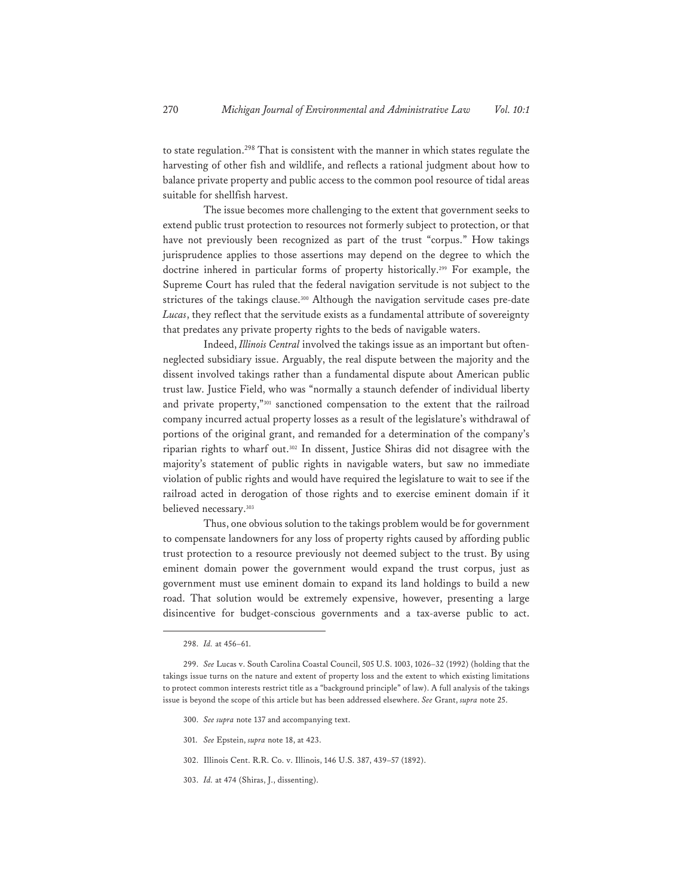to state regulation.[298] That is consistent with the manner in which states regulate the harvesting of other fish and wildlife, and reflects a rational judgment about how to balance private property and public access to the common pool resource of tidal areas suitable for shellfish harvest.

The issue becomes more challenging to the extent that government seeks to extend public trust protection to resources not formerly subject to protection, or that have not previously been recognized as part of the trust "corpus." How takings jurisprudence applies to those assertions may depend on the degree to which the doctrine inhered in particular forms of property historically.[299] For example, the Supreme Court has ruled that the federal navigation servitude is not subject to the strictures of the takings clause.[300] Although the navigation servitude cases pre-date *Lucas*, they reflect that the servitude exists as a fundamental attribute of sovereignty that predates any private property rights to the beds of navigable waters.

Indeed, *Illinois Central* involved the takings issue as an important but often-neglected subsidiary issue. Arguably, the real dispute between the majority and the dissent involved takings rather than a fundamental dispute about American public trust law. Justice Field, who was "normally a staunch defender of individual liberty and private property,"[301] sanctioned compensation to the extent that the railroad company incurred actual property losses as a result of the legislature's withdrawal of portions of the original grant, and remanded for a determination of the company's riparian rights to wharf out.[302] In dissent, Justice Shiras did not disagree with the majority's statement of public rights in navigable waters, but saw no immediate violation of public rights and would have required the legislature to wait to see if the railroad acted in derogation of those rights and to exercise eminent domain if it believed necessary.[303]

Thus, one obvious solution to the takings problem would be for government to compensate landowners for any loss of property rights caused by affording public trust protection to a resource previously not deemed subject to the trust. By using eminent domain power the government would expand the trust corpus, just as government must use eminent domain to expand its land holdings to build a new road. That solution would be extremely expensive, however, presenting a large disincentive for budget-conscious governments and a tax-averse public to act.

---

298. *Id.* at 456–61.

299. *See* Lucas v. South Carolina Coastal Council, 505 U.S. 1003, 1026–32 (1992) (holding that the takings issue turns on the nature and extent of property loss and the extent to which existing limitations to protect common interests restrict title as a "background principle" of law). A full analysis of the takings issue is beyond the scope of this article but has been addressed elsewhere. *See* Grant, *supra* note 25.

300. *See supra* note 137 and accompanying text.

301. *See* Epstein, *supra* note 18, at 423.

302. Illinois Cent. R.R. Co. v. Illinois, 146 U.S. 387, 439–57 (1892).

303. *Id.* at 474 (Shiras, J., dissenting).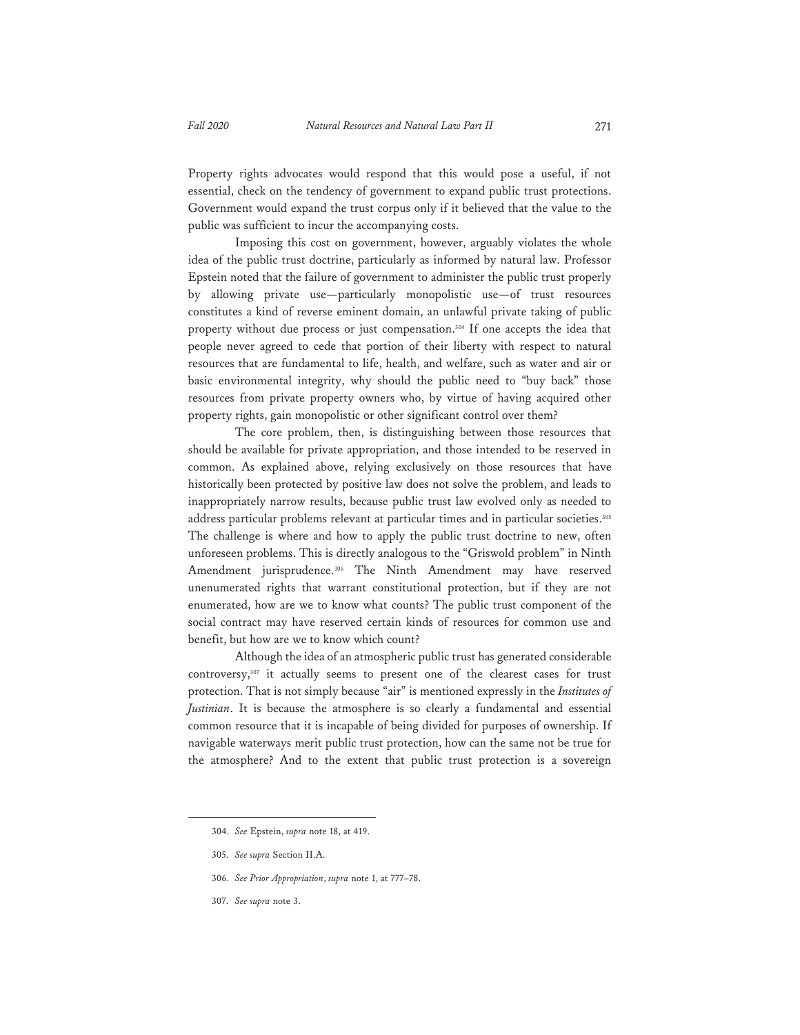Property rights advocates would respond that this would pose a useful, if not essential, check on the tendency of government to expand public trust protections. Government would expand the trust corpus only if it believed that the value to the public was sufficient to incur the accompanying costs.

Imposing this cost on government, however, arguably violates the whole idea of the public trust doctrine, particularly as informed by natural law. Professor Epstein noted that the failure of government to administer the public trust properly by allowing private use—particularly monopolistic use—of trust resources constitutes a kind of reverse eminent domain, an unlawful private taking of public property without due process or just compensation.[304] If one accepts the idea that people never agreed to cede that portion of their liberty with respect to natural resources that are fundamental to life, health, and welfare, such as water and air or basic environmental integrity, why should the public need to "buy back" those resources from private property owners who, by virtue of having acquired other property rights, gain monopolistic or other significant control over them?

The core problem, then, is distinguishing between those resources that should be available for private appropriation, and those intended to be reserved in common. As explained above, relying exclusively on those resources that have historically been protected by positive law does not solve the problem, and leads to inappropriately narrow results, because public trust law evolved only as needed to address particular problems relevant at particular times and in particular societies.[305] The challenge is where and how to apply the public trust doctrine to new, often unforeseen problems. This is directly analogous to the "Griswold problem" in Ninth Amendment jurisprudence.[306] The Ninth Amendment may have reserved unenumerated rights that warrant constitutional protection, but if they are not enumerated, how are we to know what counts? The public trust component of the social contract may have reserved certain kinds of resources for common use and benefit, but how are we to know which count?

Although the idea of an atmospheric public trust has generated considerable controversy,[307] it actually seems to present one of the clearest cases for trust protection. That is not simply because "air" is mentioned expressly in the *Institutes of Justinian*. It is because the atmosphere is so clearly a fundamental and essential common resource that it is incapable of being divided for purposes of ownership. If navigable waterways merit public trust protection, how can the same not be true for the atmosphere? And to the extent that public trust protection is a sovereign

---

304. *See* Epstein, *supra* note 18, at 419.

305. *See supra* Section II.A.

306. *See Prior Appropriation*, *supra* note 1, at 777–78.

307. *See supra* note 3.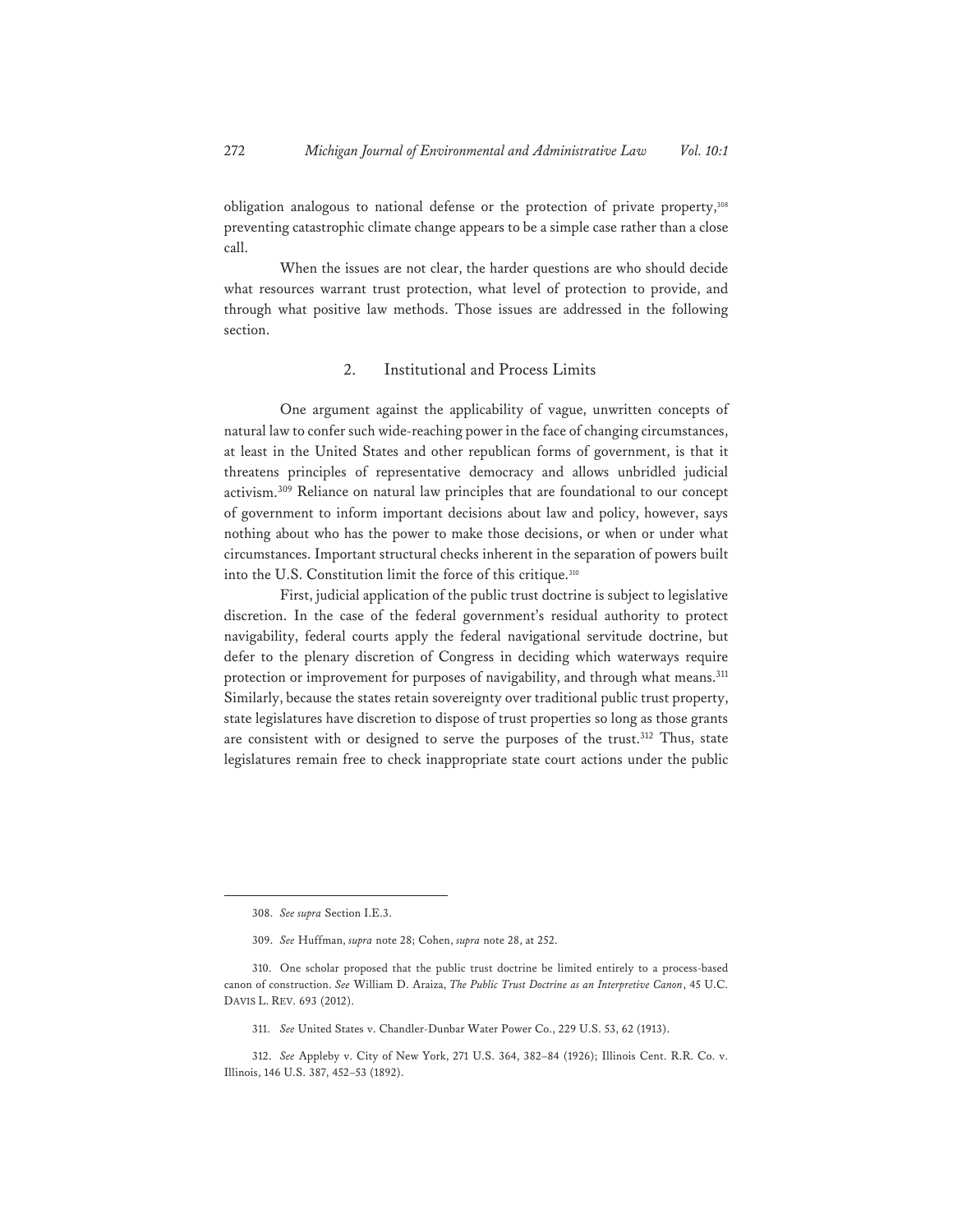obligation analogous to national defense or the protection of private property,[308] preventing catastrophic climate change appears to be a simple case rather than a close call.

When the issues are not clear, the harder questions are who should decide what resources warrant trust protection, what level of protection to provide, and through what positive law methods. Those issues are addressed in the following section.

### 2. Institutional and Process Limits

One argument against the applicability of vague, unwritten concepts of natural law to confer such wide-reaching power in the face of changing circumstances, at least in the United States and other republican forms of government, is that it threatens principles of representative democracy and allows unbridled judicial activism.[309] Reliance on natural law principles that are foundational to our concept of government to inform important decisions about law and policy, however, says nothing about who has the power to make those decisions, or when or under what circumstances. Important structural checks inherent in the separation of powers built into the U.S. Constitution limit the force of this critique.[310]

First, judicial application of the public trust doctrine is subject to legislative discretion. In the case of the federal government's residual authority to protect navigability, federal courts apply the federal navigational servitude doctrine, but defer to the plenary discretion of Congress in deciding which waterways require protection or improvement for purposes of navigability, and through what means.[311] Similarly, because the states retain sovereignty over traditional public trust property, state legislatures have discretion to dispose of trust properties so long as those grants are consistent with or designed to serve the purposes of the trust.[312] Thus, state legislatures remain free to check inappropriate state court actions under the public

---

308. *See supra* Section I.E.3.

309. *See* Huffman, *supra* note 28; Cohen, *supra* note 28, at 252.

310. One scholar proposed that the public trust doctrine be limited entirely to a process-based canon of construction. *See* William D. Araiza, *The Public Trust Doctrine as an Interpretive Canon*, 45 U.C. DAVIS L. REV. 693 (2012).

311. *See* United States v. Chandler-Dunbar Water Power Co., 229 U.S. 53, 62 (1913).

312. *See* Appleby v. City of New York, 271 U.S. 364, 382–84 (1926); Illinois Cent. R.R. Co. v. Illinois, 146 U.S. 387, 452–53 (1892).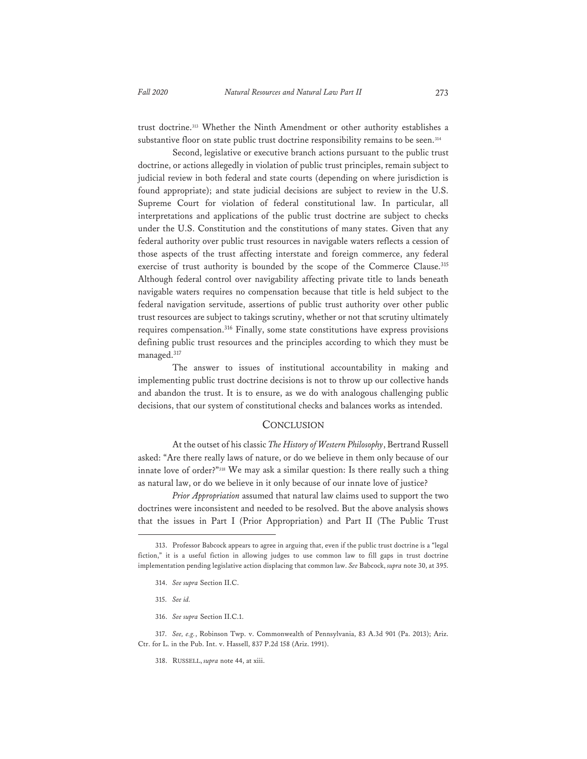trust doctrine.[313] Whether the Ninth Amendment or other authority establishes a substantive floor on state public trust doctrine responsibility remains to be seen.[314]

Second, legislative or executive branch actions pursuant to the public trust doctrine, or actions allegedly in violation of public trust principles, remain subject to judicial review in both federal and state courts (depending on where jurisdiction is found appropriate); and state judicial decisions are subject to review in the U.S. Supreme Court for violation of federal constitutional law. In particular, all interpretations and applications of the public trust doctrine are subject to checks under the U.S. Constitution and the constitutions of many states. Given that any federal authority over public trust resources in navigable waters reflects a cession of those aspects of the trust affecting interstate and foreign commerce, any federal exercise of trust authority is bounded by the scope of the Commerce Clause.[315] Although federal control over navigability affecting private title to lands beneath navigable waters requires no compensation because that title is held subject to the federal navigation servitude, assertions of public trust authority over other public trust resources are subject to takings scrutiny, whether or not that scrutiny ultimately requires compensation.[316] Finally, some state constitutions have express provisions defining public trust resources and the principles according to which they must be managed.[317]

The answer to issues of institutional accountability in making and implementing public trust doctrine decisions is not to throw up our collective hands and abandon the trust. It is to ensure, as we do with analogous challenging public decisions, that our system of constitutional checks and balances works as intended.

## CONCLUSION

At the outset of his classic *The History of Western Philosophy*, Bertrand Russell asked: "Are there really laws of nature, or do we believe in them only because of our innate love of order?"[318] We may ask a similar question: Is there really such a thing as natural law, or do we believe in it only because of our innate love of justice?

*Prior Appropriation* assumed that natural law claims used to support the two doctrines were inconsistent and needed to be resolved. But the above analysis shows that the issues in Part I (Prior Appropriation) and Part II (The Public Trust

---

313. Professor Babcock appears to agree in arguing that, even if the public trust doctrine is a "legal fiction," it is a useful fiction in allowing judges to use common law to fill gaps in trust doctrine implementation pending legislative action displacing that common law. *See* Babcock, *supra* note 30, at 395.

314. *See supra* Section II.C.

315. *See id.*

316. *See supra* Section II.C.1.

317. *See, e.g.*, Robinson Twp. v. Commonwealth of Pennsylvania, 83 A.3d 901 (Pa. 2013); Ariz. Ctr. for L. in the Pub. Int. v. Hassell, 837 P.2d 158 (Ariz. 1991).

318. RUSSELL, *supra* note 44, at xiii.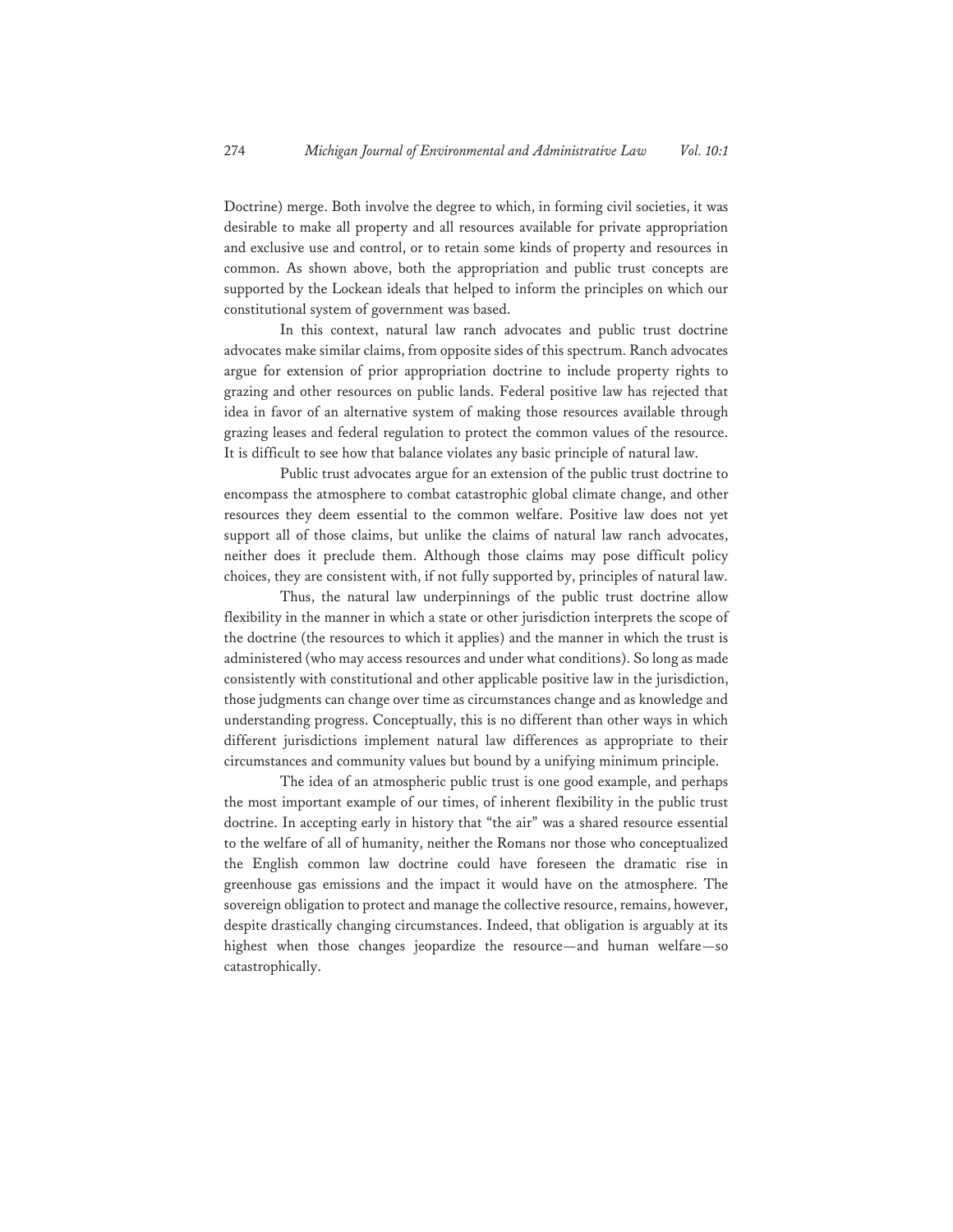Doctrine) merge. Both involve the degree to which, in forming civil societies, it was desirable to make all property and all resources available for private appropriation and exclusive use and control, or to retain some kinds of property and resources in common. As shown above, both the appropriation and public trust concepts are supported by the Lockean ideals that helped to inform the principles on which our constitutional system of government was based.

In this context, natural law ranch advocates and public trust doctrine advocates make similar claims, from opposite sides of this spectrum. Ranch advocates argue for extension of prior appropriation doctrine to include property rights to grazing and other resources on public lands. Federal positive law has rejected that idea in favor of an alternative system of making those resources available through grazing leases and federal regulation to protect the common values of the resource. It is difficult to see how that balance violates any basic principle of natural law.

Public trust advocates argue for an extension of the public trust doctrine to encompass the atmosphere to combat catastrophic global climate change, and other resources they deem essential to the common welfare. Positive law does not yet support all of those claims, but unlike the claims of natural law ranch advocates, neither does it preclude them. Although those claims may pose difficult policy choices, they are consistent with, if not fully supported by, principles of natural law.

Thus, the natural law underpinnings of the public trust doctrine allow flexibility in the manner in which a state or other jurisdiction interprets the scope of the doctrine (the resources to which it applies) and the manner in which the trust is administered (who may access resources and under what conditions). So long as made consistently with constitutional and other applicable positive law in the jurisdiction, those judgments can change over time as circumstances change and as knowledge and understanding progress. Conceptually, this is no different than other ways in which different jurisdictions implement natural law differences as appropriate to their circumstances and community values but bound by a unifying minimum principle.

The idea of an atmospheric public trust is one good example, and perhaps the most important example of our times, of inherent flexibility in the public trust doctrine. In accepting early in history that "the air" was a shared resource essential to the welfare of all of humanity, neither the Romans nor those who conceptualized the English common law doctrine could have foreseen the dramatic rise in greenhouse gas emissions and the impact it would have on the atmosphere. The sovereign obligation to protect and manage the collective resource, remains, however, despite drastically changing circumstances. Indeed, that obligation is arguably at its highest when those changes jeopardize the resource—and human welfare—so catastrophically.